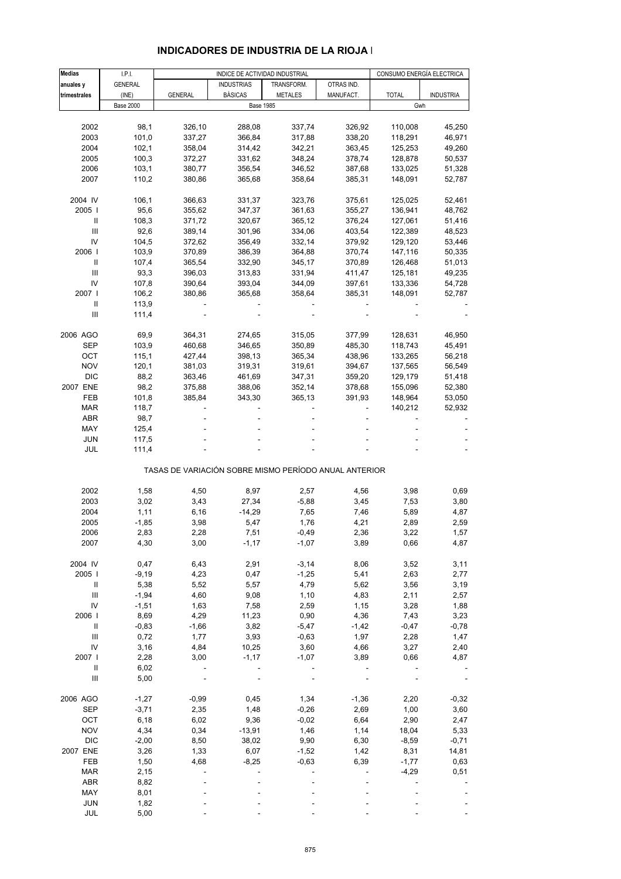# INDICADORES DE INDUSTRIA DE LA RIOJA I

| Medias anuales y trimestrales | I.P.I. GENERAL (INE) | INDICE DE ACTIVIDAD INDUSTRIAL | | | | CONSUMO ENERGÍA ELECTRICA | |
|---|---|---|---|---|---|---|---|
| | | GENERAL | INDUSTRIAS BÁSICAS | TRANSFORM. METALES | OTRAS IND. MANUFACT. | TOTAL | INDUSTRIA |
| | Base 2000 | Base 1985 | | | | Gwh | |
| 2002 | 98,1 | 326,10 | 288,08 | 337,74 | 326,92 | 110,008 | 45,250 |
| 2003 | 101,0 | 337,27 | 366,84 | 317,88 | 338,20 | 118,291 | 46,971 |
| 2004 | 102,1 | 358,04 | 314,42 | 342,21 | 363,45 | 125,253 | 49,260 |
| 2005 | 100,3 | 372,27 | 331,62 | 348,24 | 378,74 | 128,878 | 50,537 |
| 2006 | 103,1 | 380,77 | 356,54 | 346,52 | 387,68 | 133,025 | 51,328 |
| 2007 | 110,2 | 380,86 | 365,68 | 358,64 | 385,31 | 148,091 | 52,787 |
| 2004 IV | 106,1 | 366,63 | 331,37 | 323,76 | 375,61 | 125,025 | 52,461 |
| 2005 I | 95,6 | 355,62 | 347,37 | 361,63 | 355,27 | 136,941 | 48,762 |
| II | 108,3 | 371,72 | 320,67 | 365,12 | 376,24 | 127,061 | 51,416 |
| III | 92,6 | 389,14 | 301,96 | 334,06 | 403,54 | 122,389 | 48,523 |
| IV | 104,5 | 372,62 | 356,49 | 332,14 | 379,92 | 129,120 | 53,446 |
| 2006 I | 103,9 | 370,89 | 386,39 | 364,88 | 370,74 | 147,116 | 50,335 |
| II | 107,4 | 365,54 | 332,90 | 345,17 | 370,89 | 126,468 | 51,013 |
| III | 93,3 | 396,03 | 313,83 | 331,94 | 411,47 | 125,181 | 49,235 |
| IV | 107,8 | 390,64 | 393,04 | 344,09 | 397,61 | 133,336 | 54,728 |
| 2007 I | 106,2 | 380,86 | 365,68 | 358,64 | 385,31 | 148,091 | 52,787 |
| II | 113,9 | - | - | - | - | - | - |
| III | 111,4 | - | - | - | - | - | - |
| 2006 AGO | 69,9 | 364,31 | 274,65 | 315,05 | 377,99 | 128,631 | 46,950 |
| SEP | 103,9 | 460,68 | 346,65 | 350,89 | 485,30 | 118,743 | 45,491 |
| OCT | 115,1 | 427,44 | 398,13 | 365,34 | 438,96 | 133,265 | 56,218 |
| NOV | 120,1 | 381,03 | 319,31 | 319,61 | 394,67 | 137,565 | 56,549 |
| DIC | 88,2 | 363,46 | 461,69 | 347,31 | 359,20 | 129,179 | 51,418 |
| 2007 ENE | 98,2 | 375,88 | 388,06 | 352,14 | 378,68 | 155,096 | 52,380 |
| FEB | 101,8 | 385,84 | 343,30 | 365,13 | 391,93 | 148,964 | 53,050 |
| MAR | 118,7 | - | - | - | - | 140,212 | 52,932 |
| ABR | 98,7 | - | - | - | - | - | - |
| MAY | 125,4 | - | - | - | - | - | - |
| JUN | 117,5 | - | - | - | - | - | - |
| JUL | 111,4 | - | - | - | - | - | - |
| **TASAS DE VARIACIÓN SOBRE MISMO PERÍODO ANUAL ANTERIOR** | | | | | | | |
| 2002 | 1,58 | 4,50 | 8,97 | 2,57 | 4,56 | 3,98 | 0,69 |
| 2003 | 3,02 | 3,43 | 27,34 | -5,88 | 3,45 | 7,53 | 3,80 |
| 2004 | 1,11 | 6,16 | -14,29 | 7,65 | 7,46 | 5,89 | 4,87 |
| 2005 | -1,85 | 3,98 | 5,47 | 1,76 | 4,21 | 2,89 | 2,59 |
| 2006 | 2,83 | 2,28 | 7,51 | -0,49 | 2,36 | 3,22 | 1,57 |
| 2007 | 4,30 | 3,00 | -1,17 | -1,07 | 3,89 | 0,66 | 4,87 |
| 2004 IV | 0,47 | 6,43 | 2,91 | -3,14 | 8,06 | 3,52 | 3,11 |
| 2005 I | -9,19 | 4,23 | 0,47 | -1,25 | 5,41 | 2,63 | 2,77 |
| II | 5,38 | 5,52 | 5,57 | 4,79 | 5,62 | 3,56 | 3,19 |
| III | -1,94 | 4,60 | 9,08 | 1,10 | 4,83 | 2,11 | 2,57 |
| IV | -1,51 | 1,63 | 7,58 | 2,59 | 1,15 | 3,28 | 1,88 |
| 2006 I | 8,69 | 4,29 | 11,23 | 0,90 | 4,36 | 7,43 | 3,23 |
| II | -0,83 | -1,66 | 3,82 | -5,47 | -1,42 | -0,47 | -0,78 |
| III | 0,72 | 1,77 | 3,93 | -0,63 | 1,97 | 2,28 | 1,47 |
| IV | 3,16 | 4,84 | 10,25 | 3,60 | 4,66 | 3,27 | 2,40 |
| 2007 I | 2,28 | 3,00 | -1,17 | -1,07 | 3,89 | 0,66 | 4,87 |
| II | 6,02 | - | - | - | - | - | - |
| III | 5,00 | - | - | - | - | - | - |
| 2006 AGO | -1,27 | -0,99 | 0,45 | 1,34 | -1,36 | 2,20 | -0,32 |
| SEP | -3,71 | 2,35 | 1,48 | -0,26 | 2,69 | 1,00 | 3,60 |
| OCT | 6,18 | 6,02 | 9,36 | -0,02 | 6,64 | 2,90 | 2,47 |
| NOV | 4,34 | 0,34 | -13,91 | 1,46 | 1,14 | 18,04 | 5,33 |
| DIC | -2,00 | 8,50 | 38,02 | 9,90 | 6,30 | -8,59 | -0,71 |
| 2007 ENE | 3,26 | 1,33 | 6,07 | -1,52 | 1,42 | 8,31 | 14,81 |
| FEB | 1,50 | 4,68 | -8,25 | -0,63 | 6,39 | -1,77 | 0,63 |
| MAR | 2,15 | - | - | - | - | -4,29 | 0,51 |
| ABR | 8,82 | - | - | - | - | - | - |
| MAY | 8,01 | - | - | - | - | - | - |
| JUN | 1,82 | - | - | - | - | - | - |
| JUL | 5,00 | - | - | - | - | - | - |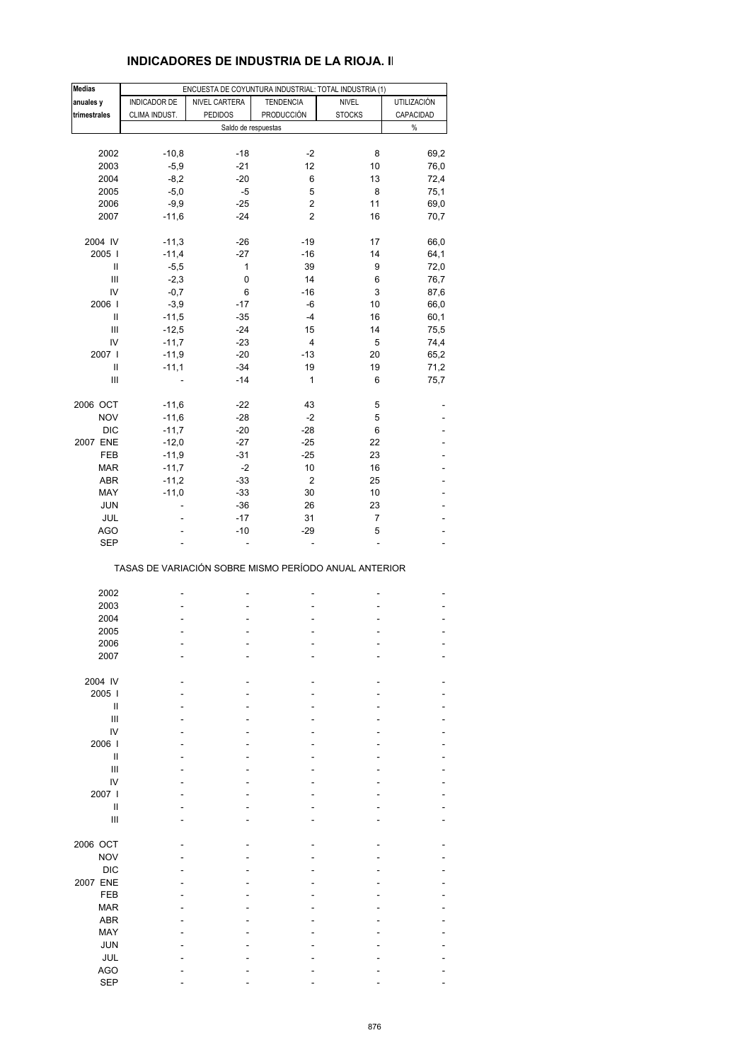## INDICADORES DE INDUSTRIA DE LA RIOJA. I

| Medias anuales y trimestrales | ENCUESTA DE COYUNTURA INDUSTRIAL: TOTAL INDUSTRIA (1) | | | | |
|---|---|---|---|---|---|
| | INDICADOR DE CLIMA INDUST. | NIVEL CARTERA PEDIDOS | TENDENCIA PRODUCCIÓN | NIVEL STOCKS | UTILIZACIÓN CAPACIDAD |
| | Saldo de respuestas | | | | % |
| 2002 | -10,8 | -18 | -2 | 8 | 69,2 |
| 2003 | -5,9 | -21 | 12 | 10 | 76,0 |
| 2004 | -8,2 | -20 | 6 | 13 | 72,4 |
| 2005 | -5,0 | -5 | 5 | 8 | 75,1 |
| 2006 | -9,9 | -25 | 2 | 11 | 69,0 |
| 2007 | -11,6 | -24 | 2 | 16 | 70,7 |
| 2004 IV | -11,3 | -26 | -19 | 17 | 66,0 |
| 2005 I | -11,4 | -27 | -16 | 14 | 64,1 |
| II | -5,5 | 1 | 39 | 9 | 72,0 |
| III | -2,3 | 0 | 14 | 6 | 76,7 |
| IV | -0,7 | 6 | -16 | 3 | 87,6 |
| 2006 I | -3,9 | -17 | -6 | 10 | 66,0 |
| II | -11,5 | -35 | -4 | 16 | 60,1 |
| III | -12,5 | -24 | 15 | 14 | 75,5 |
| IV | -11,7 | -23 | 4 | 5 | 74,4 |
| 2007 I | -11,9 | -20 | -13 | 20 | 65,2 |
| II | -11,1 | -34 | 19 | 19 | 71,2 |
| III | - | -14 | 1 | 6 | 75,7 |
| 2006 OCT | -11,6 | -22 | 43 | 5 | - |
| NOV | -11,6 | -28 | -2 | 5 | - |
| DIC | -11,7 | -20 | -28 | 6 | - |
| 2007 ENE | -12,0 | -27 | -25 | 22 | - |
| FEB | -11,9 | -31 | -25 | 23 | - |
| MAR | -11,7 | -2 | 10 | 16 | - |
| ABR | -11,2 | -33 | 2 | 25 | - |
| MAY | -11,0 | -33 | 30 | 10 | - |
| JUN | - | -36 | 26 | 23 | - |
| JUL | - | -17 | 31 | 7 | - |
| AGO | - | -10 | -29 | 5 | - |
| SEP | - | - | - | - | - |

TASAS DE VARIACIÓN SOBRE MISMO PERÍODO ANUAL ANTERIOR

| | INDICADOR DE CLIMA INDUST. | NIVEL CARTERA PEDIDOS | TENDENCIA PRODUCCIÓN | NIVEL STOCKS | UTILIZACIÓN CAPACIDAD |
|---|---|---|---|---|---|
| 2002 | - | - | - | - | - |
| 2003 | - | - | - | - | - |
| 2004 | - | - | - | - | - |
| 2005 | - | - | - | - | - |
| 2006 | - | - | - | - | - |
| 2007 | - | - | - | - | - |
| 2004 IV | - | - | - | - | - |
| 2005 I | - | - | - | - | - |
| II | - | - | - | - | - |
| III | - | - | - | - | - |
| IV | - | - | - | - | - |
| 2006 I | - | - | - | - | - |
| II | - | - | - | - | - |
| III | - | - | - | - | - |
| IV | - | - | - | - | - |
| 2007 I | - | - | - | - | - |
| II | - | - | - | - | - |
| III | - | - | - | - | - |
| 2006 OCT | - | - | - | - | - |
| NOV | - | - | - | - | - |
| DIC | - | - | - | - | - |
| 2007 ENE | - | - | - | - | - |
| FEB | - | - | - | - | - |
| MAR | - | - | - | - | - |
| ABR | - | - | - | - | - |
| MAY | - | - | - | - | - |
| JUN | - | - | - | - | - |
| JUL | - | - | - | - | - |
| AGO | - | - | - | - | - |
| SEP | - | - | - | - | - |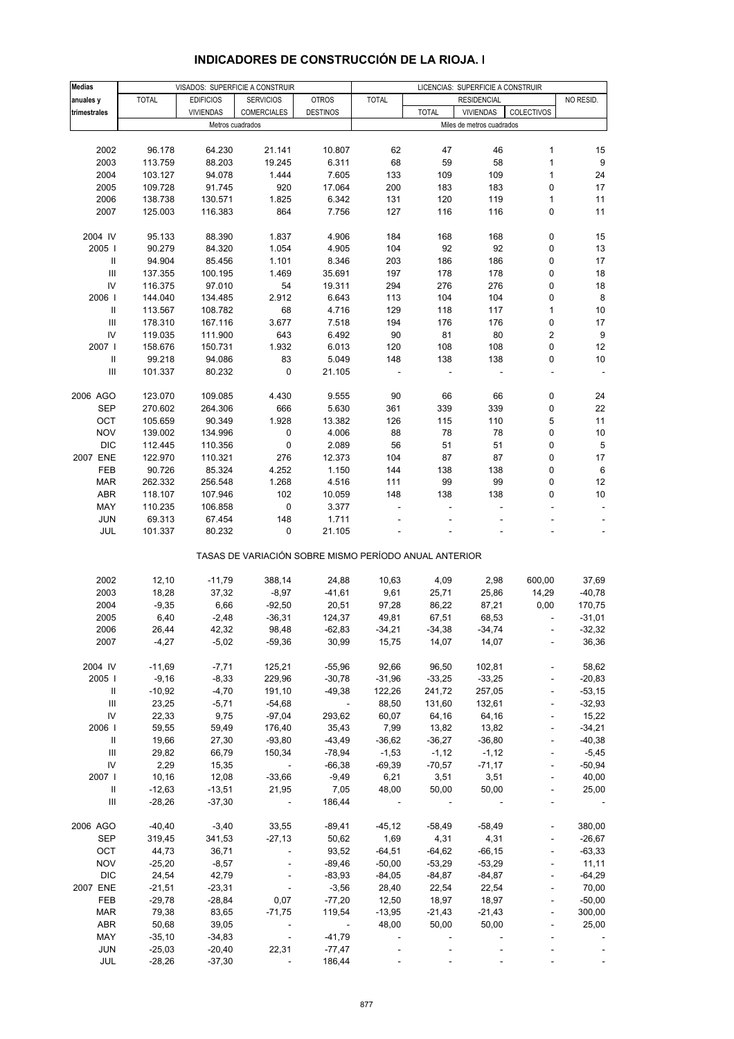# INDICADORES DE CONSTRUCCIÓN DE LA RIOJA. I

| Medias anuales y trimestrales | VISADOS: SUPERFICIE A CONSTRUIR | | | | LICENCIAS: SUPERFICIE A CONSTRUIR | | | | |
|---|---|---|---|---|---|---|---|---|---|
| | TOTAL | EDIFICIOS VIVIENDAS | SERVICIOS COMERCIALES | OTROS DESTINOS | TOTAL | RESIDENCIAL | | | NO RESID. |
| | | | | | | TOTAL | VIVIENDAS | COLECTIVOS | |
| | Metros cuadrados | | | | Miles de metros cuadrados | | | | |
| 2002 | 96.178 | 64.230 | 21.141 | 10.807 | 62 | 47 | 46 | 1 | 15 |
| 2003 | 113.759 | 88.203 | 19.245 | 6.311 | 68 | 59 | 58 | 1 | 9 |
| 2004 | 103.127 | 94.078 | 1.444 | 7.605 | 133 | 109 | 109 | 1 | 24 |
| 2005 | 109.728 | 91.745 | 920 | 17.064 | 200 | 183 | 183 | 0 | 17 |
| 2006 | 138.738 | 130.571 | 1.825 | 6.342 | 131 | 120 | 119 | 1 | 11 |
| 2007 | 125.003 | 116.383 | 864 | 7.756 | 127 | 116 | 116 | 0 | 11 |
| 2004 IV | 95.133 | 88.390 | 1.837 | 4.906 | 184 | 168 | 168 | 0 | 15 |
| 2005 I | 90.279 | 84.320 | 1.054 | 4.905 | 104 | 92 | 92 | 0 | 13 |
| II | 94.904 | 85.456 | 1.101 | 8.346 | 203 | 186 | 186 | 0 | 17 |
| III | 137.355 | 100.195 | 1.469 | 35.691 | 197 | 178 | 178 | 0 | 18 |
| IV | 116.375 | 97.010 | 54 | 19.311 | 294 | 276 | 276 | 0 | 18 |
| 2006 I | 144.040 | 134.485 | 2.912 | 6.643 | 113 | 104 | 104 | 0 | 8 |
| II | 113.567 | 108.782 | 68 | 4.716 | 129 | 118 | 117 | 1 | 10 |
| III | 178.310 | 167.116 | 3.677 | 7.518 | 194 | 176 | 176 | 0 | 17 |
| IV | 119.035 | 111.900 | 643 | 6.492 | 90 | 81 | 80 | 2 | 9 |
| 2007 I | 158.676 | 150.731 | 1.932 | 6.013 | 120 | 108 | 108 | 0 | 12 |
| II | 99.218 | 94.086 | 83 | 5.049 | 148 | 138 | 138 | 0 | 10 |
| III | 101.337 | 80.232 | 0 | 21.105 | - | - | - | - | - |
| 2006 AGO | 123.070 | 109.085 | 4.430 | 9.555 | 90 | 66 | 66 | 0 | 24 |
| SEP | 270.602 | 264.306 | 666 | 5.630 | 361 | 339 | 339 | 0 | 22 |
| OCT | 105.659 | 90.349 | 1.928 | 13.382 | 126 | 115 | 110 | 5 | 11 |
| NOV | 139.002 | 134.996 | 0 | 4.006 | 88 | 78 | 78 | 0 | 10 |
| DIC | 112.445 | 110.356 | 0 | 2.089 | 56 | 51 | 51 | 0 | 5 |
| 2007 ENE | 122.970 | 110.321 | 276 | 12.373 | 104 | 87 | 87 | 0 | 17 |
| FEB | 90.726 | 85.324 | 4.252 | 1.150 | 144 | 138 | 138 | 0 | 6 |
| MAR | 262.332 | 256.548 | 1.268 | 4.516 | 111 | 99 | 99 | 0 | 12 |
| ABR | 118.107 | 107.946 | 102 | 10.059 | 148 | 138 | 138 | 0 | 10 |
| MAY | 110.235 | 106.858 | 0 | 3.377 | - | - | - | - | - |
| JUN | 69.313 | 67.454 | 148 | 1.711 | - | - | - | - | - |
| JUL | 101.337 | 80.232 | 0 | 21.105 | - | - | - | - | - |

TASAS DE VARIACIÓN SOBRE MISMO PERÍODO ANUAL ANTERIOR

| | TOTAL | EDIFICIOS VIVIENDAS | SERVICIOS COMERCIALES | OTROS DESTINOS | TOTAL | RESIDENCIAL TOTAL | VIVIENDAS | COLECTIVOS | NO RESID. |
|---|---|---|---|---|---|---|---|---|---|
| 2002 | 12,10 | -11,79 | 388,14 | 24,88 | 10,63 | 4,09 | 2,98 | 600,00 | 37,69 |
| 2003 | 18,28 | 37,32 | -8,97 | -41,61 | 9,61 | 25,71 | 25,86 | 14,29 | -40,78 |
| 2004 | -9,35 | 6,66 | -92,50 | 20,51 | 97,28 | 86,22 | 87,21 | 0,00 | 170,75 |
| 2005 | 6,40 | -2,48 | -36,31 | 124,37 | 49,81 | 67,51 | 68,53 | - | -31,01 |
| 2006 | 26,44 | 42,32 | 98,48 | -62,83 | -34,21 | -34,38 | -34,74 | - | -32,32 |
| 2007 | -4,27 | -5,02 | -59,36 | 30,99 | 15,75 | 14,07 | 14,07 | - | 36,36 |
| 2004 IV | -11,69 | -7,71 | 125,21 | -55,96 | 92,66 | 96,50 | 102,81 | - | 58,62 |
| 2005 I | -9,16 | -8,33 | 229,96 | -30,78 | -31,96 | -33,25 | -33,25 | - | -20,83 |
| II | -10,92 | -4,70 | 191,10 | -49,38 | 122,26 | 241,72 | 257,05 | - | -53,15 |
| III | 23,25 | -5,71 | -54,68 | - | 88,50 | 131,60 | 132,61 | - | -32,93 |
| IV | 22,33 | 9,75 | -97,04 | 293,62 | 60,07 | 64,16 | 64,16 | - | 15,22 |
| 2006 I | 59,55 | 59,49 | 176,40 | 35,43 | 7,99 | 13,82 | 13,82 | - | -34,21 |
| II | 19,66 | 27,30 | -93,80 | -43,49 | -36,62 | -36,27 | -36,80 | - | -40,38 |
| III | 29,82 | 66,79 | 150,34 | -78,94 | -1,53 | -1,12 | -1,12 | - | -5,45 |
| IV | 2,29 | 15,35 | - | -66,38 | -69,39 | -70,57 | -71,17 | - | -50,94 |
| 2007 I | 10,16 | 12,08 | -33,66 | -9,49 | 6,21 | 3,51 | 3,51 | - | 40,00 |
| II | -12,63 | -13,51 | 21,95 | 7,05 | 48,00 | 50,00 | 50,00 | - | 25,00 |
| III | -28,26 | -37,30 | - | 186,44 | - | - | - | - | - |
| 2006 AGO | -40,40 | -3,40 | 33,55 | -89,41 | -45,12 | -58,49 | -58,49 | - | 380,00 |
| SEP | 319,45 | 341,53 | -27,13 | 50,62 | 1,69 | 4,31 | 4,31 | - | -26,67 |
| OCT | 44,73 | 36,71 | - | 93,52 | -64,51 | -64,62 | -66,15 | - | -63,33 |
| NOV | -25,20 | -8,57 | - | -89,46 | -50,00 | -53,29 | -53,29 | - | 11,11 |
| DIC | 24,54 | 42,79 | - | -83,93 | -84,05 | -84,87 | -84,87 | - | -64,29 |
| 2007 ENE | -21,51 | -23,31 | - | -3,56 | 28,40 | 22,54 | 22,54 | - | 70,00 |
| FEB | -29,78 | -28,84 | 0,07 | -77,20 | 12,50 | 18,97 | 18,97 | - | -50,00 |
| MAR | 79,38 | 83,65 | -71,75 | 119,54 | -13,95 | -21,43 | -21,43 | - | 300,00 |
| ABR | 50,68 | 39,05 | - | - | 48,00 | 50,00 | 50,00 | - | 25,00 |
| MAY | -35,10 | -34,83 | - | -41,79 | - | - | - | - | - |
| JUN | -25,03 | -20,40 | 22,31 | -77,47 | - | - | - | - | - |
| JUL | -28,26 | -37,30 | - | 186,44 | - | - | - | - | - |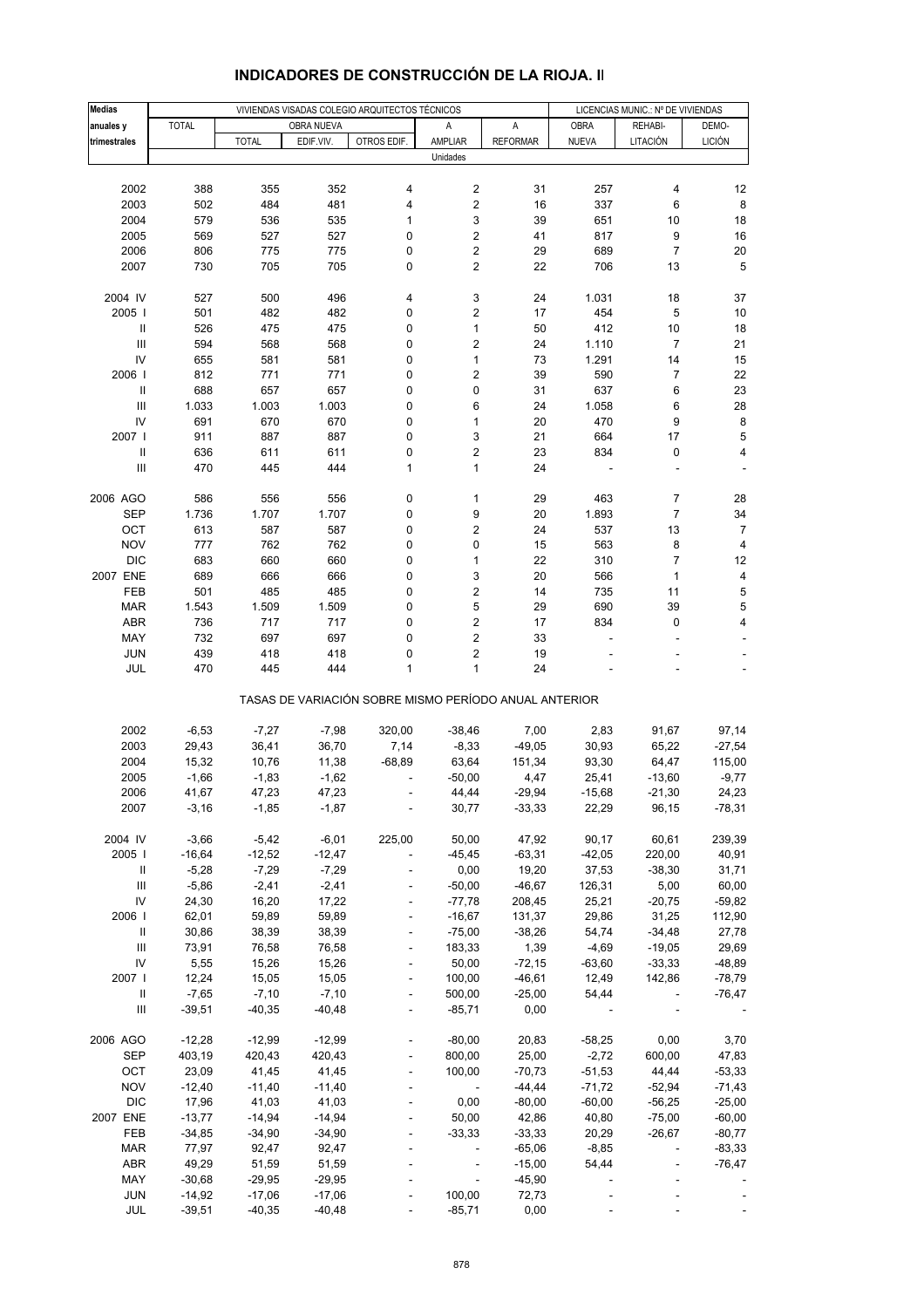# INDICADORES DE CONSTRUCCIÓN DE LA RIOJA. II

| Medias anuales y trimestrales | VIVIENDAS VISADAS COLEGIO ARQUITECTOS TÉCNICOS | | | | | | LICENCIAS MUNIC.: Nº DE VIVIENDAS | | |
|---|---|---|---|---|---|---|---|---|---|
| | TOTAL | OBRA NUEVA | | | A | A | OBRA | REHABI- | DEMO- |
| | | TOTAL | EDIF.VIV. | OTROS EDIF. | AMPLIAR | REFORMAR | NUEVA | LITACIÓN | LICIÓN |
| | Unidades | | | | | | | | |
| 2002 | 388 | 355 | 352 | 4 | 2 | 31 | 257 | 4 | 12 |
| 2003 | 502 | 484 | 481 | 4 | 2 | 16 | 337 | 6 | 8 |
| 2004 | 579 | 536 | 535 | 1 | 3 | 39 | 651 | 10 | 18 |
| 2005 | 569 | 527 | 527 | 0 | 2 | 41 | 817 | 9 | 16 |
| 2006 | 806 | 775 | 775 | 0 | 2 | 29 | 689 | 7 | 20 |
| 2007 | 730 | 705 | 705 | 0 | 2 | 22 | 706 | 13 | 5 |
| 2004 IV | 527 | 500 | 496 | 4 | 3 | 24 | 1.031 | 18 | 37 |
| 2005 I | 501 | 482 | 482 | 0 | 2 | 17 | 454 | 5 | 10 |
| II | 526 | 475 | 475 | 0 | 1 | 50 | 412 | 10 | 18 |
| III | 594 | 568 | 568 | 0 | 2 | 24 | 1.110 | 7 | 21 |
| IV | 655 | 581 | 581 | 0 | 1 | 73 | 1.291 | 14 | 15 |
| 2006 I | 812 | 771 | 771 | 0 | 2 | 39 | 590 | 7 | 22 |
| II | 688 | 657 | 657 | 0 | 0 | 31 | 637 | 6 | 23 |
| III | 1.033 | 1.003 | 1.003 | 0 | 6 | 24 | 1.058 | 6 | 28 |
| IV | 691 | 670 | 670 | 0 | 1 | 20 | 470 | 9 | 8 |
| 2007 I | 911 | 887 | 887 | 0 | 3 | 21 | 664 | 17 | 5 |
| II | 636 | 611 | 611 | 0 | 2 | 23 | 834 | 0 | 4 |
| III | 470 | 445 | 444 | 1 | 1 | 24 | - | - | - |
| 2006 AGO | 586 | 556 | 556 | 0 | 1 | 29 | 463 | 7 | 28 |
| SEP | 1.736 | 1.707 | 1.707 | 0 | 9 | 20 | 1.893 | 7 | 34 |
| OCT | 613 | 587 | 587 | 0 | 2 | 24 | 537 | 13 | 7 |
| NOV | 777 | 762 | 762 | 0 | 0 | 15 | 563 | 8 | 4 |
| DIC | 683 | 660 | 660 | 0 | 1 | 22 | 310 | 7 | 12 |
| 2007 ENE | 689 | 666 | 666 | 0 | 3 | 20 | 566 | 1 | 4 |
| FEB | 501 | 485 | 485 | 0 | 2 | 14 | 735 | 11 | 5 |
| MAR | 1.543 | 1.509 | 1.509 | 0 | 5 | 29 | 690 | 39 | 5 |
| ABR | 736 | 717 | 717 | 0 | 2 | 17 | 834 | 0 | 4 |
| MAY | 732 | 697 | 697 | 0 | 2 | 33 | - | - | - |
| JUN | 439 | 418 | 418 | 0 | 2 | 19 | - | - | - |
| JUL | 470 | 445 | 444 | 1 | 1 | 24 | - | - | - |
| | TASAS DE VARIACIÓN SOBRE MISMO PERÍODO ANUAL ANTERIOR | | | | | | | | |
| 2002 | -6,53 | -7,27 | -7,98 | 320,00 | -38,46 | 7,00 | 2,83 | 91,67 | 97,14 |
| 2003 | 29,43 | 36,41 | 36,70 | 7,14 | -8,33 | -49,05 | 30,93 | 65,22 | -27,54 |
| 2004 | 15,32 | 10,76 | 11,38 | -68,89 | 63,64 | 151,34 | 93,30 | 64,47 | 115,00 |
| 2005 | -1,66 | -1,83 | -1,62 | - | -50,00 | 4,47 | 25,41 | -13,60 | -9,77 |
| 2006 | 41,67 | 47,23 | 47,23 | - | 44,44 | -29,94 | -15,68 | -21,30 | 24,23 |
| 2007 | -3,16 | -1,85 | -1,87 | - | 30,77 | -33,33 | 22,29 | 96,15 | -78,31 |
| 2004 IV | -3,66 | -5,42 | -6,01 | 225,00 | 50,00 | 47,92 | 90,17 | 60,61 | 239,39 |
| 2005 I | -16,64 | -12,52 | -12,47 | - | -45,45 | -63,31 | -42,05 | 220,00 | 40,91 |
| II | -5,28 | -7,29 | -7,29 | - | 0,00 | 19,20 | 37,53 | -38,30 | 31,71 |
| III | -5,86 | -2,41 | -2,41 | - | -50,00 | -46,67 | 126,31 | 5,00 | 60,00 |
| IV | 24,30 | 16,20 | 17,22 | - | -77,78 | 208,45 | 25,21 | -20,75 | -59,82 |
| 2006 I | 62,01 | 59,89 | 59,89 | - | -16,67 | 131,37 | 29,86 | 31,25 | 112,90 |
| II | 30,86 | 38,39 | 38,39 | - | -75,00 | -38,26 | 54,74 | -34,48 | 27,78 |
| III | 73,91 | 76,58 | 76,58 | - | 183,33 | 1,39 | -4,69 | -19,05 | 29,69 |
| IV | 5,55 | 15,26 | 15,26 | - | 50,00 | -72,15 | -63,60 | -33,33 | -48,89 |
| 2007 I | 12,24 | 15,05 | 15,05 | - | 100,00 | -46,61 | 12,49 | 142,86 | -78,79 |
| II | -7,65 | -7,10 | -7,10 | - | 500,00 | -25,00 | 54,44 | - | -76,47 |
| III | -39,51 | -40,35 | -40,48 | - | -85,71 | 0,00 | - | - | - |
| 2006 AGO | -12,28 | -12,99 | -12,99 | - | -80,00 | 20,83 | -58,25 | 0,00 | 3,70 |
| SEP | 403,19 | 420,43 | 420,43 | - | 800,00 | 25,00 | -2,72 | 600,00 | 47,83 |
| OCT | 23,09 | 41,45 | 41,45 | - | 100,00 | -70,73 | -51,53 | 44,44 | -53,33 |
| NOV | -12,40 | -11,40 | -11,40 | - | - | -44,44 | -71,72 | -52,94 | -71,43 |
| DIC | 17,96 | 41,03 | 41,03 | - | 0,00 | -80,00 | -60,00 | -56,25 | -25,00 |
| 2007 ENE | -13,77 | -14,94 | -14,94 | - | 50,00 | 42,86 | 40,80 | -75,00 | -60,00 |
| FEB | -34,85 | -34,90 | -34,90 | - | -33,33 | -33,33 | 20,29 | -26,67 | -80,77 |
| MAR | 77,97 | 92,47 | 92,47 | - | - | -65,06 | -8,85 | - | -83,33 |
| ABR | 49,29 | 51,59 | 51,59 | - | - | -15,00 | 54,44 | - | -76,47 |
| MAY | -30,68 | -29,95 | -29,95 | - | - | -45,90 | - | - | - |
| JUN | -14,92 | -17,06 | -17,06 | - | 100,00 | 72,73 | - | - | - |
| JUL | -39,51 | -40,35 | -40,48 | - | -85,71 | 0,00 | - | - | - |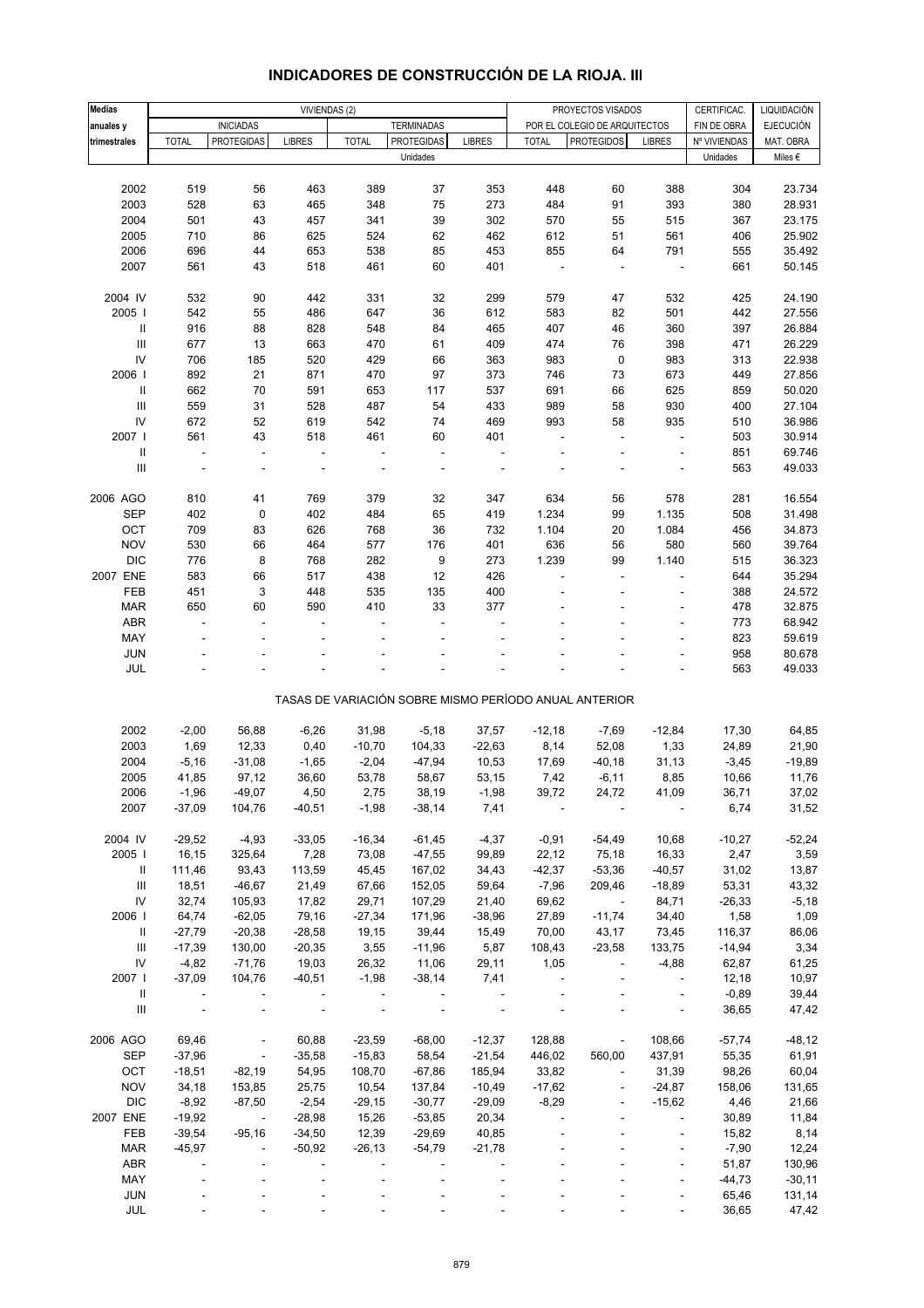# INDICADORES DE CONSTRUCCIÓN DE LA RIOJA. III

| Medias anuales y trimestrales | VIVIENDAS (2) | | | | | | PROYECTOS VISADOS POR EL COLEGIO DE ARQUITECTOS | | | CERTIFICAC. FIN DE OBRA | LIQUIDACIÓN EJECUCIÓN MAT. OBRA |
|---|---|---|---|---|---|---|---|---|---|---|---|
| | INICIADAS | | | TERMINADAS | | | | | | | |
| | TOTAL | PROTEGIDAS | LIBRES | TOTAL | PROTEGIDAS | LIBRES | TOTAL | PROTEGIDOS | LIBRES | Nº VIVIENDAS | |
| | Unidades | | | | | | | | | Unidades | Miles € |
| 2002 | 519 | 56 | 463 | 389 | 37 | 353 | 448 | 60 | 388 | 304 | 23.734 |
| 2003 | 528 | 63 | 465 | 348 | 75 | 273 | 484 | 91 | 393 | 380 | 28.931 |
| 2004 | 501 | 43 | 457 | 341 | 39 | 302 | 570 | 55 | 515 | 367 | 23.175 |
| 2005 | 710 | 86 | 625 | 524 | 62 | 462 | 612 | 51 | 561 | 406 | 25.902 |
| 2006 | 696 | 44 | 653 | 538 | 85 | 453 | 855 | 64 | 791 | 555 | 35.492 |
| 2007 | 561 | 43 | 518 | 461 | 60 | 401 | - | - | - | 661 | 50.145 |
| 2004 IV | 532 | 90 | 442 | 331 | 32 | 299 | 579 | 47 | 532 | 425 | 24.190 |
| 2005 I | 542 | 55 | 486 | 647 | 36 | 612 | 583 | 82 | 501 | 442 | 27.556 |
| II | 916 | 88 | 828 | 548 | 84 | 465 | 407 | 46 | 360 | 397 | 26.884 |
| III | 677 | 13 | 663 | 470 | 61 | 409 | 474 | 76 | 398 | 471 | 26.229 |
| IV | 706 | 185 | 520 | 429 | 66 | 363 | 983 | 0 | 983 | 313 | 22.938 |
| 2006 I | 892 | 21 | 871 | 470 | 97 | 373 | 746 | 73 | 673 | 449 | 27.856 |
| II | 662 | 70 | 591 | 653 | 117 | 537 | 691 | 66 | 625 | 859 | 50.020 |
| III | 559 | 31 | 528 | 487 | 54 | 433 | 989 | 58 | 930 | 400 | 27.104 |
| IV | 672 | 52 | 619 | 542 | 74 | 469 | 993 | 58 | 935 | 510 | 36.986 |
| 2007 I | 561 | 43 | 518 | 461 | 60 | 401 | - | - | - | 503 | 30.914 |
| II | - | - | - | - | - | - | - | - | - | 851 | 69.746 |
| III | - | - | - | - | - | - | - | - | - | 563 | 49.033 |
| 2006 AGO | 810 | 41 | 769 | 379 | 32 | 347 | 634 | 56 | 578 | 281 | 16.554 |
| SEP | 402 | 0 | 402 | 484 | 65 | 419 | 1.234 | 99 | 1.135 | 508 | 31.498 |
| OCT | 709 | 83 | 626 | 768 | 36 | 732 | 1.104 | 20 | 1.084 | 456 | 34.873 |
| NOV | 530 | 66 | 464 | 577 | 176 | 401 | 636 | 56 | 580 | 560 | 39.764 |
| DIC | 776 | 8 | 768 | 282 | 9 | 273 | 1.239 | 99 | 1.140 | 515 | 36.323 |
| 2007 ENE | 583 | 66 | 517 | 438 | 12 | 426 | - | - | - | 644 | 35.294 |
| FEB | 451 | 3 | 448 | 535 | 135 | 400 | - | - | - | 388 | 24.572 |
| MAR | 650 | 60 | 590 | 410 | 33 | 377 | - | - | - | 478 | 32.875 |
| ABR | - | - | - | - | - | - | - | - | - | 773 | 68.942 |
| MAY | - | - | - | - | - | - | - | - | - | 823 | 59.619 |
| JUN | - | - | - | - | - | - | - | - | - | 958 | 80.678 |
| JUL | - | - | - | - | - | - | - | - | - | 563 | 49.033 |
| | TASAS DE VARIACIÓN SOBRE MISMO PERÍODO ANUAL ANTERIOR | | | | | | | | | | |
| 2002 | -2,00 | 56,88 | -6,26 | 31,98 | -5,18 | 37,57 | -12,18 | -7,69 | -12,84 | 17,30 | 64,85 |
| 2003 | 1,69 | 12,33 | 0,40 | -10,70 | 104,33 | -22,63 | 8,14 | 52,08 | 1,33 | 24,89 | 21,90 |
| 2004 | -5,16 | -31,08 | -1,65 | -2,04 | -47,94 | 10,53 | 17,69 | -40,18 | 31,13 | -3,45 | -19,89 |
| 2005 | 41,85 | 97,12 | 36,60 | 53,78 | 58,67 | 53,15 | 7,42 | -6,11 | 8,85 | 10,66 | 11,76 |
| 2006 | -1,96 | -49,07 | 4,50 | 2,75 | 38,19 | -1,98 | 39,72 | 24,72 | 41,09 | 36,71 | 37,02 |
| 2007 | -37,09 | 104,76 | -40,51 | -1,98 | -38,14 | 7,41 | - | - | - | 6,74 | 31,52 |
| 2004 IV | -29,52 | -4,93 | -33,05 | -16,34 | -61,45 | -4,37 | -0,91 | -54,49 | 10,68 | -10,27 | -52,24 |
| 2005 I | 16,15 | 325,64 | 7,28 | 73,08 | -47,55 | 99,89 | 22,12 | 75,18 | 16,33 | 2,47 | 3,59 |
| II | 111,46 | 93,43 | 113,59 | 45,45 | 167,02 | 34,43 | -42,37 | -53,36 | -40,57 | 31,02 | 13,87 |
| III | 18,51 | -46,67 | 21,49 | 67,66 | 152,05 | 59,64 | -7,96 | 209,46 | -18,89 | 53,31 | 43,32 |
| IV | 32,74 | 105,93 | 17,82 | 29,71 | 107,29 | 21,40 | 69,62 | - | 84,71 | -26,33 | -5,18 |
| 2006 I | 64,74 | -62,05 | 79,16 | -27,34 | 171,96 | -38,96 | 27,89 | -11,74 | 34,40 | 1,58 | 1,09 |
| II | -27,79 | -20,38 | -28,58 | 19,15 | 39,44 | 15,49 | 70,00 | 43,17 | 73,45 | 116,37 | 86,06 |
| III | -17,39 | 130,00 | -20,35 | 3,55 | -11,96 | 5,87 | 108,43 | -23,58 | 133,75 | -14,94 | 3,34 |
| IV | -4,82 | -71,76 | 19,03 | 26,32 | 11,06 | 29,11 | 1,05 | - | -4,88 | 62,87 | 61,25 |
| 2007 I | -37,09 | 104,76 | -40,51 | -1,98 | -38,14 | 7,41 | - | - | - | 12,18 | 10,97 |
| II | - | - | - | - | - | - | - | - | - | -0,89 | 39,44 |
| III | - | - | - | - | - | - | - | - | - | 36,65 | 47,42 |
| 2006 AGO | 69,46 | - | 60,88 | -23,59 | -68,00 | -12,37 | 128,88 | - | 108,66 | -57,74 | -48,12 |
| SEP | -37,96 | - | -35,58 | -15,83 | 58,54 | -21,54 | 446,02 | 560,00 | 437,91 | 55,35 | 61,91 |
| OCT | -18,51 | -82,19 | 54,95 | 108,70 | -67,86 | 185,94 | 33,82 | - | 31,39 | 98,26 | 60,04 |
| NOV | 34,18 | 153,85 | 25,75 | 10,54 | 137,84 | -10,49 | -17,62 | - | -24,87 | 158,06 | 131,65 |
| DIC | -8,92 | -87,50 | -2,54 | -29,15 | -30,77 | -29,09 | -8,29 | - | -15,62 | 4,46 | 21,66 |
| 2007 ENE | -19,92 | - | -28,98 | 15,26 | -53,85 | 20,34 | - | - | - | 30,89 | 11,84 |
| FEB | -39,54 | -95,16 | -34,50 | 12,39 | -29,69 | 40,85 | - | - | - | 15,82 | 8,14 |
| MAR | -45,97 | - | -50,92 | -26,13 | -54,79 | -21,78 | - | - | - | -7,90 | 12,24 |
| ABR | - | - | - | - | - | - | - | - | - | 51,87 | 130,96 |
| MAY | - | - | - | - | - | - | - | - | - | -44,73 | -30,11 |
| JUN | - | - | - | - | - | - | - | - | - | 65,46 | 131,14 |
| JUL | - | - | - | - | - | - | - | - | - | 36,65 | 47,42 |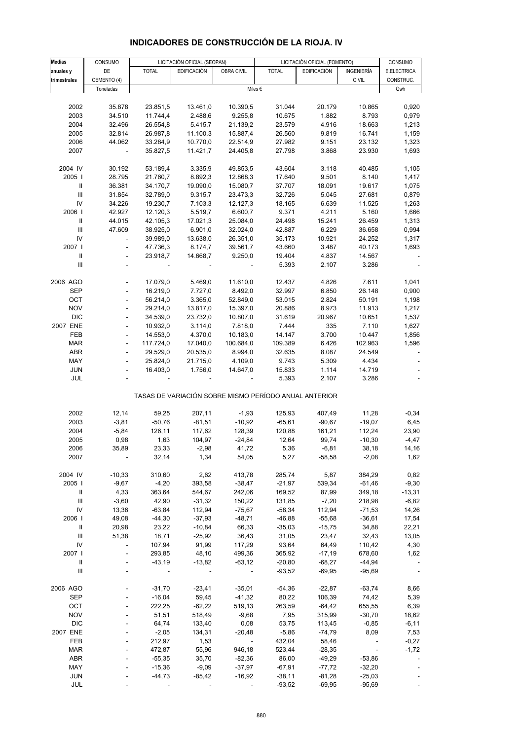## INDICADORES DE CONSTRUCCIÓN DE LA RIOJA. IV

| Medias anuales y trimestrales | CONSUMO DE CEMENTO (4) | LICITACIÓN OFICIAL (SEOPAN) | | | LICITACIÓN OFICIAL (FOMENTO) | | | CONSUMO E.ELECTRICA CONSTRUC. |
|---|---|---|---|---|---|---|---|---|
| | | TOTAL | EDIFICACIÓN | OBRA CIVIL | TOTAL | EDIFICACIÓN | INGENIERÍA CIVIL | |
| | Toneladas | Miles € | | | | | | Gwh |
| 2002 | 35.878 | 23.851,5 | 13.461,0 | 10.390,5 | 31.044 | 20.179 | 10.865 | 0,920 |
| 2003 | 34.510 | 11.744,4 | 2.488,6 | 9.255,8 | 10.675 | 1.882 | 8.793 | 0,979 |
| 2004 | 32.496 | 26.554,8 | 5.415,7 | 21.139,2 | 23.579 | 4.916 | 18.663 | 1,213 |
| 2005 | 32.814 | 26.987,8 | 11.100,3 | 15.887,4 | 26.560 | 9.819 | 16.741 | 1,159 |
| 2006 | 44.062 | 33.284,9 | 10.770,0 | 22.514,9 | 27.982 | 9.151 | 23.132 | 1,323 |
| 2007 | - | 35.827,5 | 11.421,7 | 24.405,8 | 27.798 | 3.868 | 23.930 | 1,693 |
| 2004 IV | 30.192 | 53.189,4 | 3.335,9 | 49.853,5 | 43.604 | 3.118 | 40.485 | 1,105 |
| 2005 I | 28.795 | 21.760,7 | 8.892,3 | 12.868,3 | 17.640 | 9.501 | 8.140 | 1,417 |
| II | 36.381 | 34.170,7 | 19.090,0 | 15.080,7 | 37.707 | 18.091 | 19.617 | 1,075 |
| III | 31.854 | 32.789,0 | 9.315,7 | 23.473,3 | 32.726 | 5.045 | 27.681 | 0,879 |
| IV | 34.226 | 19.230,7 | 7.103,3 | 12.127,3 | 18.165 | 6.639 | 11.525 | 1,263 |
| 2006 I | 42.927 | 12.120,3 | 5.519,7 | 6.600,7 | 9.371 | 4.211 | 5.160 | 1,666 |
| II | 44.015 | 42.105,3 | 17.021,3 | 25.084,0 | 24.498 | 15.241 | 26.459 | 1,313 |
| III | 47.609 | 38.925,0 | 6.901,0 | 32.024,0 | 42.887 | 6.229 | 36.658 | 0,994 |
| IV | - | 39.989,0 | 13.638,0 | 26.351,0 | 35.173 | 10.921 | 24.252 | 1,317 |
| 2007 I | - | 47.736,3 | 8.174,7 | 39.561,7 | 43.660 | 3.487 | 40.173 | 1,693 |
| II | - | 23.918,7 | 14.668,7 | 9.250,0 | 19.404 | 4.837 | 14.567 | - |
| III | - | - | - | - | 5.393 | 2.107 | 3.286 | - |
| 2006 AGO | - | 17.079,0 | 5.469,0 | 11.610,0 | 12.437 | 4.826 | 7.611 | 1,041 |
| SEP | - | 16.219,0 | 7.727,0 | 8.492,0 | 32.997 | 6.850 | 26.148 | 0,900 |
| OCT | - | 56.214,0 | 3.365,0 | 52.849,0 | 53.015 | 2.824 | 50.191 | 1,198 |
| NOV | - | 29.214,0 | 13.817,0 | 15.397,0 | 20.886 | 8.973 | 11.913 | 1,217 |
| DIC | - | 34.539,0 | 23.732,0 | 10.807,0 | 31.619 | 20.967 | 10.651 | 1,537 |
| 2007 ENE | - | 10.932,0 | 3.114,0 | 7.818,0 | 7.444 | 335 | 7.110 | 1,627 |
| FEB | - | 14.553,0 | 4.370,0 | 10.183,0 | 14.147 | 3.700 | 10.447 | 1,856 |
| MAR | - | 117.724,0 | 17.040,0 | 100.684,0 | 109.389 | 6.426 | 102.963 | 1,596 |
| ABR | - | 29.529,0 | 20.535,0 | 8.994,0 | 32.635 | 8.087 | 24.549 | - |
| MAY | - | 25.824,0 | 21.715,0 | 4.109,0 | 9.743 | 5.309 | 4.434 | - |
| JUN | - | 16.403,0 | 1.756,0 | 14.647,0 | 15.833 | 1.114 | 14.719 | - |
| JUL | - | - | - | - | 5.393 | 2.107 | 3.286 | - |
| TASAS DE VARIACIÓN SOBRE MISMO PERÍODO ANUAL ANTERIOR | | | | | | | | |
| 2002 | 12,14 | 59,25 | 207,11 | -1,93 | 125,93 | 407,49 | 11,28 | -0,34 |
| 2003 | -3,81 | -50,76 | -81,51 | -10,92 | -65,61 | -90,67 | -19,07 | 6,45 |
| 2004 | -5,84 | 126,11 | 117,62 | 128,39 | 120,88 | 161,21 | 112,24 | 23,90 |
| 2005 | 0,98 | 1,63 | 104,97 | -24,84 | 12,64 | 99,74 | -10,30 | -4,47 |
| 2006 | 35,89 | 23,33 | -2,98 | 41,72 | 5,36 | -6,81 | 38,18 | 14,16 |
| 2007 | - | 32,14 | 1,34 | 54,05 | 5,27 | -58,58 | -2,08 | 1,62 |
| 2004 IV | -10,33 | 310,60 | 2,62 | 413,78 | 285,74 | 5,87 | 384,29 | 0,82 |
| 2005 I | -9,67 | -4,20 | 393,58 | -38,47 | -21,97 | 539,34 | -61,46 | -9,30 |
| II | 4,33 | 363,64 | 544,67 | 242,06 | 169,52 | 87,99 | 349,18 | -13,31 |
| III | -3,60 | 42,90 | -31,32 | 150,22 | 131,85 | -7,20 | 218,98 | -6,82 |
| IV | 13,36 | -63,84 | 112,94 | -75,67 | -58,34 | 112,94 | -71,53 | 14,26 |
| 2006 I | 49,08 | -44,30 | -37,93 | -48,71 | -46,88 | -55,68 | -36,61 | 17,54 |
| II | 20,98 | 23,22 | -10,84 | 66,33 | -35,03 | -15,75 | 34,88 | 22,21 |
| III | 51,38 | 18,71 | -25,92 | 36,43 | 31,05 | 23,47 | 32,43 | 13,05 |
| IV | - | 107,94 | 91,99 | 117,29 | 93,64 | 64,49 | 110,42 | 4,30 |
| 2007 I | - | 293,85 | 48,10 | 499,36 | 365,92 | -17,19 | 678,60 | 1,62 |
| II | - | -43,19 | -13,82 | -63,12 | -20,80 | -68,27 | -44,94 | - |
| III | - | - | - | - | -93,52 | -69,95 | -95,69 | - |
| 2006 AGO | - | -31,70 | -23,41 | -35,01 | -54,36 | -22,87 | -63,74 | 8,66 |
| SEP | - | -16,04 | 59,45 | -41,32 | 80,22 | 106,39 | 74,42 | 5,39 |
| OCT | - | 222,25 | -62,22 | 519,13 | 263,59 | -64,42 | 655,55 | 6,39 |
| NOV | - | 51,51 | 518,49 | -9,68 | 7,95 | 315,99 | -30,70 | 18,62 |
| DIC | - | 64,74 | 133,40 | 0,08 | 53,75 | 113,45 | -0,85 | -6,11 |
| 2007 ENE | - | -2,05 | 134,31 | -20,48 | -5,86 | -74,79 | 8,09 | 7,53 |
| FEB | - | 212,97 | 1,53 | - | 432,04 | 58,46 | - | -0,27 |
| MAR | - | 472,87 | 55,96 | 946,18 | 523,44 | -28,35 | - | -1,72 |
| ABR | - | -55,35 | 35,70 | -82,36 | 86,00 | -49,29 | -53,86 | - |
| MAY | - | -15,36 | -9,09 | -37,97 | -67,91 | -77,72 | -32,20 | - |
| JUN | - | -44,73 | -85,42 | -16,92 | -38,11 | -81,28 | -25,03 | - |
| JUL | - | - | - | - | -93,52 | -69,95 | -95,69 | - |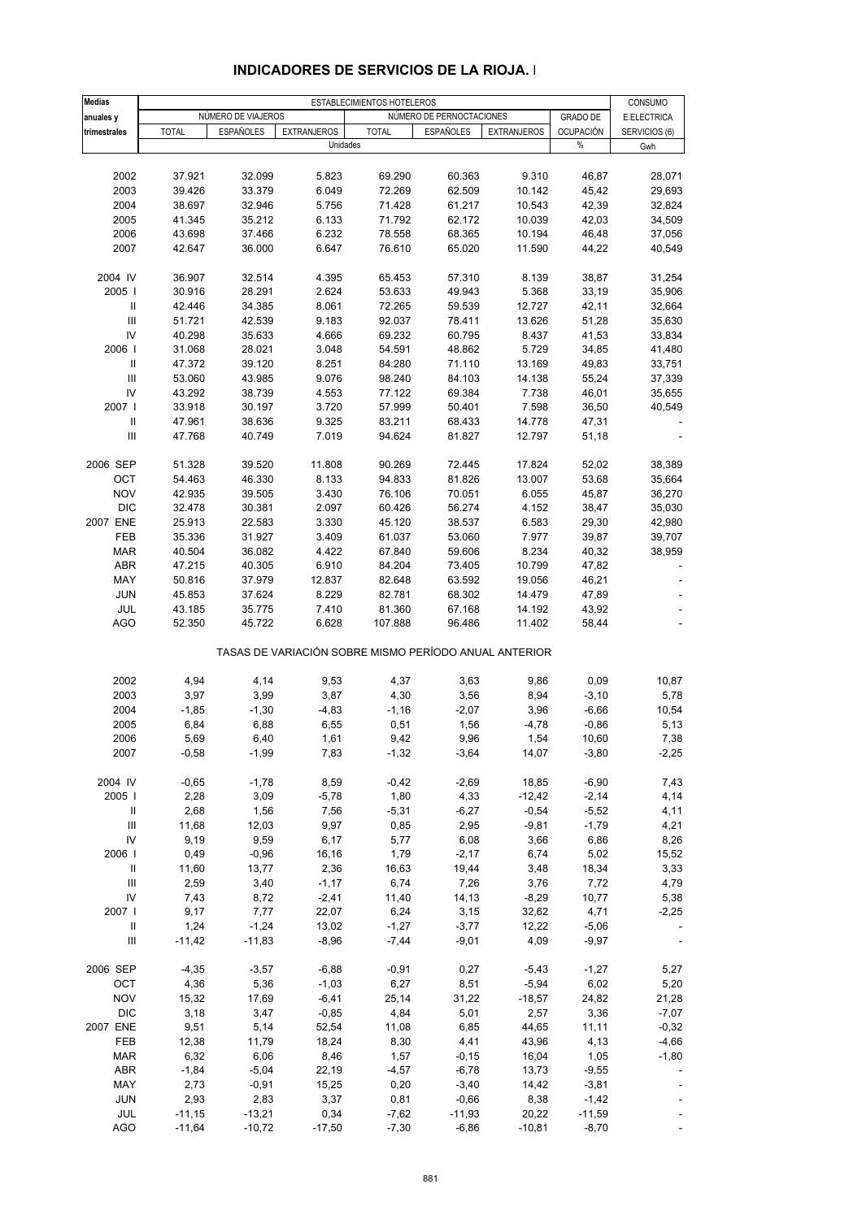# INDICADORES DE SERVICIOS DE LA RIOJA. I

| Medias anuales y trimestrales | ESTABLECIMIENTOS HOTELEROS | | | | | | | CONSUMO |
|---|---|---|---|---|---|---|---|---|
| | NÚMERO DE VIAJEROS | | | NÚMERO DE PERNOCTACIONES | | | GRADO DE | E.ELECTRICA |
| | TOTAL | ESPAÑOLES | EXTRANJEROS | TOTAL | ESPAÑOLES | EXTRANJEROS | OCUPACIÓN | SERVICIOS (6) |
| | Unidades | | | | | | % | Gwh |
| 2002 | 37.921 | 32.099 | 5.823 | 69.290 | 60.363 | 9.310 | 46,87 | 28,071 |
| 2003 | 39.426 | 33.379 | 6.049 | 72.269 | 62.509 | 10.142 | 45,42 | 29,693 |
| 2004 | 38.697 | 32.946 | 5.756 | 71.428 | 61.217 | 10.543 | 42,39 | 32,824 |
| 2005 | 41.345 | 35.212 | 6.133 | 71.792 | 62.172 | 10.039 | 42,03 | 34,509 |
| 2006 | 43.698 | 37.466 | 6.232 | 78.558 | 68.365 | 10.194 | 46,48 | 37,056 |
| 2007 | 42.647 | 36.000 | 6.647 | 76.610 | 65.020 | 11.590 | 44,22 | 40,549 |
| 2004 IV | 36.907 | 32.514 | 4.395 | 65.453 | 57.310 | 8.139 | 38,87 | 31,254 |
| 2005 I | 30.916 | 28.291 | 2.624 | 53.633 | 49.943 | 5.368 | 33,19 | 35,906 |
| II | 42.446 | 34.385 | 8.061 | 72.265 | 59.539 | 12.727 | 42,11 | 32,664 |
| III | 51.721 | 42.539 | 9.183 | 92.037 | 78.411 | 13.626 | 51,28 | 35,630 |
| IV | 40.298 | 35.633 | 4.666 | 69.232 | 60.795 | 8.437 | 41,53 | 33,834 |
| 2006 I | 31.068 | 28.021 | 3.048 | 54.591 | 48.862 | 5.729 | 34,85 | 41,480 |
| II | 47.372 | 39.120 | 8.251 | 84.280 | 71.110 | 13.169 | 49,83 | 33,751 |
| III | 53.060 | 43.985 | 9.076 | 98.240 | 84.103 | 14.138 | 55,24 | 37,339 |
| IV | 43.292 | 38.739 | 4.553 | 77.122 | 69.384 | 7.738 | 46,01 | 35,655 |
| 2007 I | 33.918 | 30.197 | 3.720 | 57.999 | 50.401 | 7.598 | 36,50 | 40,549 |
| II | 47.961 | 38.636 | 9.325 | 83.211 | 68.433 | 14.778 | 47,31 | - |
| III | 47.768 | 40.749 | 7.019 | 94.624 | 81.827 | 12.797 | 51,18 | - |
| 2006 SEP | 51.328 | 39.520 | 11.808 | 90.269 | 72.445 | 17.824 | 52,02 | 38,389 |
| OCT | 54.463 | 46.330 | 8.133 | 94.833 | 81.826 | 13.007 | 53,68 | 35,664 |
| NOV | 42.935 | 39.505 | 3.430 | 76.106 | 70.051 | 6.055 | 45,87 | 36,270 |
| DIC | 32.478 | 30.381 | 2.097 | 60.426 | 56.274 | 4.152 | 38,47 | 35,030 |
| 2007 ENE | 25.913 | 22.583 | 3.330 | 45.120 | 38.537 | 6.583 | 29,30 | 42,980 |
| FEB | 35.336 | 31.927 | 3.409 | 61.037 | 53.060 | 7.977 | 39,87 | 39,707 |
| MAR | 40.504 | 36.082 | 4.422 | 67.840 | 59.606 | 8.234 | 40,32 | 38,959 |
| ABR | 47.215 | 40.305 | 6.910 | 84.204 | 73.405 | 10.799 | 47,82 | - |
| MAY | 50.816 | 37.979 | 12.837 | 82.648 | 63.592 | 19.056 | 46,21 | - |
| JUN | 45.853 | 37.624 | 8.229 | 82.781 | 68.302 | 14.479 | 47,89 | - |
| JUL | 43.185 | 35.775 | 7.410 | 81.360 | 67.168 | 14.192 | 43,92 | - |
| AGO | 52.350 | 45.722 | 6.628 | 107.888 | 96.486 | 11.402 | 58,44 | - |
| | TASAS DE VARIACIÓN SOBRE MISMO PERÍODO ANUAL ANTERIOR | | | | | | | |
| 2002 | 4,94 | 4,14 | 9,53 | 4,37 | 3,63 | 9,86 | 0,09 | 10,87 |
| 2003 | 3,97 | 3,99 | 3,87 | 4,30 | 3,56 | 8,94 | -3,10 | 5,78 |
| 2004 | -1,85 | -1,30 | -4,83 | -1,16 | -2,07 | 3,96 | -6,66 | 10,54 |
| 2005 | 6,84 | 6,88 | 6,55 | 0,51 | 1,56 | -4,78 | -0,86 | 5,13 |
| 2006 | 5,69 | 6,40 | 1,61 | 9,42 | 9,96 | 1,54 | 10,60 | 7,38 |
| 2007 | -0,58 | -1,99 | 7,83 | -1,32 | -3,64 | 14,07 | -3,80 | -2,25 |
| 2004 IV | -0,65 | -1,78 | 8,59 | -0,42 | -2,69 | 18,85 | -6,90 | 7,43 |
| 2005 I | 2,28 | 3,09 | -5,78 | 1,80 | 4,33 | -12,42 | -2,14 | 4,14 |
| II | 2,68 | 1,56 | 7,56 | -5,31 | -6,27 | -0,54 | -5,52 | 4,11 |
| III | 11,68 | 12,03 | 9,97 | 0,85 | 2,95 | -9,81 | -1,79 | 4,21 |
| IV | 9,19 | 9,59 | 6,17 | 5,77 | 6,08 | 3,66 | 6,86 | 8,26 |
| 2006 I | 0,49 | -0,96 | 16,16 | 1,79 | -2,17 | 6,74 | 5,02 | 15,52 |
| II | 11,60 | 13,77 | 2,36 | 16,63 | 19,44 | 3,48 | 18,34 | 3,33 |
| III | 2,59 | 3,40 | -1,17 | 6,74 | 7,26 | 3,76 | 7,72 | 4,79 |
| IV | 7,43 | 8,72 | -2,41 | 11,40 | 14,13 | -8,29 | 10,77 | 5,38 |
| 2007 I | 9,17 | 7,77 | 22,07 | 6,24 | 3,15 | 32,62 | 4,71 | -2,25 |
| II | 1,24 | -1,24 | 13,02 | -1,27 | -3,77 | 12,22 | -5,06 | - |
| III | -11,42 | -11,83 | -8,96 | -7,44 | -9,01 | 4,09 | -9,97 | - |
| 2006 SEP | -4,35 | -3,57 | -6,88 | -0,91 | 0,27 | -5,43 | -1,27 | 5,27 |
| OCT | 4,36 | 5,36 | -1,03 | 6,27 | 8,51 | -5,94 | 6,02 | 5,20 |
| NOV | 15,32 | 17,69 | -6,41 | 25,14 | 31,22 | -18,57 | 24,82 | 21,28 |
| DIC | 3,18 | 3,47 | -0,85 | 4,84 | 5,01 | 2,57 | 3,36 | -7,07 |
| 2007 ENE | 9,51 | 5,14 | 52,54 | 11,08 | 6,85 | 44,65 | 11,11 | -0,32 |
| FEB | 12,38 | 11,79 | 18,24 | 8,30 | 4,41 | 43,96 | 4,13 | -4,66 |
| MAR | 6,32 | 6,06 | 8,46 | 1,57 | -0,15 | 16,04 | 1,05 | -1,80 |
| ABR | -1,84 | -5,04 | 22,19 | -4,57 | -6,78 | 13,73 | -9,55 | - |
| MAY | 2,73 | -0,91 | 15,25 | 0,20 | -3,40 | 14,42 | -3,81 | - |
| JUN | 2,93 | 2,83 | 3,37 | 0,81 | -0,66 | 8,38 | -1,42 | - |
| JUL | -11,15 | -13,21 | 0,34 | -7,62 | -11,93 | 20,22 | -11,59 | - |
| AGO | -11,64 | -10,72 | -17,50 | -7,30 | -6,86 | -10,81 | -8,70 | - |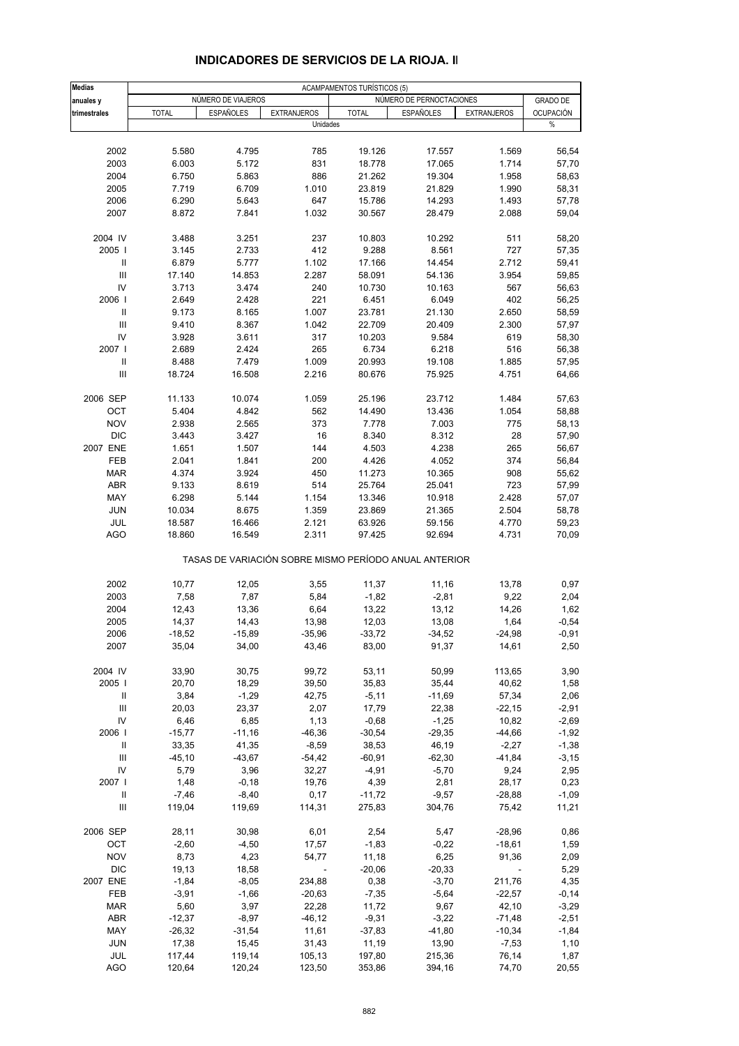# INDICADORES DE SERVICIOS DE LA RIOJA. II

| Medias anuales y trimestrales | ACAMPAMENTOS TURÍSTICOS (5) | | | | | | |
|---|---|---|---|---|---|---|---|
| | NÚMERO DE VIAJEROS | | | NÚMERO DE PERNOCTACIONES | | | GRADO DE OCUPACIÓN |
| | TOTAL | ESPAÑOLES | EXTRANJEROS | TOTAL | ESPAÑOLES | EXTRANJEROS | |
| | Unidades | | | | | | % |
| 2002 | 5.580 | 4.795 | 785 | 19.126 | 17.557 | 1.569 | 56,54 |
| 2003 | 6.003 | 5.172 | 831 | 18.778 | 17.065 | 1.714 | 57,70 |
| 2004 | 6.750 | 5.863 | 886 | 21.262 | 19.304 | 1.958 | 58,63 |
| 2005 | 7.719 | 6.709 | 1.010 | 23.819 | 21.829 | 1.990 | 58,31 |
| 2006 | 6.290 | 5.643 | 647 | 15.786 | 14.293 | 1.493 | 57,78 |
| 2007 | 8.872 | 7.841 | 1.032 | 30.567 | 28.479 | 2.088 | 59,04 |
| 2004 IV | 3.488 | 3.251 | 237 | 10.803 | 10.292 | 511 | 58,20 |
| 2005 I | 3.145 | 2.733 | 412 | 9.288 | 8.561 | 727 | 57,35 |
| II | 6.879 | 5.777 | 1.102 | 17.166 | 14.454 | 2.712 | 59,41 |
| III | 17.140 | 14.853 | 2.287 | 58.091 | 54.136 | 3.954 | 59,85 |
| IV | 3.713 | 3.474 | 240 | 10.730 | 10.163 | 567 | 56,63 |
| 2006 I | 2.649 | 2.428 | 221 | 6.451 | 6.049 | 402 | 56,25 |
| II | 9.173 | 8.165 | 1.007 | 23.781 | 21.130 | 2.650 | 58,59 |
| III | 9.410 | 8.367 | 1.042 | 22.709 | 20.409 | 2.300 | 57,97 |
| IV | 3.928 | 3.611 | 317 | 10.203 | 9.584 | 619 | 58,30 |
| 2007 I | 2.689 | 2.424 | 265 | 6.734 | 6.218 | 516 | 56,38 |
| II | 8.488 | 7.479 | 1.009 | 20.993 | 19.108 | 1.885 | 57,95 |
| III | 18.724 | 16.508 | 2.216 | 80.676 | 75.925 | 4.751 | 64,66 |
| 2006 SEP | 11.133 | 10.074 | 1.059 | 25.196 | 23.712 | 1.484 | 57,63 |
| OCT | 5.404 | 4.842 | 562 | 14.490 | 13.436 | 1.054 | 58,88 |
| NOV | 2.938 | 2.565 | 373 | 7.778 | 7.003 | 775 | 58,13 |
| DIC | 3.443 | 3.427 | 16 | 8.340 | 8.312 | 28 | 57,90 |
| 2007 ENE | 1.651 | 1.507 | 144 | 4.503 | 4.238 | 265 | 56,67 |
| FEB | 2.041 | 1.841 | 200 | 4.426 | 4.052 | 374 | 56,84 |
| MAR | 4.374 | 3.924 | 450 | 11.273 | 10.365 | 908 | 55,62 |
| ABR | 9.133 | 8.619 | 514 | 25.764 | 25.041 | 723 | 57,99 |
| MAY | 6.298 | 5.144 | 1.154 | 13.346 | 10.918 | 2.428 | 57,07 |
| JUN | 10.034 | 8.675 | 1.359 | 23.869 | 21.365 | 2.504 | 58,78 |
| JUL | 18.587 | 16.466 | 2.121 | 63.926 | 59.156 | 4.770 | 59,23 |
| AGO | 18.860 | 16.549 | 2.311 | 97.425 | 92.694 | 4.731 | 70,09 |
| | TASAS DE VARIACIÓN SOBRE MISMO PERÍODO ANUAL ANTERIOR | | | | | | |
| 2002 | 10,77 | 12,05 | 3,55 | 11,37 | 11,16 | 13,78 | 0,97 |
| 2003 | 7,58 | 7,87 | 5,84 | -1,82 | -2,81 | 9,22 | 2,04 |
| 2004 | 12,43 | 13,36 | 6,64 | 13,22 | 13,12 | 14,26 | 1,62 |
| 2005 | 14,37 | 14,43 | 13,98 | 12,03 | 13,08 | 1,64 | -0,54 |
| 2006 | -18,52 | -15,89 | -35,96 | -33,72 | -34,52 | -24,98 | -0,91 |
| 2007 | 35,04 | 34,00 | 43,46 | 83,00 | 91,37 | 14,61 | 2,50 |
| 2004 IV | 33,90 | 30,75 | 99,72 | 53,11 | 50,99 | 113,65 | 3,90 |
| 2005 I | 20,70 | 18,29 | 39,50 | 35,83 | 35,44 | 40,62 | 1,58 |
| II | 3,84 | -1,29 | 42,75 | -5,11 | -11,69 | 57,34 | 2,06 |
| III | 20,03 | 23,37 | 2,07 | 17,79 | 22,38 | -22,15 | -2,91 |
| IV | 6,46 | 6,85 | 1,13 | -0,68 | -1,25 | 10,82 | -2,69 |
| 2006 I | -15,77 | -11,16 | -46,36 | -30,54 | -29,35 | -44,66 | -1,92 |
| II | 33,35 | 41,35 | -8,59 | 38,53 | 46,19 | -2,27 | -1,38 |
| III | -45,10 | -43,67 | -54,42 | -60,91 | -62,30 | -41,84 | -3,15 |
| IV | 5,79 | 3,96 | 32,27 | -4,91 | -5,70 | 9,24 | 2,95 |
| 2007 I | 1,48 | -0,18 | 19,76 | 4,39 | 2,81 | 28,17 | 0,23 |
| II | -7,46 | -8,40 | 0,17 | -11,72 | -9,57 | -28,88 | -1,09 |
| III | 119,04 | 119,69 | 114,31 | 275,83 | 304,76 | 75,42 | 11,21 |
| 2006 SEP | 28,11 | 30,98 | 6,01 | 2,54 | 5,47 | -28,96 | 0,86 |
| OCT | -2,60 | -4,50 | 17,57 | -1,83 | -0,22 | -18,61 | 1,59 |
| NOV | 8,73 | 4,23 | 54,77 | 11,18 | 6,25 | 91,36 | 2,09 |
| DIC | 19,13 | 18,58 | - | -20,06 | -20,33 | - | 5,29 |
| 2007 ENE | -1,84 | -8,05 | 234,88 | 0,38 | -3,70 | 211,76 | 4,35 |
| FEB | -3,91 | -1,66 | -20,63 | -7,35 | -5,64 | -22,57 | -0,14 |
| MAR | 5,60 | 3,97 | 22,28 | 11,72 | 9,67 | 42,10 | -3,29 |
| ABR | -12,37 | -8,97 | -46,12 | -9,31 | -3,22 | -71,48 | -2,51 |
| MAY | -26,32 | -31,54 | 11,61 | -37,83 | -41,80 | -10,34 | -1,84 |
| JUN | 17,38 | 15,45 | 31,43 | 11,19 | 13,90 | -7,53 | 1,10 |
| JUL | 117,44 | 119,14 | 105,13 | 197,80 | 215,36 | 76,14 | 1,87 |
| AGO | 120,64 | 120,24 | 123,50 | 353,86 | 394,16 | 74,70 | 20,55 |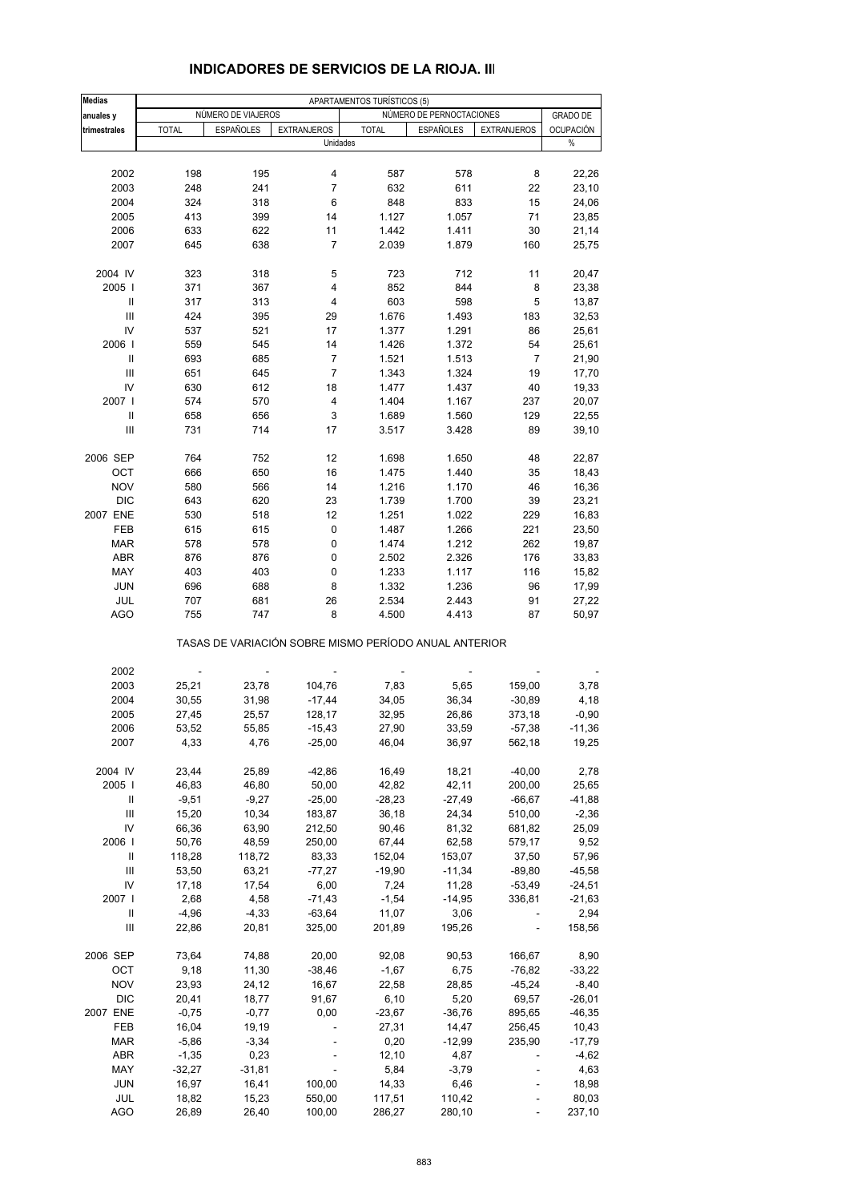## INDICADORES DE SERVICIOS DE LA RIOJA. III

| Medias anuales y trimestrales | APARTAMENTOS TURÍSTICOS (5) | | | | | | |
|---|---|---|---|---|---|---|---|
| | NÚMERO DE VIAJEROS | | | NÚMERO DE PERNOCTACIONES | | | GRADO DE OCUPACIÓN |
| | TOTAL | ESPAÑOLES | EXTRANJEROS | TOTAL | ESPAÑOLES | EXTRANJEROS | |
| | Unidades | | | | | | % |
| 2002 | 198 | 195 | 4 | 587 | 578 | 8 | 22,26 |
| 2003 | 248 | 241 | 7 | 632 | 611 | 22 | 23,10 |
| 2004 | 324 | 318 | 6 | 848 | 833 | 15 | 24,06 |
| 2005 | 413 | 399 | 14 | 1.127 | 1.057 | 71 | 23,85 |
| 2006 | 633 | 622 | 11 | 1.442 | 1.411 | 30 | 21,14 |
| 2007 | 645 | 638 | 7 | 2.039 | 1.879 | 160 | 25,75 |
| 2004 IV | 323 | 318 | 5 | 723 | 712 | 11 | 20,47 |
| 2005 I | 371 | 367 | 4 | 852 | 844 | 8 | 23,38 |
| II | 317 | 313 | 4 | 603 | 598 | 5 | 13,87 |
| III | 424 | 395 | 29 | 1.676 | 1.493 | 183 | 32,53 |
| IV | 537 | 521 | 17 | 1.377 | 1.291 | 86 | 25,61 |
| 2006 I | 559 | 545 | 14 | 1.426 | 1.372 | 54 | 25,61 |
| II | 693 | 685 | 7 | 1.521 | 1.513 | 7 | 21,90 |
| III | 651 | 645 | 7 | 1.343 | 1.324 | 19 | 17,70 |
| IV | 630 | 612 | 18 | 1.477 | 1.437 | 40 | 19,33 |
| 2007 I | 574 | 570 | 4 | 1.404 | 1.167 | 237 | 20,07 |
| II | 658 | 656 | 3 | 1.689 | 1.560 | 129 | 22,55 |
| III | 731 | 714 | 17 | 3.517 | 3.428 | 89 | 39,10 |
| 2006 SEP | 764 | 752 | 12 | 1.698 | 1.650 | 48 | 22,87 |
| OCT | 666 | 650 | 16 | 1.475 | 1.440 | 35 | 18,43 |
| NOV | 580 | 566 | 14 | 1.216 | 1.170 | 46 | 16,36 |
| DIC | 643 | 620 | 23 | 1.739 | 1.700 | 39 | 23,21 |
| 2007 ENE | 530 | 518 | 12 | 1.251 | 1.022 | 229 | 16,83 |
| FEB | 615 | 615 | 0 | 1.487 | 1.266 | 221 | 23,50 |
| MAR | 578 | 578 | 0 | 1.474 | 1.212 | 262 | 19,87 |
| ABR | 876 | 876 | 0 | 2.502 | 2.326 | 176 | 33,83 |
| MAY | 403 | 403 | 0 | 1.233 | 1.117 | 116 | 15,82 |
| JUN | 696 | 688 | 8 | 1.332 | 1.236 | 96 | 17,99 |
| JUL | 707 | 681 | 26 | 2.534 | 2.443 | 91 | 27,22 |
| AGO | 755 | 747 | 8 | 4.500 | 4.413 | 87 | 50,97 |
| | TASAS DE VARIACIÓN SOBRE MISMO PERÍODO ANUAL ANTERIOR | | | | | | |
| 2002 | - | - | - | - | - | - | - |
| 2003 | 25,21 | 23,78 | 104,76 | 7,83 | 5,65 | 159,00 | 3,78 |
| 2004 | 30,55 | 31,98 | -17,44 | 34,05 | 36,34 | -30,89 | 4,18 |
| 2005 | 27,45 | 25,57 | 128,17 | 32,95 | 26,86 | 373,18 | -0,90 |
| 2006 | 53,52 | 55,85 | -15,43 | 27,90 | 33,59 | -57,38 | -11,36 |
| 2007 | 4,33 | 4,76 | -25,00 | 46,04 | 36,97 | 562,18 | 19,25 |
| 2004 IV | 23,44 | 25,89 | -42,86 | 16,49 | 18,21 | -40,00 | 2,78 |
| 2005 I | 46,83 | 46,80 | 50,00 | 42,82 | 42,11 | 200,00 | 25,65 |
| II | -9,51 | -9,27 | -25,00 | -28,23 | -27,49 | -66,67 | -41,88 |
| III | 15,20 | 10,34 | 183,87 | 36,18 | 24,34 | 510,00 | -2,36 |
| IV | 66,36 | 63,90 | 212,50 | 90,46 | 81,32 | 681,82 | 25,09 |
| 2006 I | 50,76 | 48,59 | 250,00 | 67,44 | 62,58 | 579,17 | 9,52 |
| II | 118,28 | 118,72 | 83,33 | 152,04 | 153,07 | 37,50 | 57,96 |
| III | 53,50 | 63,21 | -77,27 | -19,90 | -11,34 | -89,80 | -45,58 |
| IV | 17,18 | 17,54 | 6,00 | 7,24 | 11,28 | -53,49 | -24,51 |
| 2007 I | 2,68 | 4,58 | -71,43 | -1,54 | -14,95 | 336,81 | -21,63 |
| II | -4,96 | -4,33 | -63,64 | 11,07 | 3,06 | - | 2,94 |
| III | 22,86 | 20,81 | 325,00 | 201,89 | 195,26 | - | 158,56 |
| 2006 SEP | 73,64 | 74,88 | 20,00 | 92,08 | 90,53 | 166,67 | 8,90 |
| OCT | 9,18 | 11,30 | -38,46 | -1,67 | 6,75 | -76,82 | -33,22 |
| NOV | 23,93 | 24,12 | 16,67 | 22,58 | 28,85 | -45,24 | -8,40 |
| DIC | 20,41 | 18,77 | 91,67 | 6,10 | 5,20 | 69,57 | -26,01 |
| 2007 ENE | -0,75 | -0,77 | 0,00 | -23,67 | -36,76 | 895,65 | -46,35 |
| FEB | 16,04 | 19,19 | - | 27,31 | 14,47 | 256,45 | 10,43 |
| MAR | -5,86 | -3,34 | - | 0,20 | -12,99 | 235,90 | -17,79 |
| ABR | -1,35 | 0,23 | - | 12,10 | 4,87 | - | -4,62 |
| MAY | -32,27 | -31,81 | - | 5,84 | -3,79 | - | 4,63 |
| JUN | 16,97 | 16,41 | 100,00 | 14,33 | 6,46 | - | 18,98 |
| JUL | 18,82 | 15,23 | 550,00 | 117,51 | 110,42 | - | 80,03 |
| AGO | 26,89 | 26,40 | 100,00 | 286,27 | 280,10 | - | 237,10 |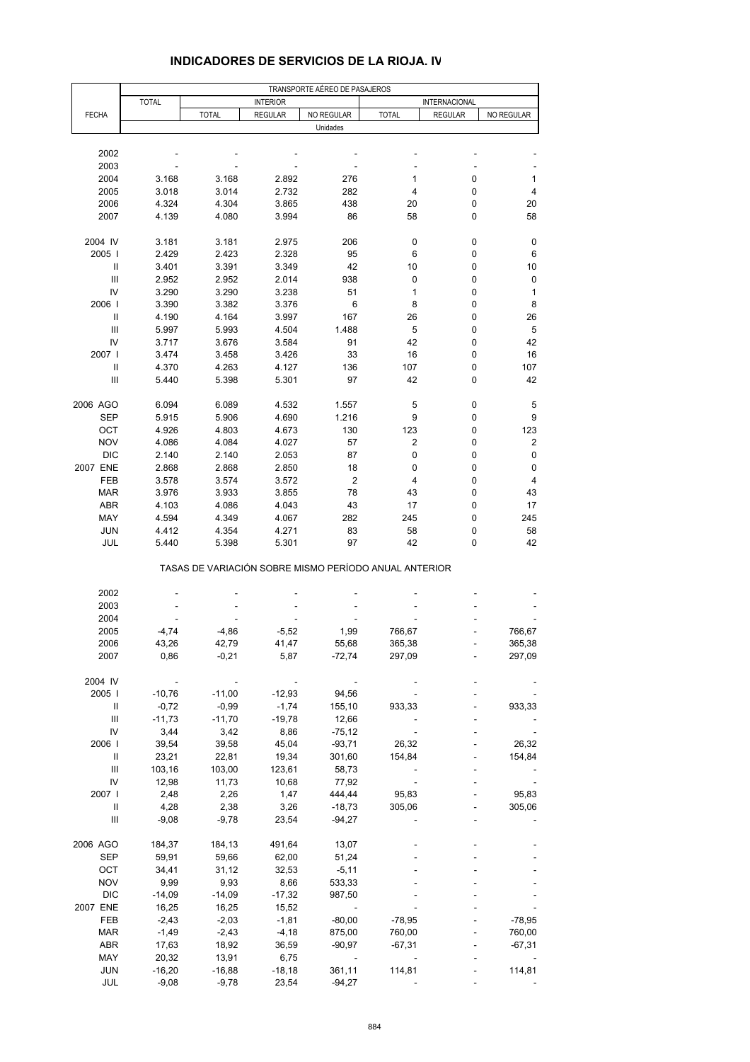## INDICADORES DE SERVICIOS DE LA RIOJA. IV

| FECHA | TRANSPORTE AÉREO DE PASAJEROS | | | | | | |
|---|---|---|---|---|---|---|---|
| | TOTAL | INTERIOR | | | INTERNACIONAL | | |
| | | TOTAL | REGULAR | NO REGULAR | TOTAL | REGULAR | NO REGULAR |
| | Unidades | | | | | | |
| 2002 | - | - | - | - | - | - | - |
| 2003 | - | - | - | - | - | - | - |
| 2004 | 3.168 | 3.168 | 2.892 | 276 | 1 | 0 | 1 |
| 2005 | 3.018 | 3.014 | 2.732 | 282 | 4 | 0 | 4 |
| 2006 | 4.324 | 4.304 | 3.865 | 438 | 20 | 0 | 20 |
| 2007 | 4.139 | 4.080 | 3.994 | 86 | 58 | 0 | 58 |
| 2004 IV | 3.181 | 3.181 | 2.975 | 206 | 0 | 0 | 0 |
| 2005 I | 2.429 | 2.423 | 2.328 | 95 | 6 | 0 | 6 |
| II | 3.401 | 3.391 | 3.349 | 42 | 10 | 0 | 10 |
| III | 2.952 | 2.952 | 2.014 | 938 | 0 | 0 | 0 |
| IV | 3.290 | 3.290 | 3.238 | 51 | 1 | 0 | 1 |
| 2006 I | 3.390 | 3.382 | 3.376 | 6 | 8 | 0 | 8 |
| II | 4.190 | 4.164 | 3.997 | 167 | 26 | 0 | 26 |
| III | 5.997 | 5.993 | 4.504 | 1.488 | 5 | 0 | 5 |
| IV | 3.717 | 3.676 | 3.584 | 91 | 42 | 0 | 42 |
| 2007 I | 3.474 | 3.458 | 3.426 | 33 | 16 | 0 | 16 |
| II | 4.370 | 4.263 | 4.127 | 136 | 107 | 0 | 107 |
| III | 5.440 | 5.398 | 5.301 | 97 | 42 | 0 | 42 |
| 2006 AGO | 6.094 | 6.089 | 4.532 | 1.557 | 5 | 0 | 5 |
| SEP | 5.915 | 5.906 | 4.690 | 1.216 | 9 | 0 | 9 |
| OCT | 4.926 | 4.803 | 4.673 | 130 | 123 | 0 | 123 |
| NOV | 4.086 | 4.084 | 4.027 | 57 | 2 | 0 | 2 |
| DIC | 2.140 | 2.140 | 2.053 | 87 | 0 | 0 | 0 |
| 2007 ENE | 2.868 | 2.868 | 2.850 | 18 | 0 | 0 | 0 |
| FEB | 3.578 | 3.574 | 3.572 | 2 | 4 | 0 | 4 |
| MAR | 3.976 | 3.933 | 3.855 | 78 | 43 | 0 | 43 |
| ABR | 4.103 | 4.086 | 4.043 | 43 | 17 | 0 | 17 |
| MAY | 4.594 | 4.349 | 4.067 | 282 | 245 | 0 | 245 |
| JUN | 4.412 | 4.354 | 4.271 | 83 | 58 | 0 | 58 |
| JUL | 5.440 | 5.398 | 5.301 | 97 | 42 | 0 | 42 |
| | TASAS DE VARIACIÓN SOBRE MISMO PERÍODO ANUAL ANTERIOR | | | | | | |
| 2002 | - | - | - | - | - | - | - |
| 2003 | - | - | - | - | - | - | - |
| 2004 | - | - | - | - | - | - | - |
| 2005 | -4,74 | -4,86 | -5,52 | 1,99 | 766,67 | - | 766,67 |
| 2006 | 43,26 | 42,79 | 41,47 | 55,68 | 365,38 | - | 365,38 |
| 2007 | 0,86 | -0,21 | 5,87 | -72,74 | 297,09 | - | 297,09 |
| 2004 IV | - | - | - | - | - | - | - |
| 2005 I | -10,76 | -11,00 | -12,93 | 94,56 | - | - | - |
| II | -0,72 | -0,99 | -1,74 | 155,10 | 933,33 | - | 933,33 |
| III | -11,73 | -11,70 | -19,78 | 12,66 | - | - | - |
| IV | 3,44 | 3,42 | 8,86 | -75,12 | - | - | - |
| 2006 I | 39,54 | 39,58 | 45,04 | -93,71 | 26,32 | - | 26,32 |
| II | 23,21 | 22,81 | 19,34 | 301,60 | 154,84 | - | 154,84 |
| III | 103,16 | 103,00 | 123,61 | 58,73 | - | - | - |
| IV | 12,98 | 11,73 | 10,68 | 77,92 | - | - | - |
| 2007 I | 2,48 | 2,26 | 1,47 | 444,44 | 95,83 | - | 95,83 |
| II | 4,28 | 2,38 | 3,26 | -18,73 | 305,06 | - | 305,06 |
| III | -9,08 | -9,78 | 23,54 | -94,27 | - | - | - |
| 2006 AGO | 184,37 | 184,13 | 491,64 | 13,07 | - | - | - |
| SEP | 59,91 | 59,66 | 62,00 | 51,24 | - | - | - |
| OCT | 34,41 | 31,12 | 32,53 | -5,11 | - | - | - |
| NOV | 9,99 | 9,93 | 8,66 | 533,33 | - | - | - |
| DIC | -14,09 | -14,09 | -17,32 | 987,50 | - | - | - |
| 2007 ENE | 16,25 | 16,25 | 15,52 | - | - | - | - |
| FEB | -2,43 | -2,03 | -1,81 | -80,00 | -78,95 | - | -78,95 |
| MAR | -1,49 | -2,43 | -4,18 | 875,00 | 760,00 | - | 760,00 |
| ABR | 17,63 | 18,92 | 36,59 | -90,97 | -67,31 | - | -67,31 |
| MAY | 20,32 | 13,91 | 6,75 | - | - | - | - |
| JUN | -16,20 | -16,88 | -18,18 | 361,11 | 114,81 | - | 114,81 |
| JUL | -9,08 | -9,78 | 23,54 | -94,27 | - | - | - |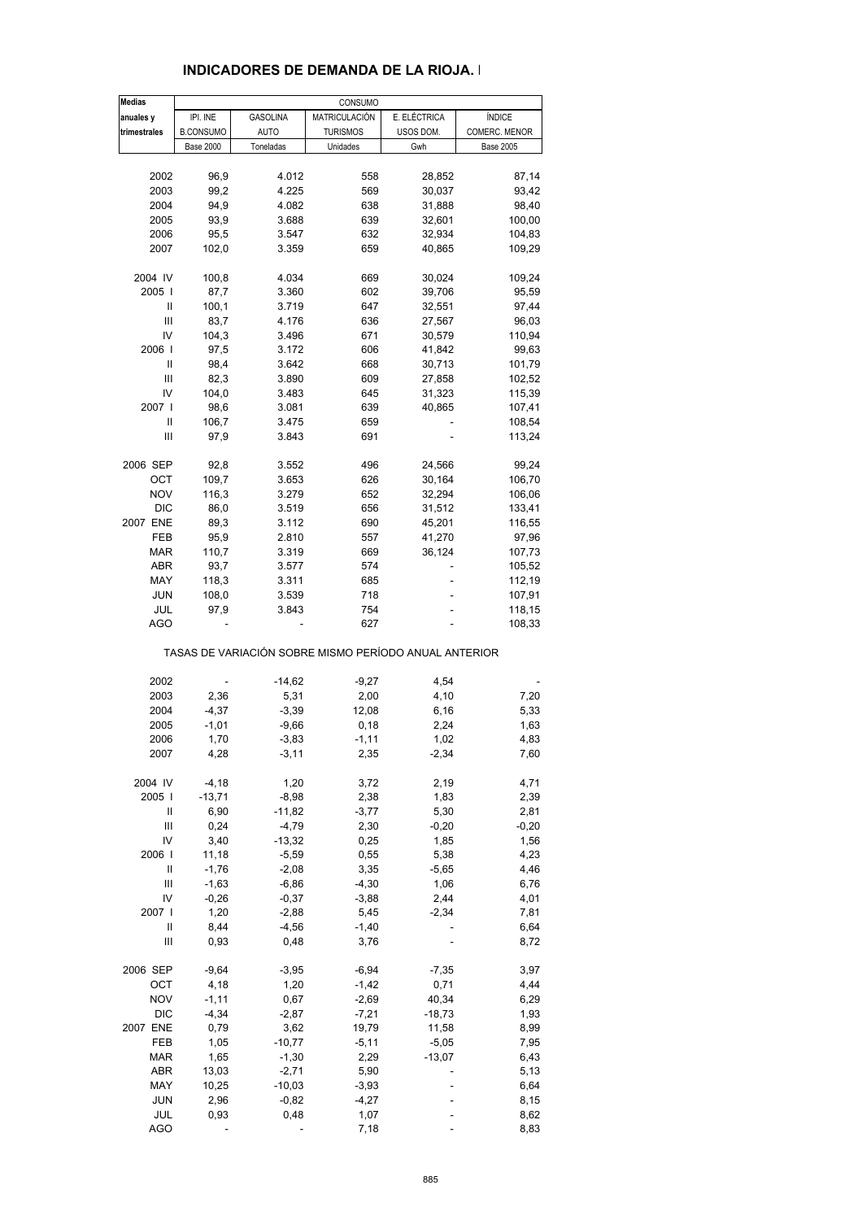## INDICADORES DE DEMANDA DE LA RIOJA. I

| Medias anuales y trimestrales | CONSUMO | | | | |
|---|---|---|---|---|---|
| | IPI. INE B.CONSUMO Base 2000 | GASOLINA AUTO Toneladas | MATRICULACIÓN TURISMOS Unidades | E. ELÉCTRICA USOS DOM. Gwh | ÍNDICE COMERC. MENOR Base 2005 |
| 2002 | 96,9 | 4.012 | 558 | 28,852 | 87,14 |
| 2003 | 99,2 | 4.225 | 569 | 30,037 | 93,42 |
| 2004 | 94,9 | 4.082 | 638 | 31,888 | 98,40 |
| 2005 | 93,9 | 3.688 | 639 | 32,601 | 100,00 |
| 2006 | 95,5 | 3.547 | 632 | 32,934 | 104,83 |
| 2007 | 102,0 | 3.359 | 659 | 40,865 | 109,29 |
| 2004 IV | 100,8 | 4.034 | 669 | 30,024 | 109,24 |
| 2005 I | 87,7 | 3.360 | 602 | 39,706 | 95,59 |
| II | 100,1 | 3.719 | 647 | 32,551 | 97,44 |
| III | 83,7 | 4.176 | 636 | 27,567 | 96,03 |
| IV | 104,3 | 3.496 | 671 | 30,579 | 110,94 |
| 2006 I | 97,5 | 3.172 | 606 | 41,842 | 99,63 |
| II | 98,4 | 3.642 | 668 | 30,713 | 101,79 |
| III | 82,3 | 3.890 | 609 | 27,858 | 102,52 |
| IV | 104,0 | 3.483 | 645 | 31,323 | 115,39 |
| 2007 I | 98,6 | 3.081 | 639 | 40,865 | 107,41 |
| II | 106,7 | 3.475 | 659 | - | 108,54 |
| III | 97,9 | 3.843 | 691 | - | 113,24 |
| 2006 SEP | 92,8 | 3.552 | 496 | 24,566 | 99,24 |
| OCT | 109,7 | 3.653 | 626 | 30,164 | 106,70 |
| NOV | 116,3 | 3.279 | 652 | 32,294 | 106,06 |
| DIC | 86,0 | 3.519 | 656 | 31,512 | 133,41 |
| 2007 ENE | 89,3 | 3.112 | 690 | 45,201 | 116,55 |
| FEB | 95,9 | 2.810 | 557 | 41,270 | 97,96 |
| MAR | 110,7 | 3.319 | 669 | 36,124 | 107,73 |
| ABR | 93,7 | 3.577 | 574 | - | 105,52 |
| MAY | 118,3 | 3.311 | 685 | - | 112,19 |
| JUN | 108,0 | 3.539 | 718 | - | 107,91 |
| JUL | 97,9 | 3.843 | 754 | - | 118,15 |
| AGO | - | - | 627 | - | 108,33 |
| | TASAS DE VARIACIÓN SOBRE MISMO PERÍODO ANUAL ANTERIOR | | | | |
| 2002 | - | -14,62 | -9,27 | 4,54 | - |
| 2003 | 2,36 | 5,31 | 2,00 | 4,10 | 7,20 |
| 2004 | -4,37 | -3,39 | 12,08 | 6,16 | 5,33 |
| 2005 | -1,01 | -9,66 | 0,18 | 2,24 | 1,63 |
| 2006 | 1,70 | -3,83 | -1,11 | 1,02 | 4,83 |
| 2007 | 4,28 | -3,11 | 2,35 | -2,34 | 7,60 |
| 2004 IV | -4,18 | 1,20 | 3,72 | 2,19 | 4,71 |
| 2005 I | -13,71 | -8,98 | 2,38 | 1,83 | 2,39 |
| II | 6,90 | -11,82 | -3,77 | 5,30 | 2,81 |
| III | 0,24 | -4,79 | 2,30 | -0,20 | -0,20 |
| IV | 3,40 | -13,32 | 0,25 | 1,85 | 1,56 |
| 2006 I | 11,18 | -5,59 | 0,55 | 5,38 | 4,23 |
| II | -1,76 | -2,08 | 3,35 | -5,65 | 4,46 |
| III | -1,63 | -6,86 | -4,30 | 1,06 | 6,76 |
| IV | -0,26 | -0,37 | -3,88 | 2,44 | 4,01 |
| 2007 I | 1,20 | -2,88 | 5,45 | -2,34 | 7,81 |
| II | 8,44 | -4,56 | -1,40 | - | 6,64 |
| III | 0,93 | 0,48 | 3,76 | - | 8,72 |
| 2006 SEP | -9,64 | -3,95 | -6,94 | -7,35 | 3,97 |
| OCT | 4,18 | 1,20 | -1,42 | 0,71 | 4,44 |
| NOV | -1,11 | 0,67 | -2,69 | 40,34 | 6,29 |
| DIC | -4,34 | -2,87 | -7,21 | -18,73 | 1,93 |
| 2007 ENE | 0,79 | 3,62 | 19,79 | 11,58 | 8,99 |
| FEB | 1,05 | -10,77 | -5,11 | -5,05 | 7,95 |
| MAR | 1,65 | -1,30 | 2,29 | -13,07 | 6,43 |
| ABR | 13,03 | -2,71 | 5,90 | - | 5,13 |
| MAY | 10,25 | -10,03 | -3,93 | - | 6,64 |
| JUN | 2,96 | -0,82 | -4,27 | - | 8,15 |
| JUL | 0,93 | 0,48 | 1,07 | - | 8,62 |
| AGO | - | - | 7,18 | - | 8,83 |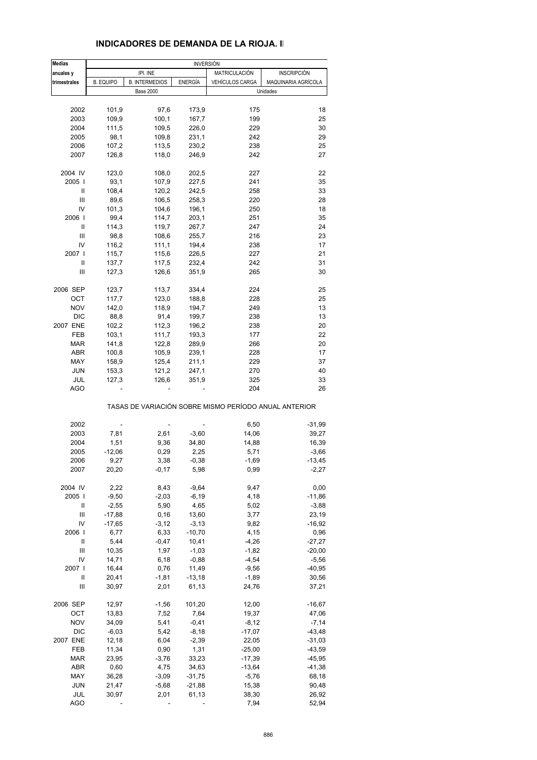## INDICADORES DE DEMANDA DE LA RIOJA. I

| Medias anuales y trimestrales | INVERSIÓN | | | | |
|---|---|---|---|---|---|
| | IPI. INE | | | MATRICULACIÓN | INSCRIPCIÓN |
| | B. EQUIPO | B. INTERMEDIOS | ENERGÍA | VEHÍCULOS CARGA | MAQUINARIA AGRÍCOLA |
| | Base 2000 | | | Unidades | |
| 2002 | 101,9 | 97,6 | 173,9 | 175 | 18 |
| 2003 | 109,9 | 100,1 | 167,7 | 199 | 25 |
| 2004 | 111,5 | 109,5 | 226,0 | 229 | 30 |
| 2005 | 98,1 | 109,8 | 231,1 | 242 | 29 |
| 2006 | 107,2 | 113,5 | 230,2 | 238 | 25 |
| 2007 | 126,8 | 118,0 | 246,9 | 242 | 27 |
| 2004 IV | 123,0 | 108,0 | 202,5 | 227 | 22 |
| 2005 I | 93,1 | 107,9 | 227,5 | 241 | 35 |
| II | 108,4 | 120,2 | 242,5 | 258 | 33 |
| III | 89,6 | 106,5 | 258,3 | 220 | 28 |
| IV | 101,3 | 104,6 | 196,1 | 250 | 18 |
| 2006 I | 99,4 | 114,7 | 203,1 | 251 | 35 |
| II | 114,3 | 119,7 | 267,7 | 247 | 24 |
| III | 98,8 | 108,6 | 255,7 | 216 | 23 |
| IV | 116,2 | 111,1 | 194,4 | 238 | 17 |
| 2007 I | 115,7 | 115,6 | 226,5 | 227 | 21 |
| II | 137,7 | 117,5 | 232,4 | 242 | 31 |
| III | 127,3 | 126,6 | 351,9 | 265 | 30 |
| 2006 SEP | 123,7 | 113,7 | 334,4 | 224 | 25 |
| OCT | 117,7 | 123,0 | 188,8 | 228 | 25 |
| NOV | 142,0 | 118,9 | 194,7 | 249 | 13 |
| DIC | 88,8 | 91,4 | 199,7 | 238 | 13 |
| 2007 ENE | 102,2 | 112,3 | 196,2 | 238 | 20 |
| FEB | 103,1 | 111,7 | 193,3 | 177 | 22 |
| MAR | 141,8 | 122,8 | 289,9 | 266 | 20 |
| ABR | 100,8 | 105,9 | 239,1 | 228 | 17 |
| MAY | 158,9 | 125,4 | 211,1 | 229 | 37 |
| JUN | 153,3 | 121,2 | 247,1 | 270 | 40 |
| JUL | 127,3 | 126,6 | 351,9 | 325 | 33 |
| AGO | - | - | - | 204 | 26 |

TASAS DE VARIACIÓN SOBRE MISMO PERÍODO ANUAL ANTERIOR

| Medias anuales y trimestrales | B. EQUIPO | B. INTERMEDIOS | ENERGÍA | VEHÍCULOS CARGA | MAQUINARIA AGRÍCOLA |
|---|---|---|---|---|---|
| 2002 | - | - | - | 6,50 | -31,99 |
| 2003 | 7,81 | 2,61 | -3,60 | 14,06 | 39,27 |
| 2004 | 1,51 | 9,36 | 34,80 | 14,88 | 16,39 |
| 2005 | -12,06 | 0,29 | 2,25 | 5,71 | -3,66 |
| 2006 | 9,27 | 3,38 | -0,38 | -1,69 | -13,45 |
| 2007 | 20,20 | -0,17 | 5,98 | 0,99 | -2,27 |
| 2004 IV | 2,22 | 8,43 | -9,64 | 9,47 | 0,00 |
| 2005 I | -9,50 | -2,03 | -6,19 | 4,18 | -11,86 |
| II | -2,55 | 5,90 | 4,65 | 5,02 | -3,88 |
| III | -17,88 | 0,16 | 13,60 | 3,77 | 23,19 |
| IV | -17,65 | -3,12 | -3,13 | 9,82 | -16,92 |
| 2006 I | 6,77 | 6,33 | -10,70 | 4,15 | 0,96 |
| II | 5,44 | -0,47 | 10,41 | -4,26 | -27,27 |
| III | 10,35 | 1,97 | -1,03 | -1,82 | -20,00 |
| IV | 14,71 | 6,18 | -0,88 | -4,54 | -5,56 |
| 2007 I | 16,44 | 0,76 | 11,49 | -9,56 | -40,95 |
| II | 20,41 | -1,81 | -13,18 | -1,89 | 30,56 |
| III | 30,97 | 2,01 | 61,13 | 24,76 | 37,21 |
| 2006 SEP | 12,97 | -1,56 | 101,20 | 12,00 | -16,67 |
| OCT | 13,83 | 7,52 | 7,64 | 19,37 | 47,06 |
| NOV | 34,09 | 5,41 | -0,41 | -8,12 | -7,14 |
| DIC | -6,03 | 5,42 | -8,18 | -17,07 | -43,48 |
| 2007 ENE | 12,18 | 6,04 | -2,39 | 22,05 | -31,03 |
| FEB | 11,34 | 0,90 | 1,31 | -25,00 | -43,59 |
| MAR | 23,95 | -3,76 | 33,23 | -17,39 | -45,95 |
| ABR | 0,60 | 4,75 | 34,63 | -13,64 | -41,38 |
| MAY | 36,28 | -3,09 | -31,75 | -5,76 | 68,18 |
| JUN | 21,47 | -5,68 | -21,88 | 15,38 | 90,48 |
| JUL | 30,97 | 2,01 | 61,13 | 38,30 | 26,92 |
| AGO | - | - | - | 7,94 | 52,94 |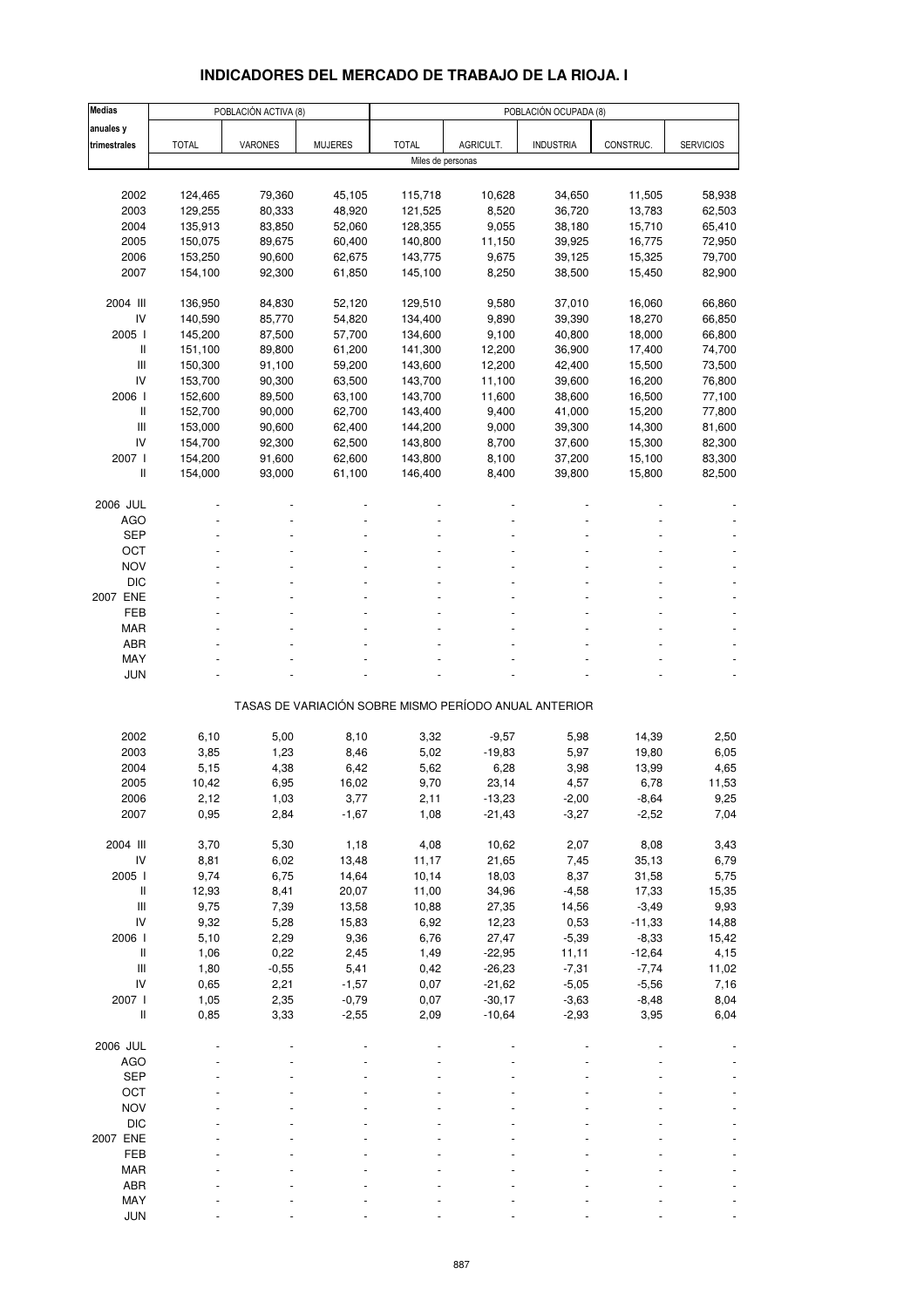# INDICADORES DEL MERCADO DE TRABAJO DE LA RIOJA. I

| Medias anuales y trimestrales | POBLACIÓN ACTIVA (8) | | | POBLACIÓN OCUPADA (8) | | | | |
|---|---|---|---|---|---|---|---|---|
| | TOTAL | VARONES | MUJERES | TOTAL | AGRICULT. | INDUSTRIA | CONSTRUC. | SERVICIOS |
| | Miles de personas | | | | | | | |
| 2002 | 124,465 | 79,360 | 45,105 | 115,718 | 10,628 | 34,650 | 11,505 | 58,938 |
| 2003 | 129,255 | 80,333 | 48,920 | 121,525 | 8,520 | 36,720 | 13,783 | 62,503 |
| 2004 | 135,913 | 83,850 | 52,060 | 128,355 | 9,055 | 38,180 | 15,710 | 65,410 |
| 2005 | 150,075 | 89,675 | 60,400 | 140,800 | 11,150 | 39,925 | 16,775 | 72,950 |
| 2006 | 153,250 | 90,600 | 62,675 | 143,775 | 9,675 | 39,125 | 15,325 | 79,700 |
| 2007 | 154,100 | 92,300 | 61,850 | 145,100 | 8,250 | 38,500 | 15,450 | 82,900 |
| 2004 III | 136,950 | 84,830 | 52,120 | 129,510 | 9,580 | 37,010 | 16,060 | 66,860 |
| IV | 140,590 | 85,770 | 54,820 | 134,400 | 9,890 | 39,390 | 18,270 | 66,850 |
| 2005 I | 145,200 | 87,500 | 57,700 | 134,600 | 9,100 | 40,800 | 18,000 | 66,800 |
| II | 151,100 | 89,800 | 61,200 | 141,300 | 12,200 | 36,900 | 17,400 | 74,700 |
| III | 150,300 | 91,100 | 59,200 | 143,600 | 12,200 | 42,400 | 15,500 | 73,500 |
| IV | 153,700 | 90,300 | 63,500 | 143,700 | 11,100 | 39,600 | 16,200 | 76,800 |
| 2006 I | 152,600 | 89,500 | 63,100 | 143,700 | 11,600 | 38,600 | 16,500 | 77,100 |
| II | 152,700 | 90,000 | 62,700 | 143,400 | 9,400 | 41,000 | 15,200 | 77,800 |
| III | 153,000 | 90,600 | 62,400 | 144,200 | 9,000 | 39,300 | 14,300 | 81,600 |
| IV | 154,700 | 92,300 | 62,500 | 143,800 | 8,700 | 37,600 | 15,300 | 82,300 |
| 2007 I | 154,200 | 91,600 | 62,600 | 143,800 | 8,100 | 37,200 | 15,100 | 83,300 |
| II | 154,000 | 93,000 | 61,100 | 146,400 | 8,400 | 39,800 | 15,800 | 82,500 |
| 2006 JUL | - | - | - | - | - | - | - | - |
| AGO | - | - | - | - | - | - | - | - |
| SEP | - | - | - | - | - | - | - | - |
| OCT | - | - | - | - | - | - | - | - |
| NOV | - | - | - | - | - | - | - | - |
| DIC | - | - | - | - | - | - | - | - |
| 2007 ENE | - | - | - | - | - | - | - | - |
| FEB | - | - | - | - | - | - | - | - |
| MAR | - | - | - | - | - | - | - | - |
| ABR | - | - | - | - | - | - | - | - |
| MAY | - | - | - | - | - | - | - | - |
| JUN | - | - | - | - | - | - | - | - |
| | TASAS DE VARIACIÓN SOBRE MISMO PERÍODO ANUAL ANTERIOR | | | | | | | |
| 2002 | 6,10 | 5,00 | 8,10 | 3,32 | -9,57 | 5,98 | 14,39 | 2,50 |
| 2003 | 3,85 | 1,23 | 8,46 | 5,02 | -19,83 | 5,97 | 19,80 | 6,05 |
| 2004 | 5,15 | 4,38 | 6,42 | 5,62 | 6,28 | 3,98 | 13,99 | 4,65 |
| 2005 | 10,42 | 6,95 | 16,02 | 9,70 | 23,14 | 4,57 | 6,78 | 11,53 |
| 2006 | 2,12 | 1,03 | 3,77 | 2,11 | -13,23 | -2,00 | -8,64 | 9,25 |
| 2007 | 0,95 | 2,84 | -1,67 | 1,08 | -21,43 | -3,27 | -2,52 | 7,04 |
| 2004 III | 3,70 | 5,30 | 1,18 | 4,08 | 10,62 | 2,07 | 8,08 | 3,43 |
| IV | 8,81 | 6,02 | 13,48 | 11,17 | 21,65 | 7,45 | 35,13 | 6,79 |
| 2005 I | 9,74 | 6,75 | 14,64 | 10,14 | 18,03 | 8,37 | 31,58 | 5,75 |
| II | 12,93 | 8,41 | 20,07 | 11,00 | 34,96 | -4,58 | 17,33 | 15,35 |
| III | 9,75 | 7,39 | 13,58 | 10,88 | 27,35 | 14,56 | -3,49 | 9,93 |
| IV | 9,32 | 5,28 | 15,83 | 6,92 | 12,23 | 0,53 | -11,33 | 14,88 |
| 2006 I | 5,10 | 2,29 | 9,36 | 6,76 | 27,47 | -5,39 | -8,33 | 15,42 |
| II | 1,06 | 0,22 | 2,45 | 1,49 | -22,95 | 11,11 | -12,64 | 4,15 |
| III | 1,80 | -0,55 | 5,41 | 0,42 | -26,23 | -7,31 | -7,74 | 11,02 |
| IV | 0,65 | 2,21 | -1,57 | 0,07 | -21,62 | -5,05 | -5,56 | 7,16 |
| 2007 I | 1,05 | 2,35 | -0,79 | 0,07 | -30,17 | -3,63 | -8,48 | 8,04 |
| II | 0,85 | 3,33 | -2,55 | 2,09 | -10,64 | -2,93 | 3,95 | 6,04 |
| 2006 JUL | - | - | - | - | - | - | - | - |
| AGO | - | - | - | - | - | - | - | - |
| SEP | - | - | - | - | - | - | - | - |
| OCT | - | - | - | - | - | - | - | - |
| NOV | - | - | - | - | - | - | - | - |
| DIC | - | - | - | - | - | - | - | - |
| 2007 ENE | - | - | - | - | - | - | - | - |
| FEB | - | - | - | - | - | - | - | - |
| MAR | - | - | - | - | - | - | - | - |
| ABR | - | - | - | - | - | - | - | - |
| MAY | - | - | - | - | - | - | - | - |
| JUN | - | - | - | - | - | - | - | - |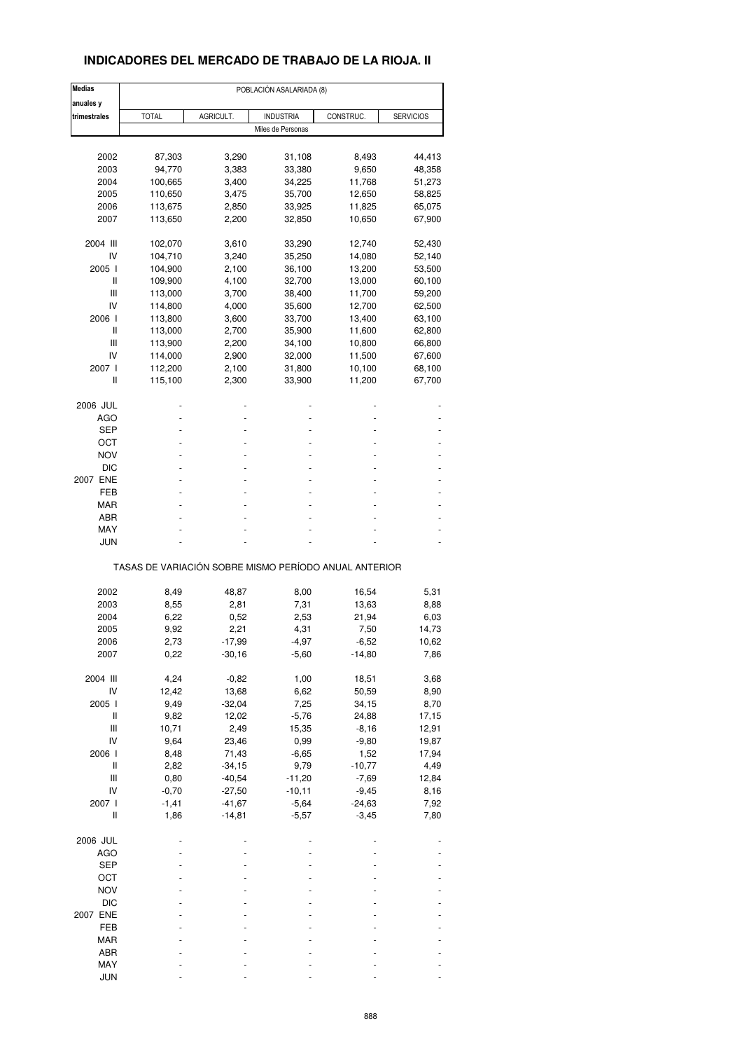## INDICADORES DEL MERCADO DE TRABAJO DE LA RIOJA. II

| Medias anuales y trimestrales | POBLACIÓN ASALARIADA (8) | | | | |
|---|---|---|---|---|---|
| | TOTAL | AGRICULT. | INDUSTRIA | CONSTRUC. | SERVICIOS |
| | Miles de Personas | | | | |
| 2002 | 87,303 | 3,290 | 31,108 | 8,493 | 44,413 |
| 2003 | 94,770 | 3,383 | 33,380 | 9,650 | 48,358 |
| 2004 | 100,665 | 3,400 | 34,225 | 11,768 | 51,273 |
| 2005 | 110,650 | 3,475 | 35,700 | 12,650 | 58,825 |
| 2006 | 113,675 | 2,850 | 33,925 | 11,825 | 65,075 |
| 2007 | 113,650 | 2,200 | 32,850 | 10,650 | 67,900 |
| 2004 III | 102,070 | 3,610 | 33,290 | 12,740 | 52,430 |
| IV | 104,710 | 3,240 | 35,250 | 14,080 | 52,140 |
| 2005 I | 104,900 | 2,100 | 36,100 | 13,200 | 53,500 |
| II | 109,900 | 4,100 | 32,700 | 13,000 | 60,100 |
| III | 113,000 | 3,700 | 38,400 | 11,700 | 59,200 |
| IV | 114,800 | 4,000 | 35,600 | 12,700 | 62,500 |
| 2006 I | 113,800 | 3,600 | 33,700 | 13,400 | 63,100 |
| II | 113,000 | 2,700 | 35,900 | 11,600 | 62,800 |
| III | 113,900 | 2,200 | 34,100 | 10,800 | 66,800 |
| IV | 114,000 | 2,900 | 32,000 | 11,500 | 67,600 |
| 2007 I | 112,200 | 2,100 | 31,800 | 10,100 | 68,100 |
| II | 115,100 | 2,300 | 33,900 | 11,200 | 67,700 |
| 2006 JUL | - | - | - | - | - |
| AGO | - | - | - | - | - |
| SEP | - | - | - | - | - |
| OCT | - | - | - | - | - |
| NOV | - | - | - | - | - |
| DIC | - | - | - | - | - |
| 2007 ENE | - | - | - | - | - |
| FEB | - | - | - | - | - |
| MAR | - | - | - | - | - |
| ABR | - | - | - | - | - |
| MAY | - | - | - | - | - |
| JUN | - | - | - | - | - |
| | TASAS DE VARIACIÓN SOBRE MISMO PERÍODO ANUAL ANTERIOR | | | | |
| 2002 | 8,49 | 48,87 | 8,00 | 16,54 | 5,31 |
| 2003 | 8,55 | 2,81 | 7,31 | 13,63 | 8,88 |
| 2004 | 6,22 | 0,52 | 2,53 | 21,94 | 6,03 |
| 2005 | 9,92 | 2,21 | 4,31 | 7,50 | 14,73 |
| 2006 | 2,73 | -17,99 | -4,97 | -6,52 | 10,62 |
| 2007 | 0,22 | -30,16 | -5,60 | -14,80 | 7,86 |
| 2004 III | 4,24 | -0,82 | 1,00 | 18,51 | 3,68 |
| IV | 12,42 | 13,68 | 6,62 | 50,59 | 8,90 |
| 2005 I | 9,49 | -32,04 | 7,25 | 34,15 | 8,70 |
| II | 9,82 | 12,02 | -5,76 | 24,88 | 17,15 |
| III | 10,71 | 2,49 | 15,35 | -8,16 | 12,91 |
| IV | 9,64 | 23,46 | 0,99 | -9,80 | 19,87 |
| 2006 I | 8,48 | 71,43 | -6,65 | 1,52 | 17,94 |
| II | 2,82 | -34,15 | 9,79 | -10,77 | 4,49 |
| III | 0,80 | -40,54 | -11,20 | -7,69 | 12,84 |
| IV | -0,70 | -27,50 | -10,11 | -9,45 | 8,16 |
| 2007 I | -1,41 | -41,67 | -5,64 | -24,63 | 7,92 |
| II | 1,86 | -14,81 | -5,57 | -3,45 | 7,80 |
| 2006 JUL | - | - | - | - | - |
| AGO | - | - | - | - | - |
| SEP | - | - | - | - | - |
| OCT | - | - | - | - | - |
| NOV | - | - | - | - | - |
| DIC | - | - | - | - | - |
| 2007 ENE | - | - | - | - | - |
| FEB | - | - | - | - | - |
| MAR | - | - | - | - | - |
| ABR | - | - | - | - | - |
| MAY | - | - | - | - | - |
| JUN | - | - | - | - | - |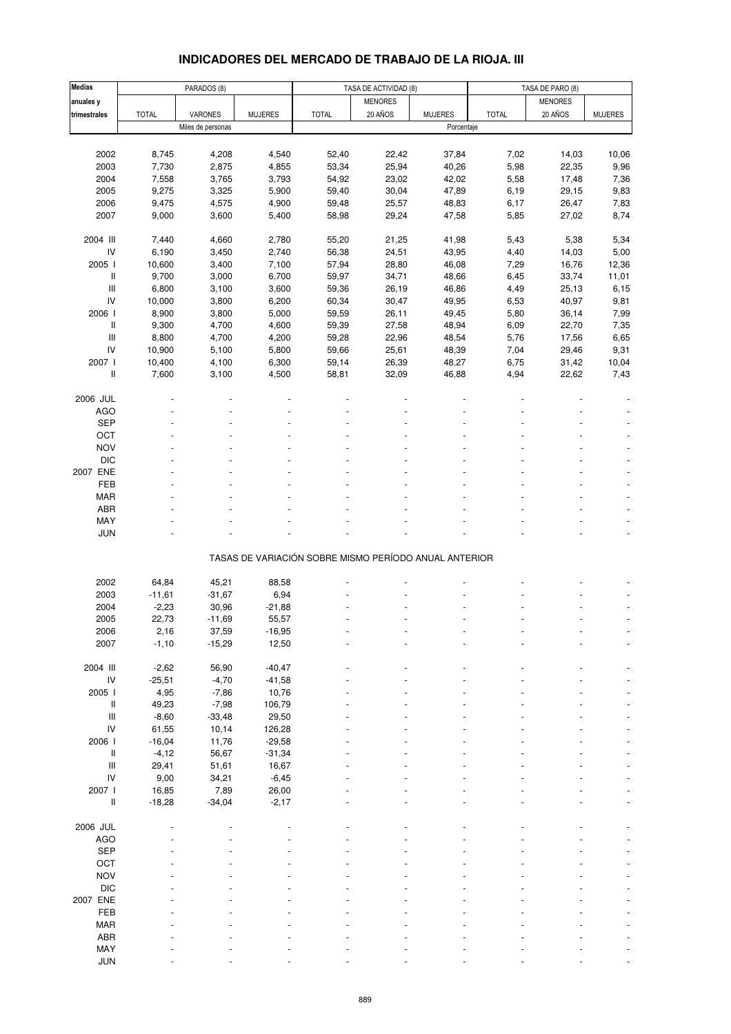## INDICADORES DEL MERCADO DE TRABAJO DE LA RIOJA. III

| Medias anuales y trimestrales | PARADOS (8) | | | TASA DE ACTIVIDAD (8) | | | TASA DE PARO (8) | | |
|---|---|---|---|---|---|---|---|---|---|
| | TOTAL | VARONES | MUJERES | TOTAL | MENORES 20 AÑOS | MUJERES | TOTAL | MENORES 20 AÑOS | MUJERES |
| | Miles de personas | | | Porcentaje | | | | | |
| 2002 | 8,745 | 4,208 | 4,540 | 52,40 | 22,42 | 37,84 | 7,02 | 14,03 | 10,06 |
| 2003 | 7,730 | 2,875 | 4,855 | 53,34 | 25,94 | 40,26 | 5,98 | 22,35 | 9,96 |
| 2004 | 7,558 | 3,765 | 3,793 | 54,92 | 23,02 | 42,02 | 5,58 | 17,48 | 7,36 |
| 2005 | 9,275 | 3,325 | 5,900 | 59,40 | 30,04 | 47,89 | 6,19 | 29,15 | 9,83 |
| 2006 | 9,475 | 4,575 | 4,900 | 59,48 | 25,57 | 48,83 | 6,17 | 26,47 | 7,83 |
| 2007 | 9,000 | 3,600 | 5,400 | 58,98 | 29,24 | 47,58 | 5,85 | 27,02 | 8,74 |
| 2004 III | 7,440 | 4,660 | 2,780 | 55,20 | 21,25 | 41,98 | 5,43 | 5,38 | 5,34 |
| IV | 6,190 | 3,450 | 2,740 | 56,38 | 24,51 | 43,95 | 4,40 | 14,03 | 5,00 |
| 2005 I | 10,600 | 3,400 | 7,100 | 57,94 | 28,80 | 46,08 | 7,29 | 16,76 | 12,36 |
| II | 9,700 | 3,000 | 6,700 | 59,97 | 34,71 | 48,66 | 6,45 | 33,74 | 11,01 |
| III | 6,800 | 3,100 | 3,600 | 59,36 | 26,19 | 46,86 | 4,49 | 25,13 | 6,15 |
| IV | 10,000 | 3,800 | 6,200 | 60,34 | 30,47 | 49,95 | 6,53 | 40,97 | 9,81 |
| 2006 I | 8,900 | 3,800 | 5,000 | 59,59 | 26,11 | 49,45 | 5,80 | 36,14 | 7,99 |
| II | 9,300 | 4,700 | 4,600 | 59,39 | 27,58 | 48,94 | 6,09 | 22,70 | 7,35 |
| III | 8,800 | 4,700 | 4,200 | 59,28 | 22,96 | 48,54 | 5,76 | 17,56 | 6,65 |
| IV | 10,900 | 5,100 | 5,800 | 59,66 | 25,61 | 48,39 | 7,04 | 29,46 | 9,31 |
| 2007 I | 10,400 | 4,100 | 6,300 | 59,14 | 26,39 | 48,27 | 6,75 | 31,42 | 10,04 |
| II | 7,600 | 3,100 | 4,500 | 58,81 | 32,09 | 46,88 | 4,94 | 22,62 | 7,43 |
| 2006 JUL | - | - | - | - | - | - | - | - | - |
| AGO | - | - | - | - | - | - | - | - | - |
| SEP | - | - | - | - | - | - | - | - | - |
| OCT | - | - | - | - | - | - | - | - | - |
| NOV | - | - | - | - | - | - | - | - | - |
| DIC | - | - | - | - | - | - | - | - | - |
| 2007 ENE | - | - | - | - | - | - | - | - | - |
| FEB | - | - | - | - | - | - | - | - | - |
| MAR | - | - | - | - | - | - | - | - | - |
| ABR | - | - | - | - | - | - | - | - | - |
| MAY | - | - | - | - | - | - | - | - | - |
| JUN | - | - | - | - | - | - | - | - | - |

TASAS DE VARIACIÓN SOBRE MISMO PERÍODO ANUAL ANTERIOR

| Medias anuales y trimestrales | PARADOS TOTAL | PARADOS VARONES | PARADOS MUJERES | ACTIVIDAD TOTAL | ACTIVIDAD MENORES 20 AÑOS | ACTIVIDAD MUJERES | PARO TOTAL | PARO MENORES 20 AÑOS | PARO MUJERES |
|---|---|---|---|---|---|---|---|---|---|
| 2002 | 64,84 | 45,21 | 88,58 | - | - | - | - | - | - |
| 2003 | -11,61 | -31,67 | 6,94 | - | - | - | - | - | - |
| 2004 | -2,23 | 30,96 | -21,88 | - | - | - | - | - | - |
| 2005 | 22,73 | -11,69 | 55,57 | - | - | - | - | - | - |
| 2006 | 2,16 | 37,59 | -16,95 | - | - | - | - | - | - |
| 2007 | -1,10 | -15,29 | 12,50 | - | - | - | - | - | - |
| 2004 III | -2,62 | 56,90 | -40,47 | - | - | - | - | - | - |
| IV | -25,51 | -4,70 | -41,58 | - | - | - | - | - | - |
| 2005 I | 4,95 | -7,86 | 10,76 | - | - | - | - | - | - |
| II | 49,23 | -7,98 | 106,79 | - | - | - | - | - | - |
| III | -8,60 | -33,48 | 29,50 | - | - | - | - | - | - |
| IV | 61,55 | 10,14 | 126,28 | - | - | - | - | - | - |
| 2006 I | -16,04 | 11,76 | -29,58 | - | - | - | - | - | - |
| II | -4,12 | 56,67 | -31,34 | - | - | - | - | - | - |
| III | 29,41 | 51,61 | 16,67 | - | - | - | - | - | - |
| IV | 9,00 | 34,21 | -6,45 | - | - | - | - | - | - |
| 2007 I | 16,85 | 7,89 | 26,00 | - | - | - | - | - | - |
| II | -18,28 | -34,04 | -2,17 | - | - | - | - | - | - |
| 2006 JUL | - | - | - | - | - | - | - | - | - |
| AGO | - | - | - | - | - | - | - | - | - |
| SEP | - | - | - | - | - | - | - | - | - |
| OCT | - | - | - | - | - | - | - | - | - |
| NOV | - | - | - | - | - | - | - | - | - |
| DIC | - | - | - | - | - | - | - | - | - |
| 2007 ENE | - | - | - | - | - | - | - | - | - |
| FEB | - | - | - | - | - | - | - | - | - |
| MAR | - | - | - | - | - | - | - | - | - |
| ABR | - | - | - | - | - | - | - | - | - |
| MAY | - | - | - | - | - | - | - | - | - |
| JUN | - | - | - | - | - | - | - | - | - |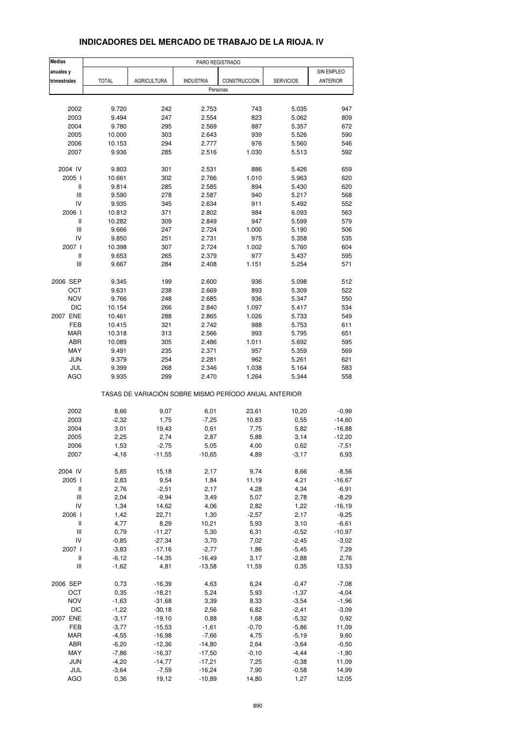## INDICADORES DEL MERCADO DE TRABAJO DE LA RIOJA. IV

| Medias anuales y trimestrales | PARO REGISTRADO | | | | | |
|---|---|---|---|---|---|---|
| | TOTAL | AGRICULTURA | INDUSTRIA | CONSTRUCCIÓN | SERVICIOS | SIN EMPLEO ANTERIOR |
| | Personas | | | | | |
| 2002 | 9.720 | 242 | 2.753 | 743 | 5.035 | 947 |
| 2003 | 9.494 | 247 | 2.554 | 823 | 5.062 | 809 |
| 2004 | 9.780 | 295 | 2.569 | 887 | 5.357 | 672 |
| 2005 | 10.000 | 303 | 2.643 | 939 | 5.526 | 590 |
| 2006 | 10.153 | 294 | 2.777 | 976 | 5.560 | 546 |
| 2007 | 9.936 | 285 | 2.516 | 1.030 | 5.513 | 592 |
| 2004 IV | 9.803 | 301 | 2.531 | 886 | 5.426 | 659 |
| 2005 I | 10.661 | 302 | 2.766 | 1.010 | 5.963 | 620 |
| II | 9.814 | 285 | 2.585 | 894 | 5.430 | 620 |
| III | 9.590 | 278 | 2.587 | 940 | 5.217 | 568 |
| IV | 9.935 | 345 | 2.634 | 911 | 5.492 | 552 |
| 2006 I | 10.812 | 371 | 2.802 | 984 | 6.093 | 563 |
| II | 10.282 | 309 | 2.849 | 947 | 5.599 | 579 |
| III | 9.666 | 247 | 2.724 | 1.000 | 5.190 | 506 |
| IV | 9.850 | 251 | 2.731 | 975 | 5.358 | 535 |
| 2007 I | 10.398 | 307 | 2.724 | 1.002 | 5.760 | 604 |
| II | 9.653 | 265 | 2.379 | 977 | 5.437 | 595 |
| III | 9.667 | 284 | 2.408 | 1.151 | 5.254 | 571 |
| 2006 SEP | 9.345 | 199 | 2.600 | 936 | 5.098 | 512 |
| OCT | 9.631 | 238 | 2.669 | 893 | 5.309 | 522 |
| NOV | 9.766 | 248 | 2.685 | 936 | 5.347 | 550 |
| DIC | 10.154 | 266 | 2.840 | 1.097 | 5.417 | 534 |
| 2007 ENE | 10.461 | 288 | 2.865 | 1.026 | 5.733 | 549 |
| FEB | 10.415 | 321 | 2.742 | 988 | 5.753 | 611 |
| MAR | 10.318 | 313 | 2.566 | 993 | 5.795 | 651 |
| ABR | 10.089 | 305 | 2.486 | 1.011 | 5.692 | 595 |
| MAY | 9.491 | 235 | 2.371 | 957 | 5.359 | 569 |
| JUN | 9.379 | 254 | 2.281 | 962 | 5.261 | 621 |
| JUL | 9.399 | 268 | 2.346 | 1.038 | 5.164 | 583 |
| AGO | 9.935 | 299 | 2.470 | 1.264 | 5.344 | 558 |
| | TASAS DE VARIACIÓN SOBRE MISMO PERÍODO ANUAL ANTERIOR | | | | | |
| 2002 | 8,66 | 9,07 | 6,01 | 23,61 | 10,20 | -0,99 |
| 2003 | -2,32 | 1,75 | -7,25 | 10,83 | 0,55 | -14,60 |
| 2004 | 3,01 | 19,43 | 0,61 | 7,75 | 5,82 | -16,88 |
| 2005 | 2,25 | 2,74 | 2,87 | 5,88 | 3,14 | -12,20 |
| 2006 | 1,53 | -2,75 | 5,05 | 4,00 | 0,62 | -7,51 |
| 2007 | -4,16 | -11,55 | -10,65 | 4,89 | -3,17 | 6,93 |
| 2004 IV | 5,85 | 15,18 | 2,17 | 9,74 | 8,66 | -8,56 |
| 2005 I | 2,83 | 9,54 | 1,84 | 11,19 | 4,21 | -16,67 |
| II | 2,76 | -2,51 | 2,17 | 4,28 | 4,34 | -6,91 |
| III | 2,04 | -9,94 | 3,49 | 5,07 | 2,78 | -8,29 |
| IV | 1,34 | 14,62 | 4,06 | 2,82 | 1,22 | -16,19 |
| 2006 I | 1,42 | 22,71 | 1,30 | -2,57 | 2,17 | -9,25 |
| II | 4,77 | 8,29 | 10,21 | 5,93 | 3,10 | -6,61 |
| III | 0,79 | -11,27 | 5,30 | 6,31 | -0,52 | -10,97 |
| IV | -0,85 | -27,34 | 3,70 | 7,02 | -2,45 | -3,02 |
| 2007 I | -3,83 | -17,16 | -2,77 | 1,86 | -5,45 | 7,29 |
| II | -6,12 | -14,35 | -16,49 | 3,17 | -2,88 | 2,76 |
| III | -1,62 | 4,81 | -13,58 | 11,59 | 0,35 | 13,53 |
| 2006 SEP | 0,73 | -16,39 | 4,63 | 6,24 | -0,47 | -7,08 |
| OCT | 0,35 | -18,21 | 5,24 | 5,93 | -1,37 | -4,04 |
| NOV | -1,63 | -31,68 | 3,39 | 8,33 | -3,54 | -1,96 |
| DIC | -1,22 | -30,18 | 2,56 | 6,82 | -2,41 | -3,09 |
| 2007 ENE | -3,17 | -19,10 | 0,88 | 1,68 | -5,32 | 0,92 |
| FEB | -3,77 | -15,53 | -1,61 | -0,70 | -5,86 | 11,09 |
| MAR | -4,55 | -16,98 | -7,66 | 4,75 | -5,19 | 9,60 |
| ABR | -6,20 | -12,36 | -14,80 | 2,64 | -3,64 | -0,50 |
| MAY | -7,86 | -16,37 | -17,50 | -0,10 | -4,44 | -1,90 |
| JUN | -4,20 | -14,77 | -17,21 | 7,25 | -0,38 | 11,09 |
| JUL | -3,64 | -7,59 | -16,24 | 7,90 | -0,58 | 14,99 |
| AGO | 0,36 | 19,12 | -10,89 | 14,80 | 1,27 | 12,05 |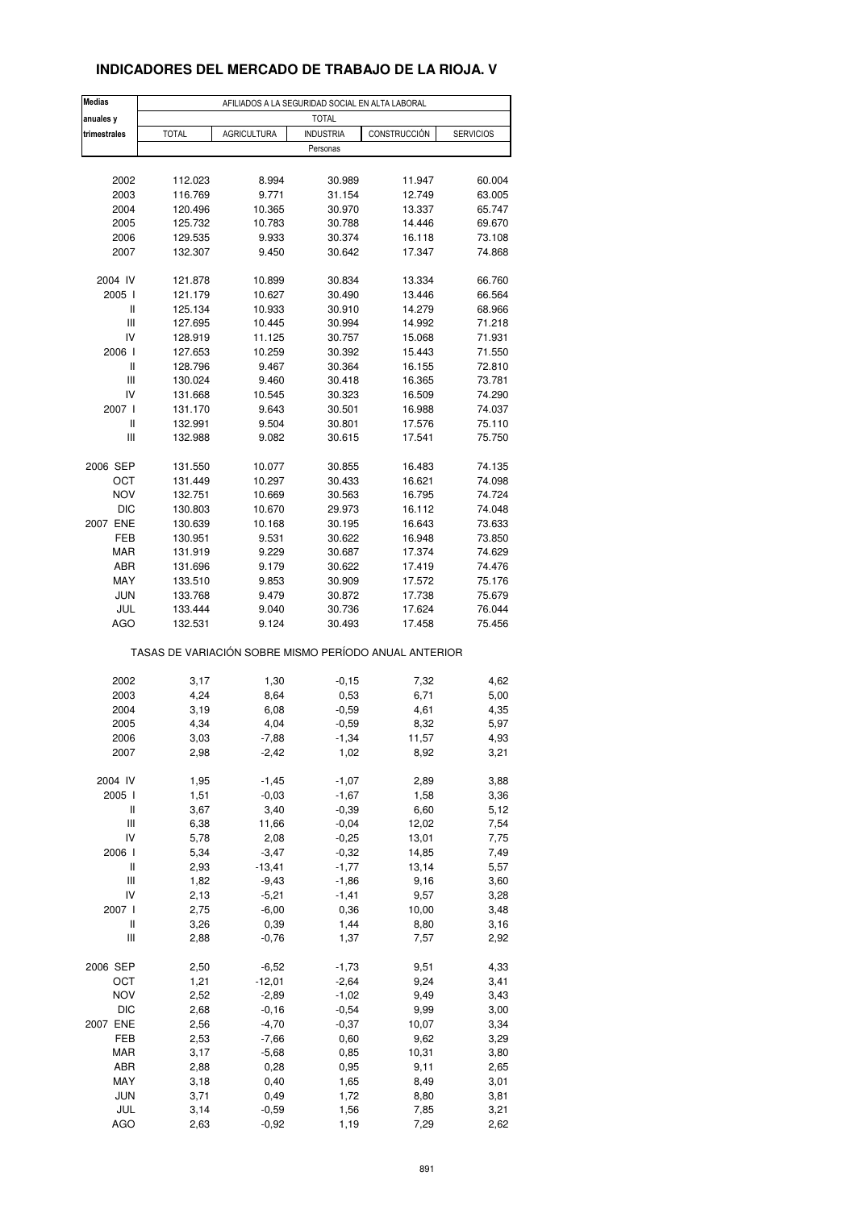## INDICADORES DEL MERCADO DE TRABAJO DE LA RIOJA. V

| Medias anuales y trimestrales | AFILIADOS A LA SEGURIDAD SOCIAL EN ALTA LABORAL | | | | |
|---|---|---|---|---|---|
| | TOTAL | | | | |
| | TOTAL | AGRICULTURA | INDUSTRIA | CONSTRUCCIÓN | SERVICIOS |
| | Personas | | | | |
| 2002 | 112.023 | 8.994 | 30.989 | 11.947 | 60.004 |
| 2003 | 116.769 | 9.771 | 31.154 | 12.749 | 63.005 |
| 2004 | 120.496 | 10.365 | 30.970 | 13.337 | 65.747 |
| 2005 | 125.732 | 10.783 | 30.788 | 14.446 | 69.670 |
| 2006 | 129.535 | 9.933 | 30.374 | 16.118 | 73.108 |
| 2007 | 132.307 | 9.450 | 30.642 | 17.347 | 74.868 |
| 2004 IV | 121.878 | 10.899 | 30.834 | 13.334 | 66.760 |
| 2005 I | 121.179 | 10.627 | 30.490 | 13.446 | 66.564 |
| II | 125.134 | 10.933 | 30.910 | 14.279 | 68.966 |
| III | 127.695 | 10.445 | 30.994 | 14.992 | 71.218 |
| IV | 128.919 | 11.125 | 30.757 | 15.068 | 71.931 |
| 2006 I | 127.653 | 10.259 | 30.392 | 15.443 | 71.550 |
| II | 128.796 | 9.467 | 30.364 | 16.155 | 72.810 |
| III | 130.024 | 9.460 | 30.418 | 16.365 | 73.781 |
| IV | 131.668 | 10.545 | 30.323 | 16.509 | 74.290 |
| 2007 I | 131.170 | 9.643 | 30.501 | 16.988 | 74.037 |
| II | 132.991 | 9.504 | 30.801 | 17.576 | 75.110 |
| III | 132.988 | 9.082 | 30.615 | 17.541 | 75.750 |
| 2006 SEP | 131.550 | 10.077 | 30.855 | 16.483 | 74.135 |
| OCT | 131.449 | 10.297 | 30.433 | 16.621 | 74.098 |
| NOV | 132.751 | 10.669 | 30.563 | 16.795 | 74.724 |
| DIC | 130.803 | 10.670 | 29.973 | 16.112 | 74.048 |
| 2007 ENE | 130.639 | 10.168 | 30.195 | 16.643 | 73.633 |
| FEB | 130.951 | 9.531 | 30.622 | 16.948 | 73.850 |
| MAR | 131.919 | 9.229 | 30.687 | 17.374 | 74.629 |
| ABR | 131.696 | 9.179 | 30.622 | 17.419 | 74.476 |
| MAY | 133.510 | 9.853 | 30.909 | 17.572 | 75.176 |
| JUN | 133.768 | 9.479 | 30.872 | 17.738 | 75.679 |
| JUL | 133.444 | 9.040 | 30.736 | 17.624 | 76.044 |
| AGO | 132.531 | 9.124 | 30.493 | 17.458 | 75.456 |
| | TASAS DE VARIACIÓN SOBRE MISMO PERÍODO ANUAL ANTERIOR | | | | |
| 2002 | 3,17 | 1,30 | -0,15 | 7,32 | 4,62 |
| 2003 | 4,24 | 8,64 | 0,53 | 6,71 | 5,00 |
| 2004 | 3,19 | 6,08 | -0,59 | 4,61 | 4,35 |
| 2005 | 4,34 | 4,04 | -0,59 | 8,32 | 5,97 |
| 2006 | 3,03 | -7,88 | -1,34 | 11,57 | 4,93 |
| 2007 | 2,98 | -2,42 | 1,02 | 8,92 | 3,21 |
| 2004 IV | 1,95 | -1,45 | -1,07 | 2,89 | 3,88 |
| 2005 I | 1,51 | -0,03 | -1,67 | 1,58 | 3,36 |
| II | 3,67 | 3,40 | -0,39 | 6,60 | 5,12 |
| III | 6,38 | 11,66 | -0,04 | 12,02 | 7,54 |
| IV | 5,78 | 2,08 | -0,25 | 13,01 | 7,75 |
| 2006 I | 5,34 | -3,47 | -0,32 | 14,85 | 7,49 |
| II | 2,93 | -13,41 | -1,77 | 13,14 | 5,57 |
| III | 1,82 | -9,43 | -1,86 | 9,16 | 3,60 |
| IV | 2,13 | -5,21 | -1,41 | 9,57 | 3,28 |
| 2007 I | 2,75 | -6,00 | 0,36 | 10,00 | 3,48 |
| II | 3,26 | 0,39 | 1,44 | 8,80 | 3,16 |
| III | 2,88 | -0,76 | 1,37 | 7,57 | 2,92 |
| 2006 SEP | 2,50 | -6,52 | -1,73 | 9,51 | 4,33 |
| OCT | 1,21 | -12,01 | -2,64 | 9,24 | 3,41 |
| NOV | 2,52 | -2,89 | -1,02 | 9,49 | 3,43 |
| DIC | 2,68 | -0,16 | -0,54 | 9,99 | 3,00 |
| 2007 ENE | 2,56 | -4,70 | -0,37 | 10,07 | 3,34 |
| FEB | 2,53 | -7,66 | 0,60 | 9,62 | 3,29 |
| MAR | 3,17 | -5,68 | 0,85 | 10,31 | 3,80 |
| ABR | 2,88 | 0,28 | 0,95 | 9,11 | 2,65 |
| MAY | 3,18 | 0,40 | 1,65 | 8,49 | 3,01 |
| JUN | 3,71 | 0,49 | 1,72 | 8,80 | 3,81 |
| JUL | 3,14 | -0,59 | 1,56 | 7,85 | 3,21 |
| AGO | 2,63 | -0,92 | 1,19 | 7,29 | 2,62 |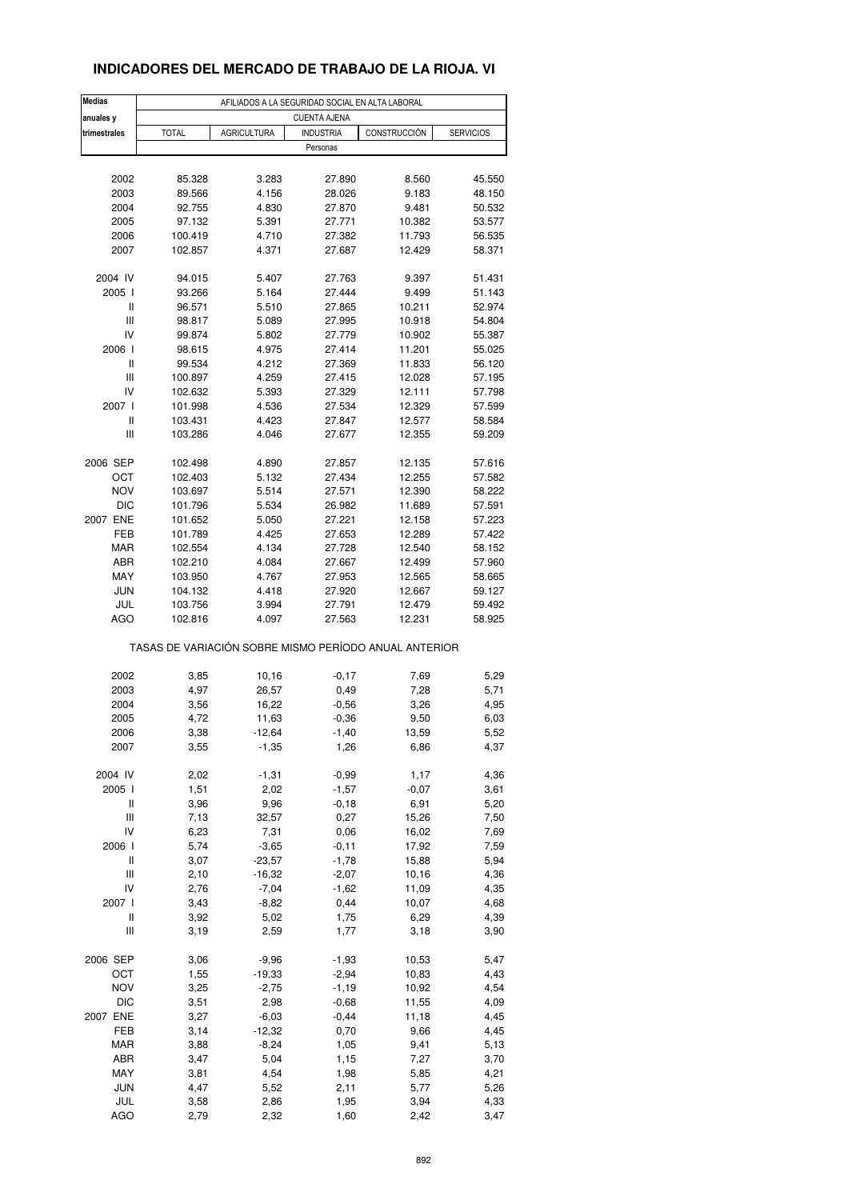# INDICADORES DEL MERCADO DE TRABAJO DE LA RIOJA. VI

| Medias anuales y trimestrales | AFILIADOS A LA SEGURIDAD SOCIAL EN ALTA LABORAL | | | | |
|---|---|---|---|---|---|
| | CUENTA AJENA | | | | |
| | TOTAL | AGRICULTURA | INDUSTRIA | CONSTRUCCIÓN | SERVICIOS |
| | Personas | | | | |
| 2002 | 85.328 | 3.283 | 27.890 | 8.560 | 45.550 |
| 2003 | 89.566 | 4.156 | 28.026 | 9.183 | 48.150 |
| 2004 | 92.755 | 4.830 | 27.870 | 9.481 | 50.532 |
| 2005 | 97.132 | 5.391 | 27.771 | 10.382 | 53.577 |
| 2006 | 100.419 | 4.710 | 27.382 | 11.793 | 56.535 |
| 2007 | 102.857 | 4.371 | 27.687 | 12.429 | 58.371 |
| 2004 IV | 94.015 | 5.407 | 27.763 | 9.397 | 51.431 |
| 2005 I | 93.266 | 5.164 | 27.444 | 9.499 | 51.143 |
| II | 96.571 | 5.510 | 27.865 | 10.211 | 52.974 |
| III | 98.817 | 5.089 | 27.995 | 10.918 | 54.804 |
| IV | 99.874 | 5.802 | 27.779 | 10.902 | 55.387 |
| 2006 I | 98.615 | 4.975 | 27.414 | 11.201 | 55.025 |
| II | 99.534 | 4.212 | 27.369 | 11.833 | 56.120 |
| III | 100.897 | 4.259 | 27.415 | 12.028 | 57.195 |
| IV | 102.632 | 5.393 | 27.329 | 12.111 | 57.798 |
| 2007 I | 101.998 | 4.536 | 27.534 | 12.329 | 57.599 |
| II | 103.431 | 4.423 | 27.847 | 12.577 | 58.584 |
| III | 103.286 | 4.046 | 27.677 | 12.355 | 59.209 |
| 2006 SEP | 102.498 | 4.890 | 27.857 | 12.135 | 57.616 |
| OCT | 102.403 | 5.132 | 27.434 | 12.255 | 57.582 |
| NOV | 103.697 | 5.514 | 27.571 | 12.390 | 58.222 |
| DIC | 101.796 | 5.534 | 26.982 | 11.689 | 57.591 |
| 2007 ENE | 101.652 | 5.050 | 27.221 | 12.158 | 57.223 |
| FEB | 101.789 | 4.425 | 27.653 | 12.289 | 57.422 |
| MAR | 102.554 | 4.134 | 27.728 | 12.540 | 58.152 |
| ABR | 102.210 | 4.084 | 27.667 | 12.499 | 57.960 |
| MAY | 103.950 | 4.767 | 27.953 | 12.565 | 58.665 |
| JUN | 104.132 | 4.418 | 27.920 | 12.667 | 59.127 |
| JUL | 103.756 | 3.994 | 27.791 | 12.479 | 59.492 |
| AGO | 102.816 | 4.097 | 27.563 | 12.231 | 58.925 |
| | TASAS DE VARIACIÓN SOBRE MISMO PERÍODO ANUAL ANTERIOR | | | | |
| 2002 | 3,85 | 10,16 | -0,17 | 7,69 | 5,29 |
| 2003 | 4,97 | 26,57 | 0,49 | 7,28 | 5,71 |
| 2004 | 3,56 | 16,22 | -0,56 | 3,26 | 4,95 |
| 2005 | 4,72 | 11,63 | -0,36 | 9,50 | 6,03 |
| 2006 | 3,38 | -12,64 | -1,40 | 13,59 | 5,52 |
| 2007 | 3,55 | -1,35 | 1,26 | 6,86 | 4,37 |
| 2004 IV | 2,02 | -1,31 | -0,99 | 1,17 | 4,36 |
| 2005 I | 1,51 | 2,02 | -1,57 | -0,07 | 3,61 |
| II | 3,96 | 9,96 | -0,18 | 6,91 | 5,20 |
| III | 7,13 | 32,57 | 0,27 | 15,26 | 7,50 |
| IV | 6,23 | 7,31 | 0,06 | 16,02 | 7,69 |
| 2006 I | 5,74 | -3,65 | -0,11 | 17,92 | 7,59 |
| II | 3,07 | -23,57 | -1,78 | 15,88 | 5,94 |
| III | 2,10 | -16,32 | -2,07 | 10,16 | 4,36 |
| IV | 2,76 | -7,04 | -1,62 | 11,09 | 4,35 |
| 2007 I | 3,43 | -8,82 | 0,44 | 10,07 | 4,68 |
| II | 3,92 | 5,02 | 1,75 | 6,29 | 4,39 |
| III | 3,19 | 2,59 | 1,77 | 3,18 | 3,90 |
| 2006 SEP | 3,06 | -9,96 | -1,93 | 10,53 | 5,47 |
| OCT | 1,55 | -19,33 | -2,94 | 10,83 | 4,43 |
| NOV | 3,25 | -2,75 | -1,19 | 10,92 | 4,54 |
| DIC | 3,51 | 2,98 | -0,68 | 11,55 | 4,09 |
| 2007 ENE | 3,27 | -6,03 | -0,44 | 11,18 | 4,45 |
| FEB | 3,14 | -12,32 | 0,70 | 9,66 | 4,45 |
| MAR | 3,88 | -8,24 | 1,05 | 9,41 | 5,13 |
| ABR | 3,47 | 5,04 | 1,15 | 7,27 | 3,70 |
| MAY | 3,81 | 4,54 | 1,98 | 5,85 | 4,21 |
| JUN | 4,47 | 5,52 | 2,11 | 5,77 | 5,26 |
| JUL | 3,58 | 2,86 | 1,95 | 3,94 | 4,33 |
| AGO | 2,79 | 2,32 | 1,60 | 2,42 | 3,47 |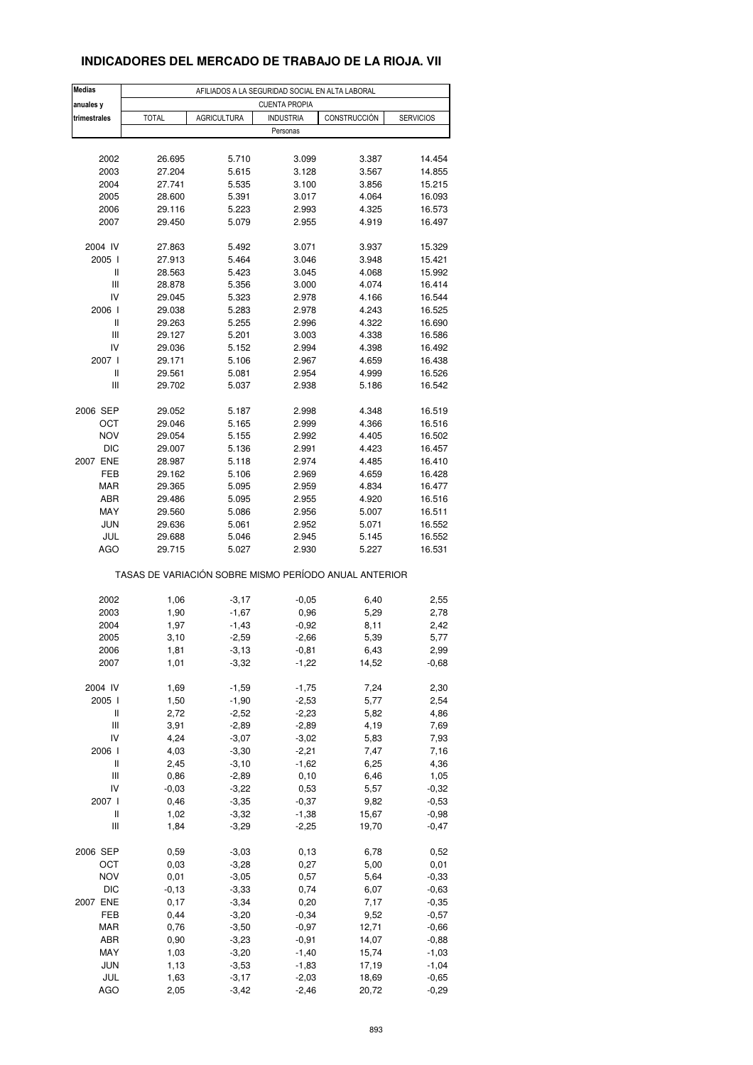## INDICADORES DEL MERCADO DE TRABAJO DE LA RIOJA. VII

| Medias anuales y trimestrales | AFILIADOS A LA SEGURIDAD SOCIAL EN ALTA LABORAL | | | | |
|---|---|---|---|---|---|
| | CUENTA PROPIA | | | | |
| | TOTAL | AGRICULTURA | INDUSTRIA | CONSTRUCCIÓN | SERVICIOS |
| | Personas | | | | |
| 2002 | 26.695 | 5.710 | 3.099 | 3.387 | 14.454 |
| 2003 | 27.204 | 5.615 | 3.128 | 3.567 | 14.855 |
| 2004 | 27.741 | 5.535 | 3.100 | 3.856 | 15.215 |
| 2005 | 28.600 | 5.391 | 3.017 | 4.064 | 16.093 |
| 2006 | 29.116 | 5.223 | 2.993 | 4.325 | 16.573 |
| 2007 | 29.450 | 5.079 | 2.955 | 4.919 | 16.497 |
| 2004 IV | 27.863 | 5.492 | 3.071 | 3.937 | 15.329 |
| 2005 I | 27.913 | 5.464 | 3.046 | 3.948 | 15.421 |
| II | 28.563 | 5.423 | 3.045 | 4.068 | 15.992 |
| III | 28.878 | 5.356 | 3.000 | 4.074 | 16.414 |
| IV | 29.045 | 5.323 | 2.978 | 4.166 | 16.544 |
| 2006 I | 29.038 | 5.283 | 2.978 | 4.243 | 16.525 |
| II | 29.263 | 5.255 | 2.996 | 4.322 | 16.690 |
| III | 29.127 | 5.201 | 3.003 | 4.338 | 16.586 |
| IV | 29.036 | 5.152 | 2.994 | 4.398 | 16.492 |
| 2007 I | 29.171 | 5.106 | 2.967 | 4.659 | 16.438 |
| II | 29.561 | 5.081 | 2.954 | 4.999 | 16.526 |
| III | 29.702 | 5.037 | 2.938 | 5.186 | 16.542 |
| 2006 SEP | 29.052 | 5.187 | 2.998 | 4.348 | 16.519 |
| OCT | 29.046 | 5.165 | 2.999 | 4.366 | 16.516 |
| NOV | 29.054 | 5.155 | 2.992 | 4.405 | 16.502 |
| DIC | 29.007 | 5.136 | 2.991 | 4.423 | 16.457 |
| 2007 ENE | 28.987 | 5.118 | 2.974 | 4.485 | 16.410 |
| FEB | 29.162 | 5.106 | 2.969 | 4.659 | 16.428 |
| MAR | 29.365 | 5.095 | 2.959 | 4.834 | 16.477 |
| ABR | 29.486 | 5.095 | 2.955 | 4.920 | 16.516 |
| MAY | 29.560 | 5.086 | 2.956 | 5.007 | 16.511 |
| JUN | 29.636 | 5.061 | 2.952 | 5.071 | 16.552 |
| JUL | 29.688 | 5.046 | 2.945 | 5.145 | 16.552 |
| AGO | 29.715 | 5.027 | 2.930 | 5.227 | 16.531 |
| | TASAS DE VARIACIÓN SOBRE MISMO PERÍODO ANUAL ANTERIOR | | | | |
| 2002 | 1,06 | -3,17 | -0,05 | 6,40 | 2,55 |
| 2003 | 1,90 | -1,67 | 0,96 | 5,29 | 2,78 |
| 2004 | 1,97 | -1,43 | -0,92 | 8,11 | 2,42 |
| 2005 | 3,10 | -2,59 | -2,66 | 5,39 | 5,77 |
| 2006 | 1,81 | -3,13 | -0,81 | 6,43 | 2,99 |
| 2007 | 1,01 | -3,32 | -1,22 | 14,52 | -0,68 |
| 2004 IV | 1,69 | -1,59 | -1,75 | 7,24 | 2,30 |
| 2005 I | 1,50 | -1,90 | -2,53 | 5,77 | 2,54 |
| II | 2,72 | -2,52 | -2,23 | 5,82 | 4,86 |
| III | 3,91 | -2,89 | -2,89 | 4,19 | 7,69 |
| IV | 4,24 | -3,07 | -3,02 | 5,83 | 7,93 |
| 2006 I | 4,03 | -3,30 | -2,21 | 7,47 | 7,16 |
| II | 2,45 | -3,10 | -1,62 | 6,25 | 4,36 |
| III | 0,86 | -2,89 | 0,10 | 6,46 | 1,05 |
| IV | -0,03 | -3,22 | 0,53 | 5,57 | -0,32 |
| 2007 I | 0,46 | -3,35 | -0,37 | 9,82 | -0,53 |
| II | 1,02 | -3,32 | -1,38 | 15,67 | -0,98 |
| III | 1,84 | -3,29 | -2,25 | 19,70 | -0,47 |
| 2006 SEP | 0,59 | -3,03 | 0,13 | 6,78 | 0,52 |
| OCT | 0,03 | -3,28 | 0,27 | 5,00 | 0,01 |
| NOV | 0,01 | -3,05 | 0,57 | 5,64 | -0,33 |
| DIC | -0,13 | -3,33 | 0,74 | 6,07 | -0,63 |
| 2007 ENE | 0,17 | -3,34 | 0,20 | 7,17 | -0,35 |
| FEB | 0,44 | -3,20 | -0,34 | 9,52 | -0,57 |
| MAR | 0,76 | -3,50 | -0,97 | 12,71 | -0,66 |
| ABR | 0,90 | -3,23 | -0,91 | 14,07 | -0,88 |
| MAY | 1,03 | -3,20 | -1,40 | 15,74 | -1,03 |
| JUN | 1,13 | -3,53 | -1,83 | 17,19 | -1,04 |
| JUL | 1,63 | -3,17 | -2,03 | 18,69 | -0,65 |
| AGO | 2,05 | -3,42 | -2,46 | 20,72 | -0,29 |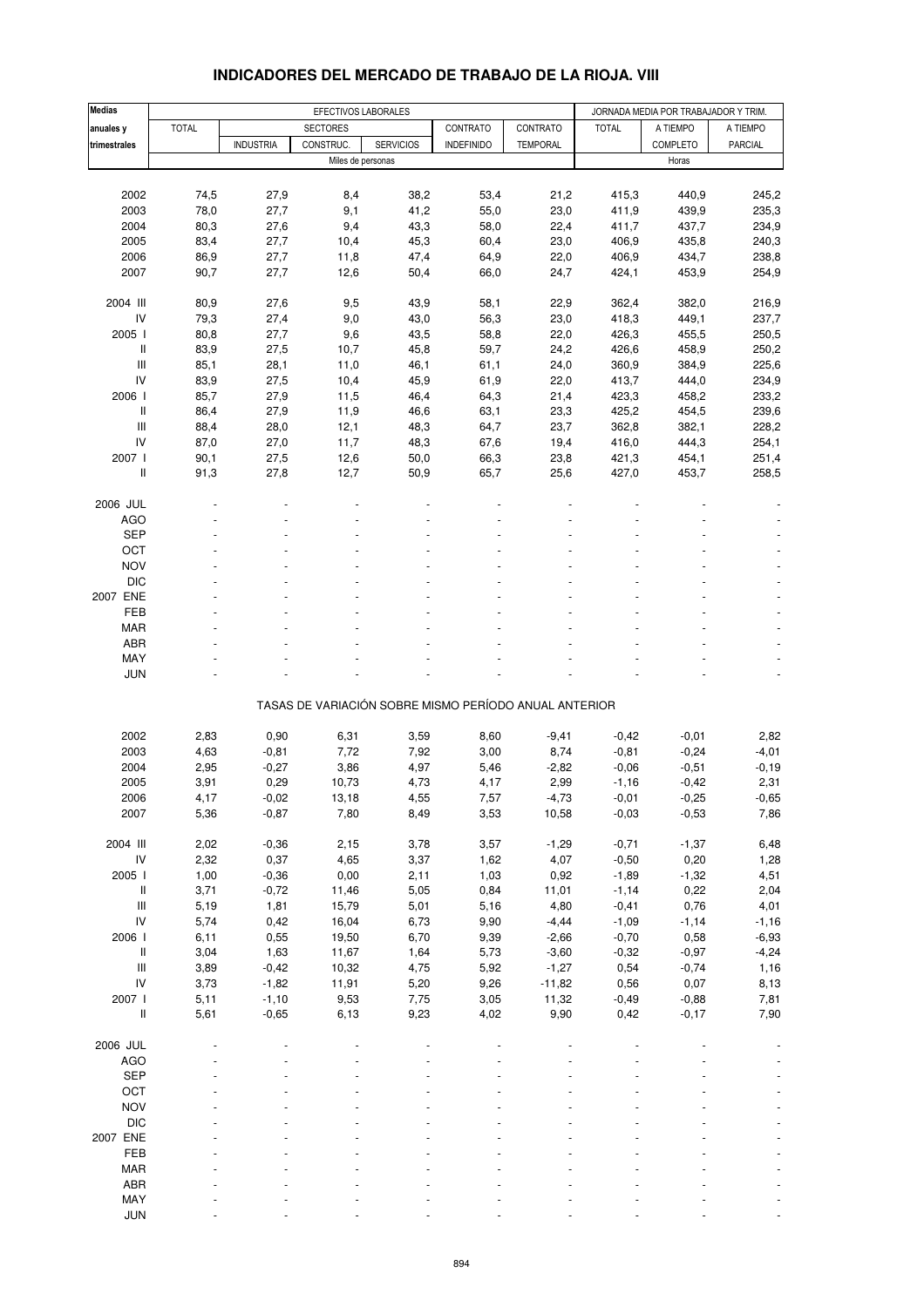# INDICADORES DEL MERCADO DE TRABAJO DE LA RIOJA. VIII

| Medias anuales y trimestrales | EFECTIVOS LABORALES | | | | | | JORNADA MEDIA POR TRABAJADOR Y TRIM. | | |
|---|---|---|---|---|---|---|---|---|---|
| | TOTAL | SECTORES | | | CONTRATO | CONTRATO | TOTAL | A TIEMPO | A TIEMPO |
| | | INDUSTRIA | CONSTRUC. | SERVICIOS | INDEFINIDO | TEMPORAL | | COMPLETO | PARCIAL |
| | Miles de personas | | | | | | Horas | | |
| 2002 | 74,5 | 27,9 | 8,4 | 38,2 | 53,4 | 21,2 | 415,3 | 440,9 | 245,2 |
| 2003 | 78,0 | 27,7 | 9,1 | 41,2 | 55,0 | 23,0 | 411,9 | 439,9 | 235,3 |
| 2004 | 80,3 | 27,6 | 9,4 | 43,3 | 58,0 | 22,4 | 411,7 | 437,7 | 234,9 |
| 2005 | 83,4 | 27,7 | 10,4 | 45,3 | 60,4 | 23,0 | 406,9 | 435,8 | 240,3 |
| 2006 | 86,9 | 27,7 | 11,8 | 47,4 | 64,9 | 22,0 | 406,9 | 434,7 | 238,8 |
| 2007 | 90,7 | 27,7 | 12,6 | 50,4 | 66,0 | 24,7 | 424,1 | 453,9 | 254,9 |
| 2004 III | 80,9 | 27,6 | 9,5 | 43,9 | 58,1 | 22,9 | 362,4 | 382,0 | 216,9 |
| IV | 79,3 | 27,4 | 9,0 | 43,0 | 56,3 | 23,0 | 418,3 | 449,1 | 237,7 |
| 2005 I | 80,8 | 27,7 | 9,6 | 43,5 | 58,8 | 22,0 | 426,3 | 455,5 | 250,5 |
| II | 83,9 | 27,5 | 10,7 | 45,8 | 59,7 | 24,2 | 426,6 | 458,9 | 250,2 |
| III | 85,1 | 28,1 | 11,0 | 46,1 | 61,1 | 24,0 | 360,9 | 384,9 | 225,6 |
| IV | 83,9 | 27,5 | 10,4 | 45,9 | 61,9 | 22,0 | 413,7 | 444,0 | 234,9 |
| 2006 I | 85,7 | 27,9 | 11,5 | 46,4 | 64,3 | 21,4 | 423,3 | 458,2 | 233,2 |
| II | 86,4 | 27,9 | 11,9 | 46,6 | 63,1 | 23,3 | 425,2 | 454,5 | 239,6 |
| III | 88,4 | 28,0 | 12,1 | 48,3 | 64,7 | 23,7 | 362,8 | 382,1 | 228,2 |
| IV | 87,0 | 27,0 | 11,7 | 48,3 | 67,6 | 19,4 | 416,0 | 444,3 | 254,1 |
| 2007 I | 90,1 | 27,5 | 12,6 | 50,0 | 66,3 | 23,8 | 421,3 | 454,1 | 251,4 |
| II | 91,3 | 27,8 | 12,7 | 50,9 | 65,7 | 25,6 | 427,0 | 453,7 | 258,5 |
| 2006 JUL | - | - | - | - | - | - | - | - | - |
| AGO | - | - | - | - | - | - | - | - | - |
| SEP | - | - | - | - | - | - | - | - | - |
| OCT | - | - | - | - | - | - | - | - | - |
| NOV | - | - | - | - | - | - | - | - | - |
| DIC | - | - | - | - | - | - | - | - | - |
| 2007 ENE | - | - | - | - | - | - | - | - | - |
| FEB | - | - | - | - | - | - | - | - | - |
| MAR | - | - | - | - | - | - | - | - | - |
| ABR | - | - | - | - | - | - | - | - | - |
| MAY | - | - | - | - | - | - | - | - | - |
| JUN | - | - | - | - | - | - | - | - | - |
| | TASAS DE VARIACIÓN SOBRE MISMO PERÍODO ANUAL ANTERIOR | | | | | | | | |
| 2002 | 2,83 | 0,90 | 6,31 | 3,59 | 8,60 | -9,41 | -0,42 | -0,01 | 2,82 |
| 2003 | 4,63 | -0,81 | 7,72 | 7,92 | 3,00 | 8,74 | -0,81 | -0,24 | -4,01 |
| 2004 | 2,95 | -0,27 | 3,86 | 4,97 | 5,46 | -2,82 | -0,06 | -0,51 | -0,19 |
| 2005 | 3,91 | 0,29 | 10,73 | 4,73 | 4,17 | 2,99 | -1,16 | -0,42 | 2,31 |
| 2006 | 4,17 | -0,02 | 13,18 | 4,55 | 7,57 | -4,73 | -0,01 | -0,25 | -0,65 |
| 2007 | 5,36 | -0,87 | 7,80 | 8,49 | 3,53 | 10,58 | -0,03 | -0,53 | 7,86 |
| 2004 III | 2,02 | -0,36 | 2,15 | 3,78 | 3,57 | -1,29 | -0,71 | -1,37 | 6,48 |
| IV | 2,32 | 0,37 | 4,65 | 3,37 | 1,62 | 4,07 | -0,50 | 0,20 | 1,28 |
| 2005 I | 1,00 | -0,36 | 0,00 | 2,11 | 1,03 | 0,92 | -1,89 | -1,32 | 4,51 |
| II | 3,71 | -0,72 | 11,46 | 5,05 | 0,84 | 11,01 | -1,14 | 0,22 | 2,04 |
| III | 5,19 | 1,81 | 15,79 | 5,01 | 5,16 | 4,80 | -0,41 | 0,76 | 4,01 |
| IV | 5,74 | 0,42 | 16,04 | 6,73 | 9,90 | -4,44 | -1,09 | -1,14 | -1,16 |
| 2006 I | 6,11 | 0,55 | 19,50 | 6,70 | 9,39 | -2,66 | -0,70 | 0,58 | -6,93 |
| II | 3,04 | 1,63 | 11,67 | 1,64 | 5,73 | -3,60 | -0,32 | -0,97 | -4,24 |
| III | 3,89 | -0,42 | 10,32 | 4,75 | 5,92 | -1,27 | 0,54 | -0,74 | 1,16 |
| IV | 3,73 | -1,82 | 11,91 | 5,20 | 9,26 | -11,82 | 0,56 | 0,07 | 8,13 |
| 2007 I | 5,11 | -1,10 | 9,53 | 7,75 | 3,05 | 11,32 | -0,49 | -0,88 | 7,81 |
| II | 5,61 | -0,65 | 6,13 | 9,23 | 4,02 | 9,90 | 0,42 | -0,17 | 7,90 |
| 2006 JUL | - | - | - | - | - | - | - | - | - |
| AGO | - | - | - | - | - | - | - | - | - |
| SEP | - | - | - | - | - | - | - | - | - |
| OCT | - | - | - | - | - | - | - | - | - |
| NOV | - | - | - | - | - | - | - | - | - |
| DIC | - | - | - | - | - | - | - | - | - |
| 2007 ENE | - | - | - | - | - | - | - | - | - |
| FEB | - | - | - | - | - | - | - | - | - |
| MAR | - | - | - | - | - | - | - | - | - |
| ABR | - | - | - | - | - | - | - | - | - |
| MAY | - | - | - | - | - | - | - | - | - |
| JUN | - | - | - | - | - | - | - | - | - |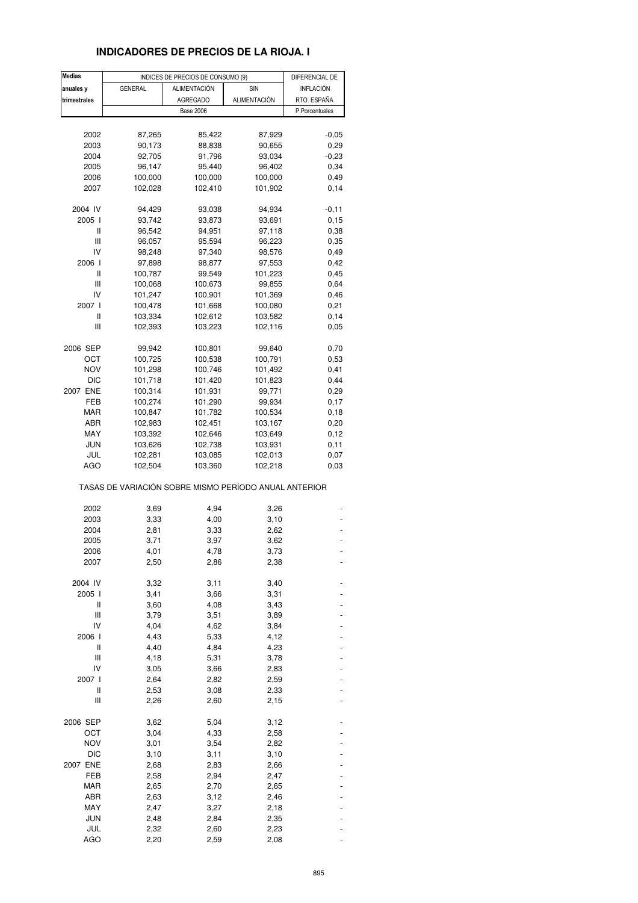# INDICADORES DE PRECIOS DE LA RIOJA. I

| Medias anuales y trimestrales | INDICES DE PRECIOS DE CONSUMO (9) | | | DIFERENCIAL DE INFLACIÓN RTO. ESPAÑA |
|---|---|---|---|---|
| | GENERAL | ALIMENTACIÓN AGREGADO | SIN ALIMENTACIÓN | |
| | Base 2006 | | | P.Porcentuales |
| 2002 | 87,265 | 85,422 | 87,929 | -0,05 |
| 2003 | 90,173 | 88,838 | 90,655 | 0,29 |
| 2004 | 92,705 | 91,796 | 93,034 | -0,23 |
| 2005 | 96,147 | 95,440 | 96,402 | 0,34 |
| 2006 | 100,000 | 100,000 | 100,000 | 0,49 |
| 2007 | 102,028 | 102,410 | 101,902 | 0,14 |
| 2004 IV | 94,429 | 93,038 | 94,934 | -0,11 |
| 2005 I | 93,742 | 93,873 | 93,691 | 0,15 |
| II | 96,542 | 94,951 | 97,118 | 0,38 |
| III | 96,057 | 95,594 | 96,223 | 0,35 |
| IV | 98,248 | 97,340 | 98,576 | 0,49 |
| 2006 I | 97,898 | 98,877 | 97,553 | 0,42 |
| II | 100,787 | 99,549 | 101,223 | 0,45 |
| III | 100,068 | 100,673 | 99,855 | 0,64 |
| IV | 101,247 | 100,901 | 101,369 | 0,46 |
| 2007 I | 100,478 | 101,668 | 100,080 | 0,21 |
| II | 103,334 | 102,612 | 103,582 | 0,14 |
| III | 102,393 | 103,223 | 102,116 | 0,05 |
| 2006 SEP | 99,942 | 100,801 | 99,640 | 0,70 |
| OCT | 100,725 | 100,538 | 100,791 | 0,53 |
| NOV | 101,298 | 100,746 | 101,492 | 0,41 |
| DIC | 101,718 | 101,420 | 101,823 | 0,44 |
| 2007 ENE | 100,314 | 101,931 | 99,771 | 0,29 |
| FEB | 100,274 | 101,290 | 99,934 | 0,17 |
| MAR | 100,847 | 101,782 | 100,534 | 0,18 |
| ABR | 102,983 | 102,451 | 103,167 | 0,20 |
| MAY | 103,392 | 102,646 | 103,649 | 0,12 |
| JUN | 103,626 | 102,738 | 103,931 | 0,11 |
| JUL | 102,281 | 103,085 | 102,013 | 0,07 |
| AGO | 102,504 | 103,360 | 102,218 | 0,03 |
| **TASAS DE VARIACIÓN SOBRE MISMO PERÍODO ANUAL ANTERIOR** | | | | |
| 2002 | 3,69 | 4,94 | 3,26 | - |
| 2003 | 3,33 | 4,00 | 3,10 | - |
| 2004 | 2,81 | 3,33 | 2,62 | - |
| 2005 | 3,71 | 3,97 | 3,62 | - |
| 2006 | 4,01 | 4,78 | 3,73 | - |
| 2007 | 2,50 | 2,86 | 2,38 | - |
| 2004 IV | 3,32 | 3,11 | 3,40 | - |
| 2005 I | 3,41 | 3,66 | 3,31 | - |
| II | 3,60 | 4,08 | 3,43 | - |
| III | 3,79 | 3,51 | 3,89 | - |
| IV | 4,04 | 4,62 | 3,84 | - |
| 2006 I | 4,43 | 5,33 | 4,12 | - |
| II | 4,40 | 4,84 | 4,23 | - |
| III | 4,18 | 5,31 | 3,78 | - |
| IV | 3,05 | 3,66 | 2,83 | - |
| 2007 I | 2,64 | 2,82 | 2,59 | - |
| II | 2,53 | 3,08 | 2,33 | - |
| III | 2,26 | 2,60 | 2,15 | - |
| 2006 SEP | 3,62 | 5,04 | 3,12 | - |
| OCT | 3,04 | 4,33 | 2,58 | - |
| NOV | 3,01 | 3,54 | 2,82 | - |
| DIC | 3,10 | 3,11 | 3,10 | - |
| 2007 ENE | 2,68 | 2,83 | 2,66 | - |
| FEB | 2,58 | 2,94 | 2,47 | - |
| MAR | 2,65 | 2,70 | 2,65 | - |
| ABR | 2,63 | 3,12 | 2,46 | - |
| MAY | 2,47 | 3,27 | 2,18 | - |
| JUN | 2,48 | 2,84 | 2,35 | - |
| JUL | 2,32 | 2,60 | 2,23 | - |
| AGO | 2,20 | 2,59 | 2,08 | - |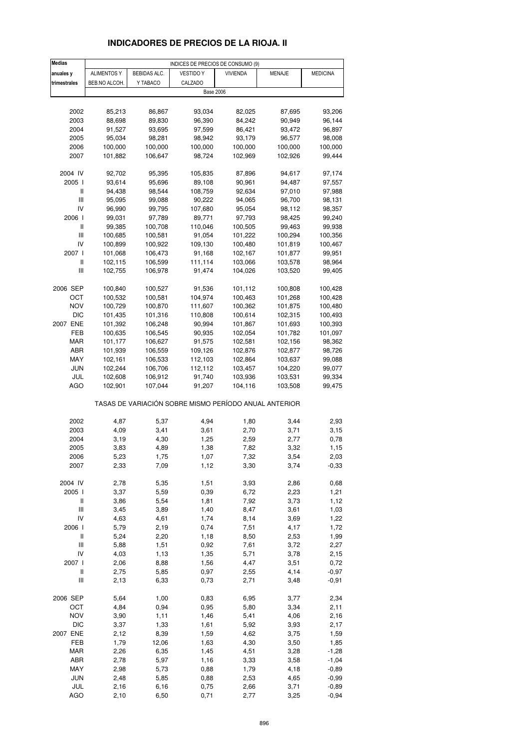## INDICADORES DE PRECIOS DE LA RIOJA. II

| Medias anuales y trimestrales | INDICES DE PRECIOS DE CONSUMO (9) | | | | | |
|---|---|---|---|---|---|---|
| | ALIMENTOS Y BEB.NO ALCOH. | BEBIDAS ALC. Y TABACO | VESTIDO Y CALZADO | VIVIENDA | MENAJE | MEDICINA |
| | Base 2006 | | | | | |
| 2002 | 85,213 | 86,867 | 93,034 | 82,025 | 87,695 | 93,206 |
| 2003 | 88,698 | 89,830 | 96,390 | 84,242 | 90,949 | 96,144 |
| 2004 | 91,527 | 93,695 | 97,599 | 86,421 | 93,472 | 96,897 |
| 2005 | 95,034 | 98,281 | 98,942 | 93,179 | 96,577 | 98,008 |
| 2006 | 100,000 | 100,000 | 100,000 | 100,000 | 100,000 | 100,000 |
| 2007 | 101,882 | 106,647 | 98,724 | 102,969 | 102,926 | 99,444 |
| 2004 IV | 92,702 | 95,395 | 105,835 | 87,896 | 94,617 | 97,174 |
| 2005 I | 93,614 | 95,696 | 89,108 | 90,961 | 94,487 | 97,557 |
| II | 94,438 | 98,544 | 108,759 | 92,634 | 97,010 | 97,988 |
| III | 95,095 | 99,088 | 90,222 | 94,065 | 96,700 | 98,131 |
| IV | 96,990 | 99,795 | 107,680 | 95,054 | 98,112 | 98,357 |
| 2006 I | 99,031 | 97,789 | 89,771 | 97,793 | 98,425 | 99,240 |
| II | 99,385 | 100,708 | 110,046 | 100,505 | 99,463 | 99,938 |
| III | 100,685 | 100,581 | 91,054 | 101,222 | 100,294 | 100,356 |
| IV | 100,899 | 100,922 | 109,130 | 100,480 | 101,819 | 100,467 |
| 2007 I | 101,068 | 106,473 | 91,168 | 102,167 | 101,877 | 99,951 |
| II | 102,115 | 106,599 | 111,114 | 103,066 | 103,578 | 98,964 |
| III | 102,755 | 106,978 | 91,474 | 104,026 | 103,520 | 99,405 |
| 2006 SEP | 100,840 | 100,527 | 91,536 | 101,112 | 100,808 | 100,428 |
| OCT | 100,532 | 100,581 | 104,974 | 100,463 | 101,268 | 100,428 |
| NOV | 100,729 | 100,870 | 111,607 | 100,362 | 101,875 | 100,480 |
| DIC | 101,435 | 101,316 | 110,808 | 100,614 | 102,315 | 100,493 |
| 2007 ENE | 101,392 | 106,248 | 90,994 | 101,867 | 101,693 | 100,393 |
| FEB | 100,635 | 106,545 | 90,935 | 102,054 | 101,782 | 101,097 |
| MAR | 101,177 | 106,627 | 91,575 | 102,581 | 102,156 | 98,362 |
| ABR | 101,939 | 106,559 | 109,126 | 102,876 | 102,877 | 98,726 |
| MAY | 102,161 | 106,533 | 112,103 | 102,864 | 103,637 | 99,088 |
| JUN | 102,244 | 106,706 | 112,112 | 103,457 | 104,220 | 99,077 |
| JUL | 102,608 | 106,912 | 91,740 | 103,936 | 103,531 | 99,334 |
| AGO | 102,901 | 107,044 | 91,207 | 104,116 | 103,508 | 99,475 |
| | TASAS DE VARIACIÓN SOBRE MISMO PERÍODO ANUAL ANTERIOR | | | | | |
| 2002 | 4,87 | 5,37 | 4,94 | 1,80 | 3,44 | 2,93 |
| 2003 | 4,09 | 3,41 | 3,61 | 2,70 | 3,71 | 3,15 |
| 2004 | 3,19 | 4,30 | 1,25 | 2,59 | 2,77 | 0,78 |
| 2005 | 3,83 | 4,89 | 1,38 | 7,82 | 3,32 | 1,15 |
| 2006 | 5,23 | 1,75 | 1,07 | 7,32 | 3,54 | 2,03 |
| 2007 | 2,33 | 7,09 | 1,12 | 3,30 | 3,74 | -0,33 |
| 2004 IV | 2,78 | 5,35 | 1,51 | 3,93 | 2,86 | 0,68 |
| 2005 I | 3,37 | 5,59 | 0,39 | 6,72 | 2,23 | 1,21 |
| II | 3,86 | 5,54 | 1,81 | 7,92 | 3,73 | 1,12 |
| III | 3,45 | 3,89 | 1,40 | 8,47 | 3,61 | 1,03 |
| IV | 4,63 | 4,61 | 1,74 | 8,14 | 3,69 | 1,22 |
| 2006 I | 5,79 | 2,19 | 0,74 | 7,51 | 4,17 | 1,72 |
| II | 5,24 | 2,20 | 1,18 | 8,50 | 2,53 | 1,99 |
| III | 5,88 | 1,51 | 0,92 | 7,61 | 3,72 | 2,27 |
| IV | 4,03 | 1,13 | 1,35 | 5,71 | 3,78 | 2,15 |
| 2007 I | 2,06 | 8,88 | 1,56 | 4,47 | 3,51 | 0,72 |
| II | 2,75 | 5,85 | 0,97 | 2,55 | 4,14 | -0,97 |
| III | 2,13 | 6,33 | 0,73 | 2,71 | 3,48 | -0,91 |
| 2006 SEP | 5,64 | 1,00 | 0,83 | 6,95 | 3,77 | 2,34 |
| OCT | 4,84 | 0,94 | 0,95 | 5,80 | 3,34 | 2,11 |
| NOV | 3,90 | 1,11 | 1,46 | 5,41 | 4,06 | 2,16 |
| DIC | 3,37 | 1,33 | 1,61 | 5,92 | 3,93 | 2,17 |
| 2007 ENE | 2,12 | 8,39 | 1,59 | 4,62 | 3,75 | 1,59 |
| FEB | 1,79 | 12,06 | 1,63 | 4,30 | 3,50 | 1,85 |
| MAR | 2,26 | 6,35 | 1,45 | 4,51 | 3,28 | -1,28 |
| ABR | 2,78 | 5,97 | 1,16 | 3,33 | 3,58 | -1,04 |
| MAY | 2,98 | 5,73 | 0,88 | 1,79 | 4,18 | -0,89 |
| JUN | 2,48 | 5,85 | 0,88 | 2,53 | 4,65 | -0,99 |
| JUL | 2,16 | 6,16 | 0,75 | 2,66 | 3,71 | -0,89 |
| AGO | 2,10 | 6,50 | 0,71 | 2,77 | 3,25 | -0,94 |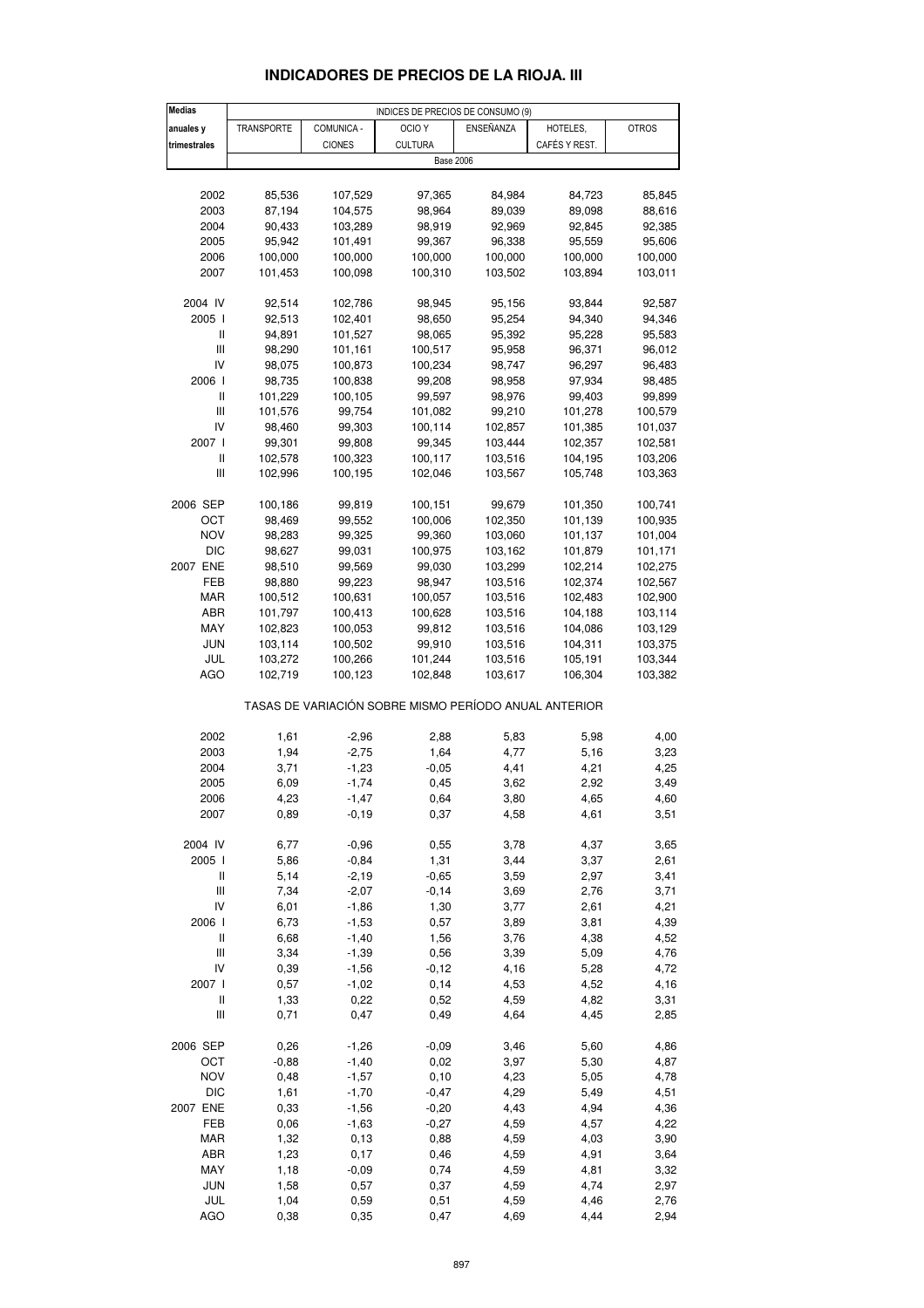# INDICADORES DE PRECIOS DE LA RIOJA. III

| Medias anuales y trimestrales | INDICES DE PRECIOS DE CONSUMO (9) | | | | | |
|---|---|---|---|---|---|---|
| | TRANSPORTE | COMUNICA - CIONES | OCIO Y CULTURA | ENSEÑANZA | HOTELES, CAFÉS Y REST. | OTROS |
| | Base 2006 | | | | | |
| 2002 | 85,536 | 107,529 | 97,365 | 84,984 | 84,723 | 85,845 |
| 2003 | 87,194 | 104,575 | 98,964 | 89,039 | 89,098 | 88,616 |
| 2004 | 90,433 | 103,289 | 98,919 | 92,969 | 92,845 | 92,385 |
| 2005 | 95,942 | 101,491 | 99,367 | 96,338 | 95,559 | 95,606 |
| 2006 | 100,000 | 100,000 | 100,000 | 100,000 | 100,000 | 100,000 |
| 2007 | 101,453 | 100,098 | 100,310 | 103,502 | 103,894 | 103,011 |
| 2004 IV | 92,514 | 102,786 | 98,945 | 95,156 | 93,844 | 92,587 |
| 2005 I | 92,513 | 102,401 | 98,650 | 95,254 | 94,340 | 94,346 |
| II | 94,891 | 101,527 | 98,065 | 95,392 | 95,228 | 95,583 |
| III | 98,290 | 101,161 | 100,517 | 95,958 | 96,371 | 96,012 |
| IV | 98,075 | 100,873 | 100,234 | 98,747 | 96,297 | 96,483 |
| 2006 I | 98,735 | 100,838 | 99,208 | 98,958 | 97,934 | 98,485 |
| II | 101,229 | 100,105 | 99,597 | 98,976 | 99,403 | 99,899 |
| III | 101,576 | 99,754 | 101,082 | 99,210 | 101,278 | 100,579 |
| IV | 98,460 | 99,303 | 100,114 | 102,857 | 101,385 | 101,037 |
| 2007 I | 99,301 | 99,808 | 99,345 | 103,444 | 102,357 | 102,581 |
| II | 102,578 | 100,323 | 100,117 | 103,516 | 104,195 | 103,206 |
| III | 102,996 | 100,195 | 102,046 | 103,567 | 105,748 | 103,363 |
| 2006 SEP | 100,186 | 99,819 | 100,151 | 99,679 | 101,350 | 100,741 |
| OCT | 98,469 | 99,552 | 100,006 | 102,350 | 101,139 | 100,935 |
| NOV | 98,283 | 99,325 | 99,360 | 103,060 | 101,137 | 101,004 |
| DIC | 98,627 | 99,031 | 100,975 | 103,162 | 101,879 | 101,171 |
| 2007 ENE | 98,510 | 99,569 | 99,030 | 103,299 | 102,214 | 102,275 |
| FEB | 98,880 | 99,223 | 98,947 | 103,516 | 102,374 | 102,567 |
| MAR | 100,512 | 100,631 | 100,057 | 103,516 | 102,483 | 102,900 |
| ABR | 101,797 | 100,413 | 100,628 | 103,516 | 104,188 | 103,114 |
| MAY | 102,823 | 100,053 | 99,812 | 103,516 | 104,086 | 103,129 |
| JUN | 103,114 | 100,502 | 99,910 | 103,516 | 104,311 | 103,375 |
| JUL | 103,272 | 100,266 | 101,244 | 103,516 | 105,191 | 103,344 |
| AGO | 102,719 | 100,123 | 102,848 | 103,617 | 106,304 | 103,382 |
| | TASAS DE VARIACIÓN SOBRE MISMO PERÍODO ANUAL ANTERIOR | | | | | |
| 2002 | 1,61 | -2,96 | 2,88 | 5,83 | 5,98 | 4,00 |
| 2003 | 1,94 | -2,75 | 1,64 | 4,77 | 5,16 | 3,23 |
| 2004 | 3,71 | -1,23 | -0,05 | 4,41 | 4,21 | 4,25 |
| 2005 | 6,09 | -1,74 | 0,45 | 3,62 | 2,92 | 3,49 |
| 2006 | 4,23 | -1,47 | 0,64 | 3,80 | 4,65 | 4,60 |
| 2007 | 0,89 | -0,19 | 0,37 | 4,58 | 4,61 | 3,51 |
| 2004 IV | 6,77 | -0,96 | 0,55 | 3,78 | 4,37 | 3,65 |
| 2005 I | 5,86 | -0,84 | 1,31 | 3,44 | 3,37 | 2,61 |
| II | 5,14 | -2,19 | -0,65 | 3,59 | 2,97 | 3,41 |
| III | 7,34 | -2,07 | -0,14 | 3,69 | 2,76 | 3,71 |
| IV | 6,01 | -1,86 | 1,30 | 3,77 | 2,61 | 4,21 |
| 2006 I | 6,73 | -1,53 | 0,57 | 3,89 | 3,81 | 4,39 |
| II | 6,68 | -1,40 | 1,56 | 3,76 | 4,38 | 4,52 |
| III | 3,34 | -1,39 | 0,56 | 3,39 | 5,09 | 4,76 |
| IV | 0,39 | -1,56 | -0,12 | 4,16 | 5,28 | 4,72 |
| 2007 I | 0,57 | -1,02 | 0,14 | 4,53 | 4,52 | 4,16 |
| II | 1,33 | 0,22 | 0,52 | 4,59 | 4,82 | 3,31 |
| III | 0,71 | 0,47 | 0,49 | 4,64 | 4,45 | 2,85 |
| 2006 SEP | 0,26 | -1,26 | -0,09 | 3,46 | 5,60 | 4,86 |
| OCT | -0,88 | -1,40 | 0,02 | 3,97 | 5,30 | 4,87 |
| NOV | 0,48 | -1,57 | 0,10 | 4,23 | 5,05 | 4,78 |
| DIC | 1,61 | -1,70 | -0,47 | 4,29 | 5,49 | 4,51 |
| 2007 ENE | 0,33 | -1,56 | -0,20 | 4,43 | 4,94 | 4,36 |
| FEB | 0,06 | -1,63 | -0,27 | 4,59 | 4,57 | 4,22 |
| MAR | 1,32 | 0,13 | 0,88 | 4,59 | 4,03 | 3,90 |
| ABR | 1,23 | 0,17 | 0,46 | 4,59 | 4,91 | 3,64 |
| MAY | 1,18 | -0,09 | 0,74 | 4,59 | 4,81 | 3,32 |
| JUN | 1,58 | 0,57 | 0,37 | 4,59 | 4,74 | 2,97 |
| JUL | 1,04 | 0,59 | 0,51 | 4,59 | 4,46 | 2,76 |
| AGO | 0,38 | 0,35 | 0,47 | 4,69 | 4,44 | 2,94 |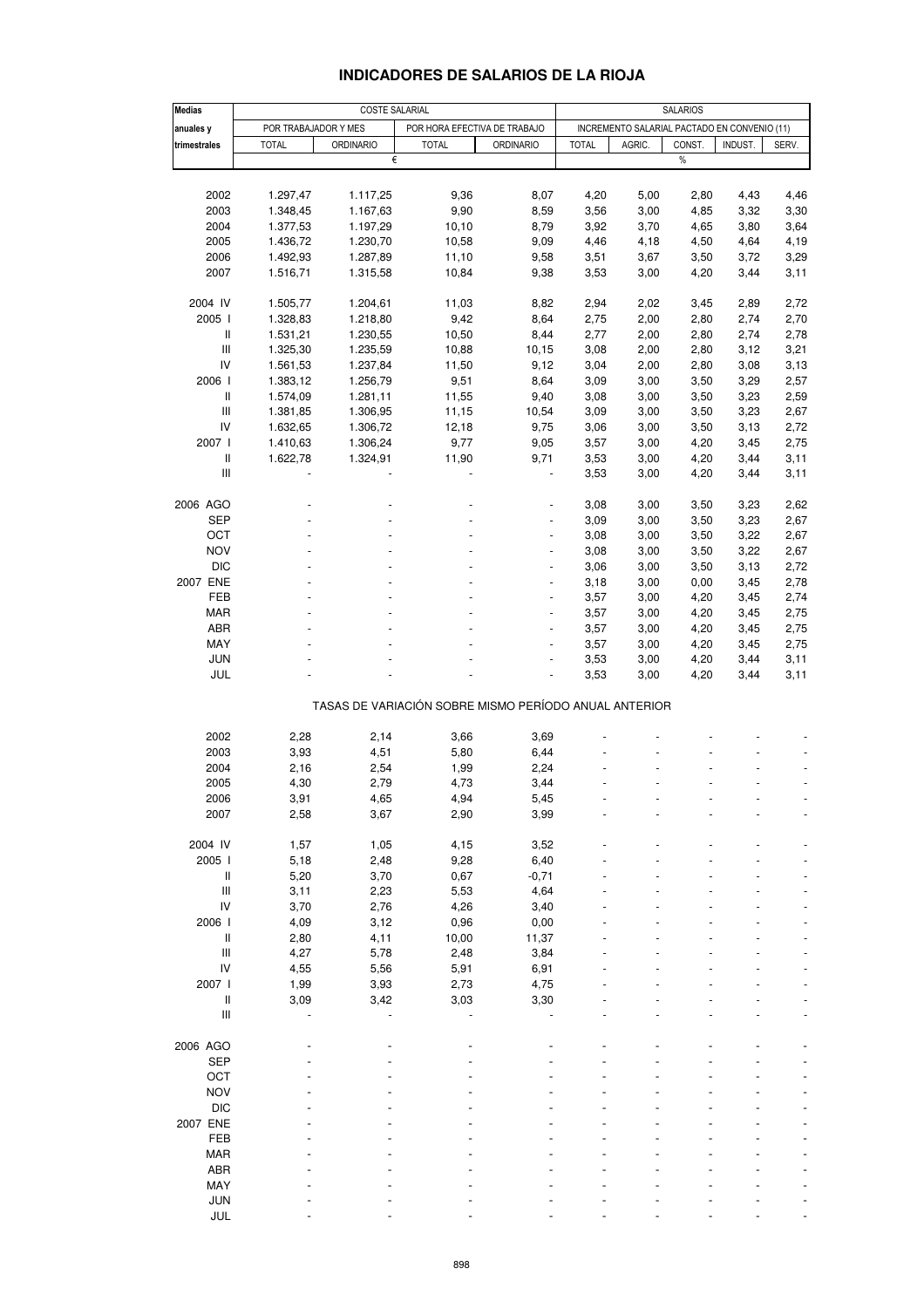# INDICADORES DE SALARIOS DE LA RIOJA

| Medias anuales y trimestrales | COSTE SALARIAL | | | | SALARIOS | | | | |
|---|---|---|---|---|---|---|---|---|---|
| | POR TRABAJADOR Y MES | | POR HORA EFECTIVA DE TRABAJO | | INCREMENTO SALARIAL PACTADO EN CONVENIO (11) | | | | |
| | TOTAL | ORDINARIO | TOTAL | ORDINARIO | TOTAL | AGRIC. | CONST. | INDUST. | SERV. |
| | € | | | | % | | | | |
| 2002 | 1.297,47 | 1.117,25 | 9,36 | 8,07 | 4,20 | 5,00 | 2,80 | 4,43 | 4,46 |
| 2003 | 1.348,45 | 1.167,63 | 9,90 | 8,59 | 3,56 | 3,00 | 4,85 | 3,32 | 3,30 |
| 2004 | 1.377,53 | 1.197,29 | 10,10 | 8,79 | 3,92 | 3,70 | 4,65 | 3,80 | 3,64 |
| 2005 | 1.436,72 | 1.230,70 | 10,58 | 9,09 | 4,46 | 4,18 | 4,50 | 4,64 | 4,19 |
| 2006 | 1.492,93 | 1.287,89 | 11,10 | 9,58 | 3,51 | 3,67 | 3,50 | 3,72 | 3,29 |
| 2007 | 1.516,71 | 1.315,58 | 10,84 | 9,38 | 3,53 | 3,00 | 4,20 | 3,44 | 3,11 |
| 2004 IV | 1.505,77 | 1.204,61 | 11,03 | 8,82 | 2,94 | 2,02 | 3,45 | 2,89 | 2,72 |
| 2005 I | 1.328,83 | 1.218,80 | 9,42 | 8,64 | 2,75 | 2,00 | 2,80 | 2,74 | 2,70 |
| II | 1.531,21 | 1.230,55 | 10,50 | 8,44 | 2,77 | 2,00 | 2,80 | 2,74 | 2,78 |
| III | 1.325,30 | 1.235,59 | 10,88 | 10,15 | 3,08 | 2,00 | 2,80 | 3,12 | 3,21 |
| IV | 1.561,53 | 1.237,84 | 11,50 | 9,12 | 3,04 | 2,00 | 2,80 | 3,08 | 3,13 |
| 2006 I | 1.383,12 | 1.256,79 | 9,51 | 8,64 | 3,09 | 3,00 | 3,50 | 3,29 | 2,57 |
| II | 1.574,09 | 1.281,11 | 11,55 | 9,40 | 3,08 | 3,00 | 3,50 | 3,23 | 2,59 |
| III | 1.381,85 | 1.306,95 | 11,15 | 10,54 | 3,09 | 3,00 | 3,50 | 3,23 | 2,67 |
| IV | 1.632,65 | 1.306,72 | 12,18 | 9,75 | 3,06 | 3,00 | 3,50 | 3,13 | 2,72 |
| 2007 I | 1.410,63 | 1.306,24 | 9,77 | 9,05 | 3,57 | 3,00 | 4,20 | 3,45 | 2,75 |
| II | 1.622,78 | 1.324,91 | 11,90 | 9,71 | 3,53 | 3,00 | 4,20 | 3,44 | 3,11 |
| III | - | - | - | - | 3,53 | 3,00 | 4,20 | 3,44 | 3,11 |
| 2006 AGO | - | - | - | - | 3,08 | 3,00 | 3,50 | 3,23 | 2,62 |
| SEP | - | - | - | - | 3,09 | 3,00 | 3,50 | 3,23 | 2,67 |
| OCT | - | - | - | - | 3,08 | 3,00 | 3,50 | 3,22 | 2,67 |
| NOV | - | - | - | - | 3,08 | 3,00 | 3,50 | 3,22 | 2,67 |
| DIC | - | - | - | - | 3,06 | 3,00 | 3,50 | 3,13 | 2,72 |
| 2007 ENE | - | - | - | - | 3,18 | 3,00 | 0,00 | 3,45 | 2,78 |
| FEB | - | - | - | - | 3,57 | 3,00 | 4,20 | 3,45 | 2,74 |
| MAR | - | - | - | - | 3,57 | 3,00 | 4,20 | 3,45 | 2,75 |
| ABR | - | - | - | - | 3,57 | 3,00 | 4,20 | 3,45 | 2,75 |
| MAY | - | - | - | - | 3,57 | 3,00 | 4,20 | 3,45 | 2,75 |
| JUN | - | - | - | - | 3,53 | 3,00 | 4,20 | 3,44 | 3,11 |
| JUL | - | - | - | - | 3,53 | 3,00 | 4,20 | 3,44 | 3,11 |
| | TASAS DE VARIACIÓN SOBRE MISMO PERÍODO ANUAL ANTERIOR | | | | | | | | |
| 2002 | 2,28 | 2,14 | 3,66 | 3,69 | - | - | - | - | - |
| 2003 | 3,93 | 4,51 | 5,80 | 6,44 | - | - | - | - | - |
| 2004 | 2,16 | 2,54 | 1,99 | 2,24 | - | - | - | - | - |
| 2005 | 4,30 | 2,79 | 4,73 | 3,44 | - | - | - | - | - |
| 2006 | 3,91 | 4,65 | 4,94 | 5,45 | - | - | - | - | - |
| 2007 | 2,58 | 3,67 | 2,90 | 3,99 | - | - | - | - | - |
| 2004 IV | 1,57 | 1,05 | 4,15 | 3,52 | - | - | - | - | - |
| 2005 I | 5,18 | 2,48 | 9,28 | 6,40 | - | - | - | - | - |
| II | 5,20 | 3,70 | 0,67 | -0,71 | - | - | - | - | - |
| III | 3,11 | 2,23 | 5,53 | 4,64 | - | - | - | - | - |
| IV | 3,70 | 2,76 | 4,26 | 3,40 | - | - | - | - | - |
| 2006 I | 4,09 | 3,12 | 0,96 | 0,00 | - | - | - | - | - |
| II | 2,80 | 4,11 | 10,00 | 11,37 | - | - | - | - | - |
| III | 4,27 | 5,78 | 2,48 | 3,84 | - | - | - | - | - |
| IV | 4,55 | 5,56 | 5,91 | 6,91 | - | - | - | - | - |
| 2007 I | 1,99 | 3,93 | 2,73 | 4,75 | - | - | - | - | - |
| II | 3,09 | 3,42 | 3,03 | 3,30 | - | - | - | - | - |
| III | - | - | - | - | - | - | - | - | - |
| 2006 AGO | - | - | - | - | - | - | - | - | - |
| SEP | - | - | - | - | - | - | - | - | - |
| OCT | - | - | - | - | - | - | - | - | - |
| NOV | - | - | - | - | - | - | - | - | - |
| DIC | - | - | - | - | - | - | - | - | - |
| 2007 ENE | - | - | - | - | - | - | - | - | - |
| FEB | - | - | - | - | - | - | - | - | - |
| MAR | - | - | - | - | - | - | - | - | - |
| ABR | - | - | - | - | - | - | - | - | - |
| MAY | - | - | - | - | - | - | - | - | - |
| JUN | - | - | - | - | - | - | - | - | - |
| JUL | - | - | - | - | - | - | - | - | - |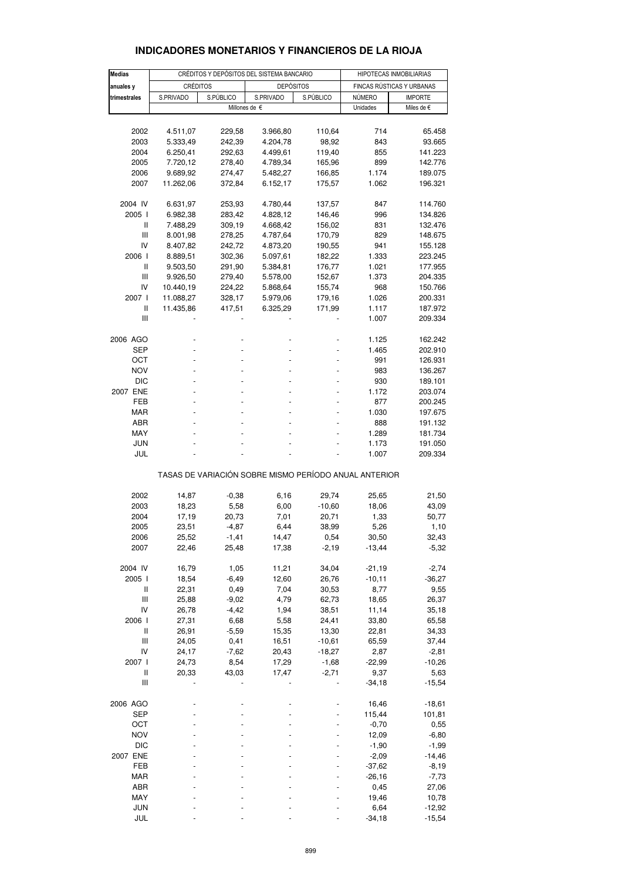# INDICADORES MONETARIOS Y FINANCIEROS DE LA RIOJA

| Medias anuales y trimestrales | CRÉDITOS Y DEPÓSITOS DEL SISTEMA BANCARIO | | | | HIPOTECAS INMOBILIARIAS | |
|---|---|---|---|---|---|---|
| | CRÉDITOS | | DEPÓSITOS | | FINCAS RÚSTICAS Y URBANAS | |
| | S.PRIVADO | S.PÚBLICO | S.PRIVADO | S.PÚBLICO | NÚMERO | IMPORTE |
| | Millones de € | | | | Unidades | Miles de € |
| 2002 | 4.511,07 | 229,58 | 3.966,80 | 110,64 | 714 | 65.458 |
| 2003 | 5.333,49 | 242,39 | 4.204,78 | 98,92 | 843 | 93.665 |
| 2004 | 6.250,41 | 292,63 | 4.499,61 | 119,40 | 855 | 141.223 |
| 2005 | 7.720,12 | 278,40 | 4.789,34 | 165,96 | 899 | 142.776 |
| 2006 | 9.689,92 | 274,47 | 5.482,27 | 166,85 | 1.174 | 189.075 |
| 2007 | 11.262,06 | 372,84 | 6.152,17 | 175,57 | 1.062 | 196.321 |
| 2004 IV | 6.631,97 | 253,93 | 4.780,44 | 137,57 | 847 | 114.760 |
| 2005 I | 6.982,38 | 283,42 | 4.828,12 | 146,46 | 996 | 134.826 |
| II | 7.488,29 | 309,19 | 4.668,42 | 156,02 | 831 | 132.476 |
| III | 8.001,98 | 278,25 | 4.787,64 | 170,79 | 829 | 148.675 |
| IV | 8.407,82 | 242,72 | 4.873,20 | 190,55 | 941 | 155.128 |
| 2006 I | 8.889,51 | 302,36 | 5.097,61 | 182,22 | 1.333 | 223.245 |
| II | 9.503,50 | 291,90 | 5.384,81 | 176,77 | 1.021 | 177.955 |
| III | 9.926,50 | 279,40 | 5.578,00 | 152,67 | 1.373 | 204.335 |
| IV | 10.440,19 | 224,22 | 5.868,64 | 155,74 | 968 | 150.766 |
| 2007 I | 11.088,27 | 328,17 | 5.979,06 | 179,16 | 1.026 | 200.331 |
| II | 11.435,86 | 417,51 | 6.325,29 | 171,99 | 1.117 | 187.972 |
| III | - | - | - | - | 1.007 | 209.334 |
| 2006 AGO | - | - | - | - | 1.125 | 162.242 |
| SEP | - | - | - | - | 1.465 | 202.910 |
| OCT | - | - | - | - | 991 | 126.931 |
| NOV | - | - | - | - | 983 | 136.267 |
| DIC | - | - | - | - | 930 | 189.101 |
| 2007 ENE | - | - | - | - | 1.172 | 203.074 |
| FEB | - | - | - | - | 877 | 200.245 |
| MAR | - | - | - | - | 1.030 | 197.675 |
| ABR | - | - | - | - | 888 | 191.132 |
| MAY | - | - | - | - | 1.289 | 181.734 |
| JUN | - | - | - | - | 1.173 | 191.050 |
| JUL | - | - | - | - | 1.007 | 209.334 |
| **TASAS DE VARIACIÓN SOBRE MISMO PERÍODO ANUAL ANTERIOR** | | | | | | |
| 2002 | 14,87 | -0,38 | 6,16 | 29,74 | 25,65 | 21,50 |
| 2003 | 18,23 | 5,58 | 6,00 | -10,60 | 18,06 | 43,09 |
| 2004 | 17,19 | 20,73 | 7,01 | 20,71 | 1,33 | 50,77 |
| 2005 | 23,51 | -4,87 | 6,44 | 38,99 | 5,26 | 1,10 |
| 2006 | 25,52 | -1,41 | 14,47 | 0,54 | 30,50 | 32,43 |
| 2007 | 22,46 | 25,48 | 17,38 | -2,19 | -13,44 | -5,32 |
| 2004 IV | 16,79 | 1,05 | 11,21 | 34,04 | -21,19 | -2,74 |
| 2005 I | 18,54 | -6,49 | 12,60 | 26,76 | -10,11 | -36,27 |
| II | 22,31 | 0,49 | 7,04 | 30,53 | 8,77 | 9,55 |
| III | 25,88 | -9,02 | 4,79 | 62,73 | 18,65 | 26,37 |
| IV | 26,78 | -4,42 | 1,94 | 38,51 | 11,14 | 35,18 |
| 2006 I | 27,31 | 6,68 | 5,58 | 24,41 | 33,80 | 65,58 |
| II | 26,91 | -5,59 | 15,35 | 13,30 | 22,81 | 34,33 |
| III | 24,05 | 0,41 | 16,51 | -10,61 | 65,59 | 37,44 |
| IV | 24,17 | -7,62 | 20,43 | -18,27 | 2,87 | -2,81 |
| 2007 I | 24,73 | 8,54 | 17,29 | -1,68 | -22,99 | -10,26 |
| II | 20,33 | 43,03 | 17,47 | -2,71 | 9,37 | 5,63 |
| III | - | - | - | - | -34,18 | -15,54 |
| 2006 AGO | - | - | - | - | 16,46 | -18,61 |
| SEP | - | - | - | - | 115,44 | 101,81 |
| OCT | - | - | - | - | -0,70 | 0,55 |
| NOV | - | - | - | - | 12,09 | -6,80 |
| DIC | - | - | - | - | -1,90 | -1,99 |
| 2007 ENE | - | - | - | - | -2,09 | -14,46 |
| FEB | - | - | - | - | -37,62 | -8,19 |
| MAR | - | - | - | - | -26,16 | -7,73 |
| ABR | - | - | - | - | 0,45 | 27,06 |
| MAY | - | - | - | - | 19,46 | 10,78 |
| JUN | - | - | - | - | 6,64 | -12,92 |
| JUL | - | - | - | - | -34,18 | -15,54 |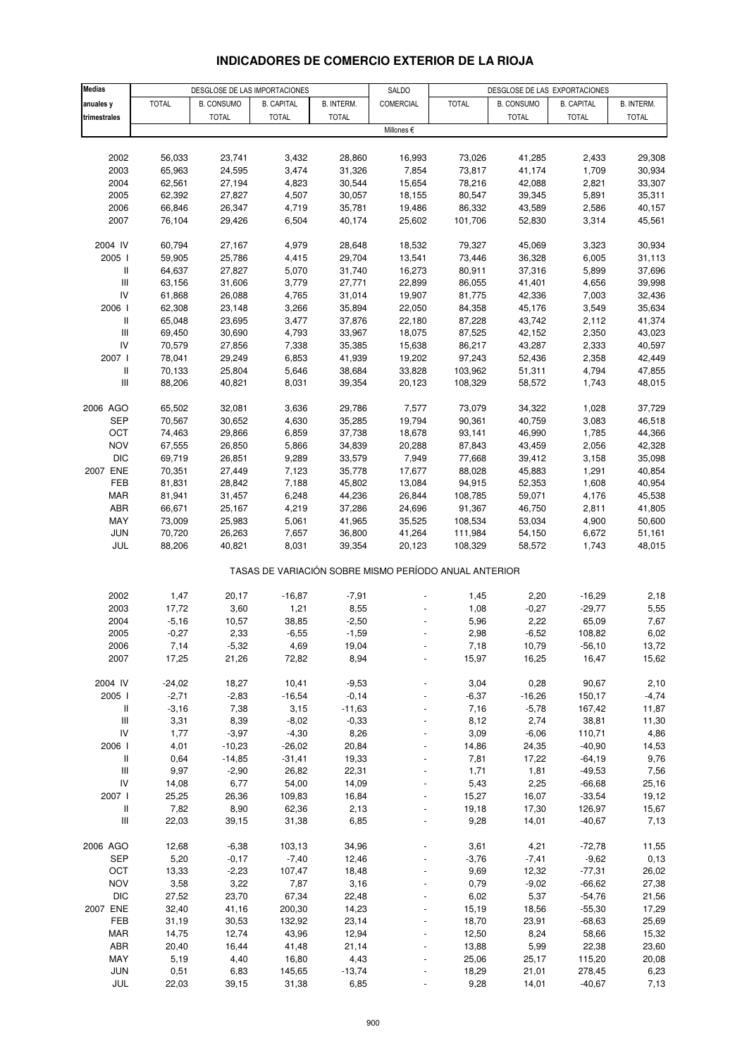# INDICADORES DE COMERCIO EXTERIOR DE LA RIOJA

| Medias anuales y trimestrales | DESGLOSE DE LAS IMPORTACIONES | | | | SALDO | DESGLOSE DE LAS EXPORTACIONES | | | |
|---|---|---|---|---|---|---|---|---|---|
| | TOTAL | B. CONSUMO TOTAL | B. CAPITAL TOTAL | B. INTERM. TOTAL | COMERCIAL | TOTAL | B. CONSUMO TOTAL | B. CAPITAL TOTAL | B. INTERM. TOTAL |
| | | | | | Millones € | | | | |
| 2002 | 56,033 | 23,741 | 3,432 | 28,860 | 16,993 | 73,026 | 41,285 | 2,433 | 29,308 |
| 2003 | 65,963 | 24,595 | 3,474 | 31,326 | 7,854 | 73,817 | 41,174 | 1,709 | 30,934 |
| 2004 | 62,561 | 27,194 | 4,823 | 30,544 | 15,654 | 78,216 | 42,088 | 2,821 | 33,307 |
| 2005 | 62,392 | 27,827 | 4,507 | 30,057 | 18,155 | 80,547 | 39,345 | 5,891 | 35,311 |
| 2006 | 66,846 | 26,347 | 4,719 | 35,781 | 19,486 | 86,332 | 43,589 | 2,586 | 40,157 |
| 2007 | 76,104 | 29,426 | 6,504 | 40,174 | 25,602 | 101,706 | 52,830 | 3,314 | 45,561 |
| 2004 IV | 60,794 | 27,167 | 4,979 | 28,648 | 18,532 | 79,327 | 45,069 | 3,323 | 30,934 |
| 2005 I | 59,905 | 25,786 | 4,415 | 29,704 | 13,541 | 73,446 | 36,328 | 6,005 | 31,113 |
| II | 64,637 | 27,827 | 5,070 | 31,740 | 16,273 | 80,911 | 37,316 | 5,899 | 37,696 |
| III | 63,156 | 31,606 | 3,779 | 27,771 | 22,899 | 86,055 | 41,401 | 4,656 | 39,998 |
| IV | 61,868 | 26,088 | 4,765 | 31,014 | 19,907 | 81,775 | 42,336 | 7,003 | 32,436 |
| 2006 I | 62,308 | 23,148 | 3,266 | 35,894 | 22,050 | 84,358 | 45,176 | 3,549 | 35,634 |
| II | 65,048 | 23,695 | 3,477 | 37,876 | 22,180 | 87,228 | 43,742 | 2,112 | 41,374 |
| III | 69,450 | 30,690 | 4,793 | 33,967 | 18,075 | 87,525 | 42,152 | 2,350 | 43,023 |
| IV | 70,579 | 27,856 | 7,338 | 35,385 | 15,638 | 86,217 | 43,287 | 2,333 | 40,597 |
| 2007 I | 78,041 | 29,249 | 6,853 | 41,939 | 19,202 | 97,243 | 52,436 | 2,358 | 42,449 |
| II | 70,133 | 25,804 | 5,646 | 38,684 | 33,828 | 103,962 | 51,311 | 4,794 | 47,855 |
| III | 88,206 | 40,821 | 8,031 | 39,354 | 20,123 | 108,329 | 58,572 | 1,743 | 48,015 |
| 2006 AGO | 65,502 | 32,081 | 3,636 | 29,786 | 7,577 | 73,079 | 34,322 | 1,028 | 37,729 |
| SEP | 70,567 | 30,652 | 4,630 | 35,285 | 19,794 | 90,361 | 40,759 | 3,083 | 46,518 |
| OCT | 74,463 | 29,866 | 6,859 | 37,738 | 18,678 | 93,141 | 46,990 | 1,785 | 44,366 |
| NOV | 67,555 | 26,850 | 5,866 | 34,839 | 20,288 | 87,843 | 43,459 | 2,056 | 42,328 |
| DIC | 69,719 | 26,851 | 9,289 | 33,579 | 7,949 | 77,668 | 39,412 | 3,158 | 35,098 |
| 2007 ENE | 70,351 | 27,449 | 7,123 | 35,778 | 17,677 | 88,028 | 45,883 | 1,291 | 40,854 |
| FEB | 81,831 | 28,842 | 7,188 | 45,802 | 13,084 | 94,915 | 52,353 | 1,608 | 40,954 |
| MAR | 81,941 | 31,457 | 6,248 | 44,236 | 26,844 | 108,785 | 59,071 | 4,176 | 45,538 |
| ABR | 66,671 | 25,167 | 4,219 | 37,286 | 24,696 | 91,367 | 46,750 | 2,811 | 41,805 |
| MAY | 73,009 | 25,983 | 5,061 | 41,965 | 35,525 | 108,534 | 53,034 | 4,900 | 50,600 |
| JUN | 70,720 | 26,263 | 7,657 | 36,800 | 41,264 | 111,984 | 54,150 | 6,672 | 51,161 |
| JUL | 88,206 | 40,821 | 8,031 | 39,354 | 20,123 | 108,329 | 58,572 | 1,743 | 48,015 |
| | | | | | TASAS DE VARIACIÓN SOBRE MISMO PERÍODO ANUAL ANTERIOR | | | | |
| 2002 | 1,47 | 20,17 | -16,87 | -7,91 | - | 1,45 | 2,20 | -16,29 | 2,18 |
| 2003 | 17,72 | 3,60 | 1,21 | 8,55 | - | 1,08 | -0,27 | -29,77 | 5,55 |
| 2004 | -5,16 | 10,57 | 38,85 | -2,50 | - | 5,96 | 2,22 | 65,09 | 7,67 |
| 2005 | -0,27 | 2,33 | -6,55 | -1,59 | - | 2,98 | -6,52 | 108,82 | 6,02 |
| 2006 | 7,14 | -5,32 | 4,69 | 19,04 | - | 7,18 | 10,79 | -56,10 | 13,72 |
| 2007 | 17,25 | 21,26 | 72,82 | 8,94 | - | 15,97 | 16,25 | 16,47 | 15,62 |
| 2004 IV | -24,02 | 18,27 | 10,41 | -9,53 | - | 3,04 | 0,28 | 90,67 | 2,10 |
| 2005 I | -2,71 | -2,83 | -16,54 | -0,14 | - | -6,37 | -16,26 | 150,17 | -4,74 |
| II | -3,16 | 7,38 | 3,15 | -11,63 | - | 7,16 | -5,78 | 167,42 | 11,87 |
| III | 3,31 | 8,39 | -8,02 | -0,33 | - | 8,12 | 2,74 | 38,81 | 11,30 |
| IV | 1,77 | -3,97 | -4,30 | 8,26 | - | 3,09 | -6,06 | 110,71 | 4,86 |
| 2006 I | 4,01 | -10,23 | -26,02 | 20,84 | - | 14,86 | 24,35 | -40,90 | 14,53 |
| II | 0,64 | -14,85 | -31,41 | 19,33 | - | 7,81 | 17,22 | -64,19 | 9,76 |
| III | 9,97 | -2,90 | 26,82 | 22,31 | - | 1,71 | 1,81 | -49,53 | 7,56 |
| IV | 14,08 | 6,77 | 54,00 | 14,09 | - | 5,43 | 2,25 | -66,68 | 25,16 |
| 2007 I | 25,25 | 26,36 | 109,83 | 16,84 | - | 15,27 | 16,07 | -33,54 | 19,12 |
| II | 7,82 | 8,90 | 62,36 | 2,13 | - | 19,18 | 17,30 | 126,97 | 15,67 |
| III | 22,03 | 39,15 | 31,38 | 6,85 | - | 9,28 | 14,01 | -40,67 | 7,13 |
| 2006 AGO | 12,68 | -6,38 | 103,13 | 34,96 | - | 3,61 | 4,21 | -72,78 | 11,55 |
| SEP | 5,20 | -0,17 | -7,40 | 12,46 | - | -3,76 | -7,41 | -9,62 | 0,13 |
| OCT | 13,33 | -2,23 | 107,47 | 18,48 | - | 9,69 | 12,32 | -77,31 | 26,02 |
| NOV | 3,58 | 3,22 | 7,87 | 3,16 | - | 0,79 | -9,02 | -66,62 | 27,38 |
| DIC | 27,52 | 23,70 | 67,34 | 22,48 | - | 6,02 | 5,37 | -54,76 | 21,56 |
| 2007 ENE | 32,40 | 41,16 | 200,30 | 14,23 | - | 15,19 | 18,56 | -55,30 | 17,29 |
| FEB | 31,19 | 30,53 | 132,92 | 23,14 | - | 18,70 | 23,91 | -68,63 | 25,69 |
| MAR | 14,75 | 12,74 | 43,96 | 12,94 | - | 12,50 | 8,24 | 58,66 | 15,32 |
| ABR | 20,40 | 16,44 | 41,48 | 21,14 | - | 13,88 | 5,99 | 22,38 | 23,60 |
| MAY | 5,19 | 4,40 | 16,80 | 4,43 | - | 25,06 | 25,17 | 115,20 | 20,08 |
| JUN | 0,51 | 6,83 | 145,65 | -13,74 | - | 18,29 | 21,01 | 278,45 | 6,23 |
| JUL | 22,03 | 39,15 | 31,38 | 6,85 | - | 9,28 | 14,01 | -40,67 | 7,13 |